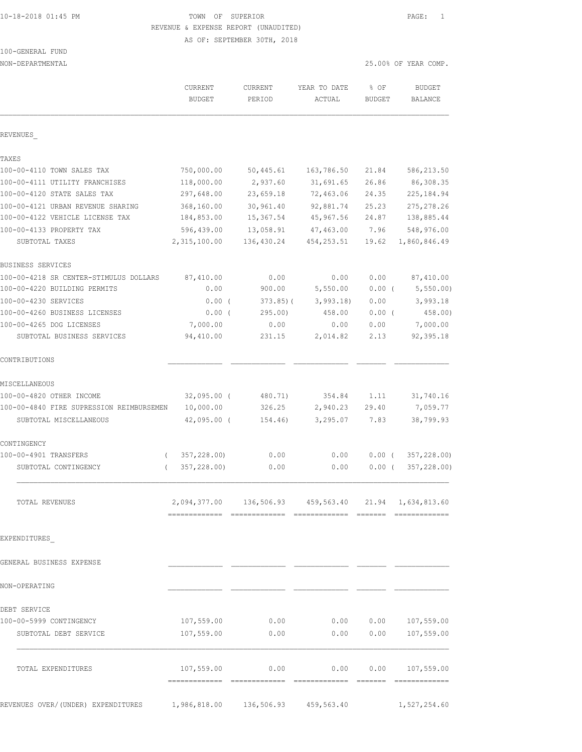10-18-2018 01:45 PM

TOWN OF SUPERIOR

REVENUE & EXPENSE REPORT (UNAUDITED)

AS OF: SEPTEMBER 30TH, 2018

100-GENERAL FUND

NON-DEPARTMENTAL

25.00% OF YEAR COMP.

| | CURRENT BUDGET | CURRENT PERIOD | YEAR TO DATE ACTUAL | % OF BUDGET | BUDGET BALANCE |
|---|---|---|---|---|---|
| REVENUES_ | | | | | |
| TAXES | | | | | |
| 100-00-4110 TOWN SALES TAX | 750,000.00 | 50,445.61 | 163,786.50 | 21.84 | 586,213.50 |
| 100-00-4111 UTILITY FRANCHISES | 118,000.00 | 2,937.60 | 31,691.65 | 26.86 | 86,308.35 |
| 100-00-4120 STATE SALES TAX | 297,648.00 | 23,659.18 | 72,463.06 | 24.35 | 225,184.94 |
| 100-00-4121 URBAN REVENUE SHARING | 368,160.00 | 30,961.40 | 92,881.74 | 25.23 | 275,278.26 |
| 100-00-4122 VEHICLE LICENSE TAX | 184,853.00 | 15,367.54 | 45,967.56 | 24.87 | 138,885.44 |
| 100-00-4133 PROPERTY TAX | 596,439.00 | 13,058.91 | 47,463.00 | 7.96 | 548,976.00 |
| SUBTOTAL TAXES | 2,315,100.00 | 136,430.24 | 454,253.51 | 19.62 | 1,860,846.49 |
| BUSINESS SERVICES | | | | | |
| 100-00-4218 SR CENTER-STIMULUS DOLLARS | 87,410.00 | 0.00 | 0.00 | 0.00 | 87,410.00 |
| 100-00-4220 BUILDING PERMITS | 0.00 | 900.00 | 5,550.00 | 0.00 | ( 5,550.00) |
| 100-00-4230 SERVICES | 0.00 | ( 373.85) | ( 3,993.18) | 0.00 | 3,993.18 |
| 100-00-4260 BUSINESS LICENSES | 0.00 | ( 295.00) | 458.00 | 0.00 | ( 458.00) |
| 100-00-4265 DOG LICENSES | 7,000.00 | 0.00 | 0.00 | 0.00 | 7,000.00 |
| SUBTOTAL BUSINESS SERVICES | 94,410.00 | 231.15 | 2,014.82 | 2.13 | 92,395.18 |
| CONTRIBUTIONS | | | | | |
| MISCELLANEOUS | | | | | |
| 100-00-4820 OTHER INCOME | 32,095.00 | ( 480.71) | 354.84 | 1.11 | 31,740.16 |
| 100-00-4840 FIRE SUPRESSION REIMBURSEMEN | 10,000.00 | 326.25 | 2,940.23 | 29.40 | 7,059.77 |
| SUBTOTAL MISCELLANEOUS | 42,095.00 | ( 154.46) | 3,295.07 | 7.83 | 38,799.93 |
| CONTINGENCY | | | | | |
| 100-00-4901 TRANSFERS | ( 357,228.00) | 0.00 | 0.00 | 0.00 | ( 357,228.00) |
| SUBTOTAL CONTINGENCY | ( 357,228.00) | 0.00 | 0.00 | 0.00 | ( 357,228.00) |
| TOTAL REVENUES | 2,094,377.00 | 136,506.93 | 459,563.40 | 21.94 | 1,634,813.60 |
| EXPENDITURES_ | | | | | |
| GENERAL BUSINESS EXPENSE | | | | | |
| NON-OPERATING | | | | | |
| DEBT SERVICE | | | | | |
| 100-00-5999 CONTINGENCY | 107,559.00 | 0.00 | 0.00 | 0.00 | 107,559.00 |
| SUBTOTAL DEBT SERVICE | 107,559.00 | 0.00 | 0.00 | 0.00 | 107,559.00 |
| TOTAL EXPENDITURES | 107,559.00 | 0.00 | 0.00 | 0.00 | 107,559.00 |
| REVENUES OVER/(UNDER) EXPENDITURES | 1,986,818.00 | 136,506.93 | 459,563.40 | | 1,527,254.60 |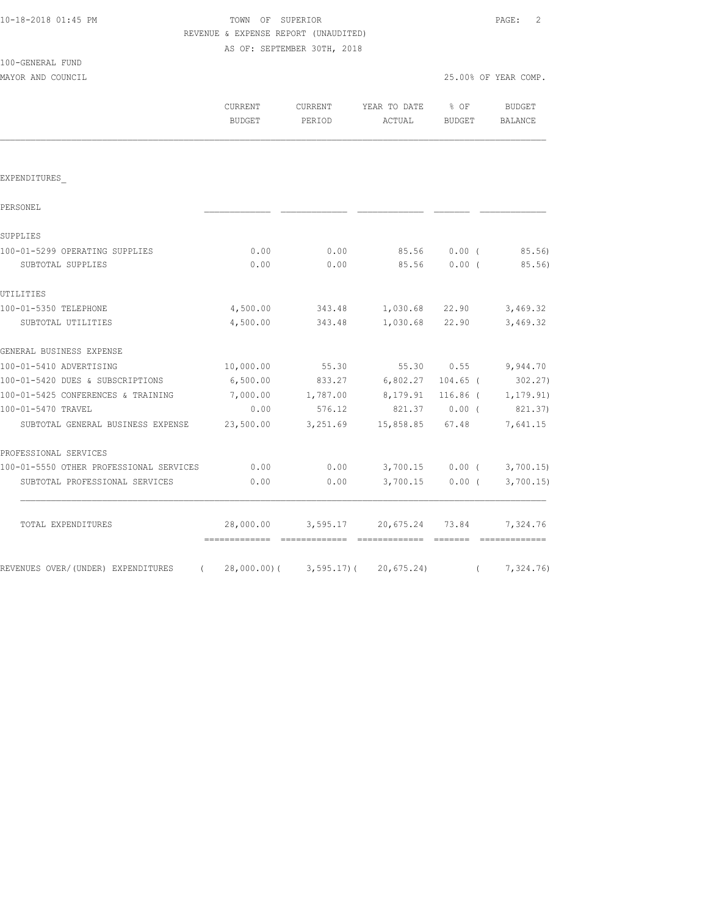TOWN OF SUPERIOR

REVENUE & EXPENSE REPORT (UNAUDITED)

AS OF: SEPTEMBER 30TH, 2018

100-GENERAL FUND

MAYOR AND COUNCIL

25.00% OF YEAR COMP.

| | CURRENT BUDGET | CURRENT PERIOD | YEAR TO DATE ACTUAL | % OF BUDGET | BUDGET BALANCE |
|---|---|---|---|---|---|
| EXPENDITURES_ | | | | | |
| PERSONEL | | | | | |
| SUPPLIES | | | | | |
| 100-01-5299 OPERATING SUPPLIES | 0.00 | 0.00 | 85.56 | 0.00 ( | 85.56) |
| SUBTOTAL SUPPLIES | 0.00 | 0.00 | 85.56 | 0.00 ( | 85.56) |
| UTILITIES | | | | | |
| 100-01-5350 TELEPHONE | 4,500.00 | 343.48 | 1,030.68 | 22.90 | 3,469.32 |
| SUBTOTAL UTILITIES | 4,500.00 | 343.48 | 1,030.68 | 22.90 | 3,469.32 |
| GENERAL BUSINESS EXPENSE | | | | | |
| 100-01-5410 ADVERTISING | 10,000.00 | 55.30 | 55.30 | 0.55 | 9,944.70 |
| 100-01-5420 DUES & SUBSCRIPTIONS | 6,500.00 | 833.27 | 6,802.27 | 104.65 ( | 302.27) |
| 100-01-5425 CONFERENCES & TRAINING | 7,000.00 | 1,787.00 | 8,179.91 | 116.86 ( | 1,179.91) |
| 100-01-5470 TRAVEL | 0.00 | 576.12 | 821.37 | 0.00 ( | 821.37) |
| SUBTOTAL GENERAL BUSINESS EXPENSE | 23,500.00 | 3,251.69 | 15,858.85 | 67.48 | 7,641.15 |
| PROFESSIONAL SERVICES | | | | | |
| 100-01-5550 OTHER PROFESSIONAL SERVICES | 0.00 | 0.00 | 3,700.15 | 0.00 ( | 3,700.15) |
| SUBTOTAL PROFESSIONAL SERVICES | 0.00 | 0.00 | 3,700.15 | 0.00 ( | 3,700.15) |
| TOTAL EXPENDITURES | 28,000.00 | 3,595.17 | 20,675.24 | 73.84 | 7,324.76 |
| REVENUES OVER/(UNDER) EXPENDITURES | ( 28,000.00)( | 3,595.17)( | 20,675.24) | ( | 7,324.76) |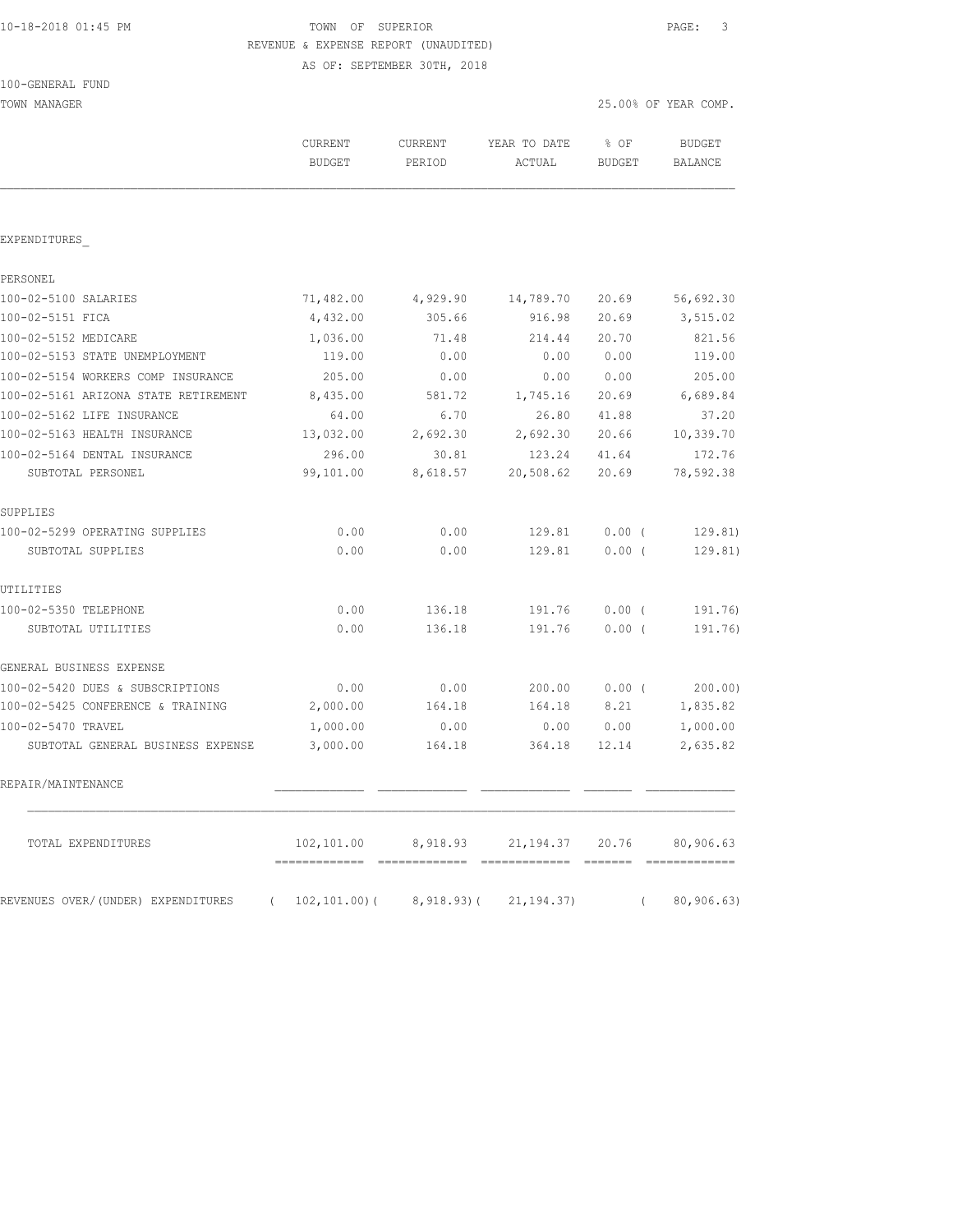10-18-2018 01:45 PM TOWN OF SUPERIOR

REVENUE & EXPENSE REPORT (UNAUDITED)

AS OF: SEPTEMBER 30TH, 2018

100-GENERAL FUND

TOWN MANAGER 25.00% OF YEAR COMP.

| | CURRENT BUDGET | CURRENT PERIOD | YEAR TO DATE ACTUAL | % OF BUDGET | BUDGET BALANCE |
|---|---|---|---|---|---|
| EXPENDITURES_ | | | | | |
| PERSONEL | | | | | |
| 100-02-5100 SALARIES | 71,482.00 | 4,929.90 | 14,789.70 | 20.69 | 56,692.30 |
| 100-02-5151 FICA | 4,432.00 | 305.66 | 916.98 | 20.69 | 3,515.02 |
| 100-02-5152 MEDICARE | 1,036.00 | 71.48 | 214.44 | 20.70 | 821.56 |
| 100-02-5153 STATE UNEMPLOYMENT | 119.00 | 0.00 | 0.00 | 0.00 | 119.00 |
| 100-02-5154 WORKERS COMP INSURANCE | 205.00 | 0.00 | 0.00 | 0.00 | 205.00 |
| 100-02-5161 ARIZONA STATE RETIREMENT | 8,435.00 | 581.72 | 1,745.16 | 20.69 | 6,689.84 |
| 100-02-5162 LIFE INSURANCE | 64.00 | 6.70 | 26.80 | 41.88 | 37.20 |
| 100-02-5163 HEALTH INSURANCE | 13,032.00 | 2,692.30 | 2,692.30 | 20.66 | 10,339.70 |
| 100-02-5164 DENTAL INSURANCE | 296.00 | 30.81 | 123.24 | 41.64 | 172.76 |
| SUBTOTAL PERSONEL | 99,101.00 | 8,618.57 | 20,508.62 | 20.69 | 78,592.38 |
| SUPPLIES | | | | | |
| 100-02-5299 OPERATING SUPPLIES | 0.00 | 0.00 | 129.81 | 0.00 | ( 129.81) |
| SUBTOTAL SUPPLIES | 0.00 | 0.00 | 129.81 | 0.00 | ( 129.81) |
| UTILITIES | | | | | |
| 100-02-5350 TELEPHONE | 0.00 | 136.18 | 191.76 | 0.00 | ( 191.76) |
| SUBTOTAL UTILITIES | 0.00 | 136.18 | 191.76 | 0.00 | ( 191.76) |
| GENERAL BUSINESS EXPENSE | | | | | |
| 100-02-5420 DUES & SUBSCRIPTIONS | 0.00 | 0.00 | 200.00 | 0.00 | ( 200.00) |
| 100-02-5425 CONFERENCE & TRAINING | 2,000.00 | 164.18 | 164.18 | 8.21 | 1,835.82 |
| 100-02-5470 TRAVEL | 1,000.00 | 0.00 | 0.00 | 0.00 | 1,000.00 |
| SUBTOTAL GENERAL BUSINESS EXPENSE | 3,000.00 | 164.18 | 364.18 | 12.14 | 2,635.82 |
| REPAIR/MAINTENANCE | | | | | |
| TOTAL EXPENDITURES | 102,101.00 | 8,918.93 | 21,194.37 | 20.76 | 80,906.63 |
| REVENUES OVER/(UNDER) EXPENDITURES | ( 102,101.00) | ( 8,918.93) | ( 21,194.37) | | ( 80,906.63) |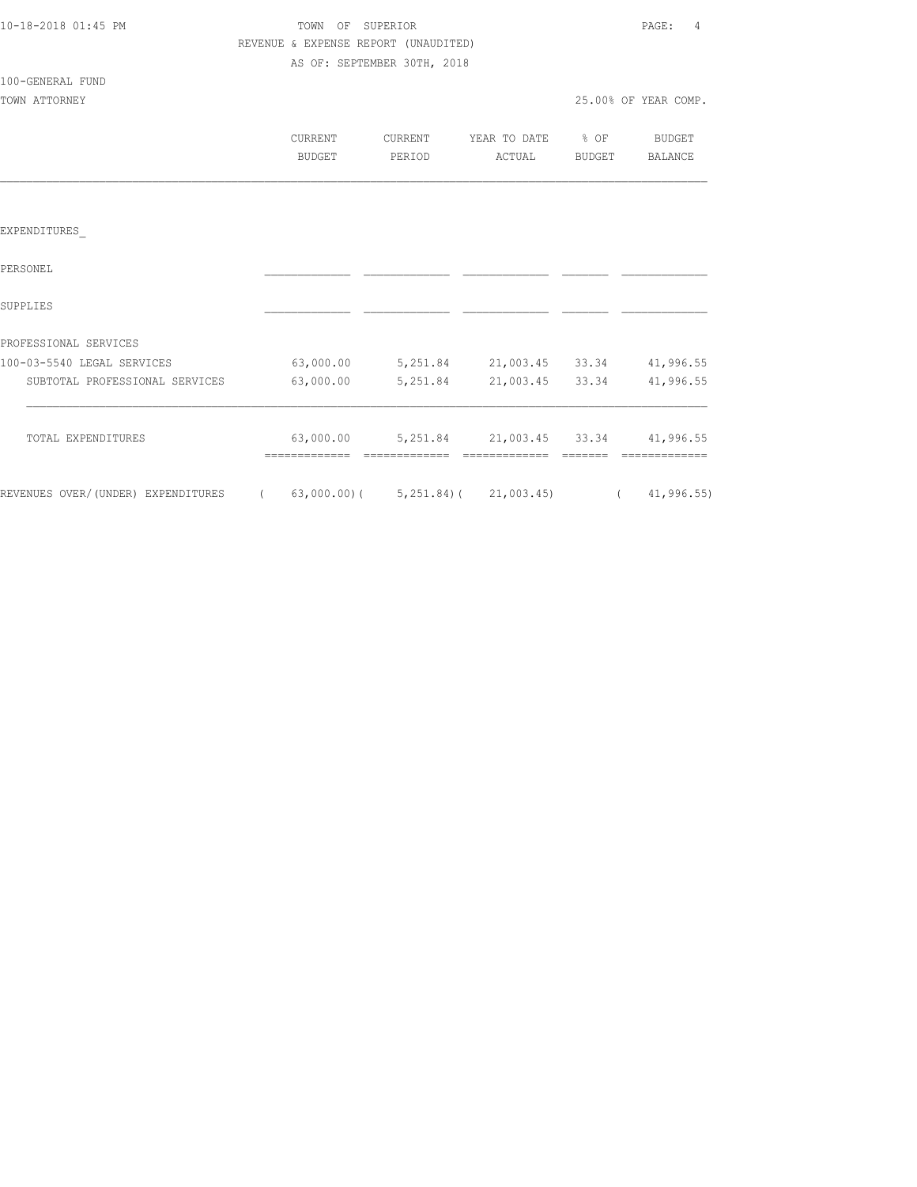TOWN OF SUPERIOR

REVENUE & EXPENSE REPORT (UNAUDITED)

AS OF: SEPTEMBER 30TH, 2018

100-GENERAL FUND

TOWN ATTORNEY 25.00% OF YEAR COMP.

| | CURRENT BUDGET | CURRENT PERIOD | YEAR TO DATE ACTUAL | % OF BUDGET | BUDGET BALANCE |
|---|---|---|---|---|---|
| EXPENDITURES_ | | | | | |
| PERSONEL | | | | | |
| SUPPLIES | | | | | |
| PROFESSIONAL SERVICES | | | | | |
| 100-03-5540 LEGAL SERVICES | 63,000.00 | 5,251.84 | 21,003.45 | 33.34 | 41,996.55 |
| SUBTOTAL PROFESSIONAL SERVICES | 63,000.00 | 5,251.84 | 21,003.45 | 33.34 | 41,996.55 |
| TOTAL EXPENDITURES | 63,000.00 | 5,251.84 | 21,003.45 | 33.34 | 41,996.55 |
| REVENUES OVER/(UNDER) EXPENDITURES | ( 63,000.00) | ( 5,251.84) | ( 21,003.45) | | ( 41,996.55) |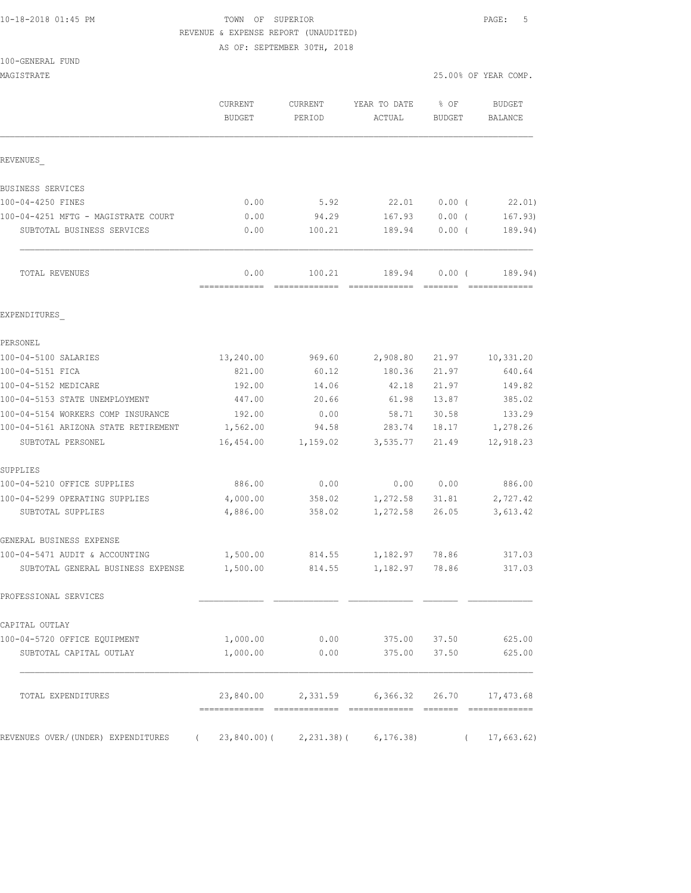10-18-2018 01:45 PM TOWN OF SUPERIOR

REVENUE & EXPENSE REPORT (UNAUDITED)

AS OF: SEPTEMBER 30TH, 2018

100-GENERAL FUND

MAGISTRATE 25.00% OF YEAR COMP.

| | CURRENT BUDGET | CURRENT PERIOD | YEAR TO DATE ACTUAL | % OF BUDGET | BUDGET BALANCE |
|---|---|---|---|---|---|
| REVENUES_ | | | | | |
| BUSINESS SERVICES | | | | | |
| 100-04-4250 FINES | 0.00 | 5.92 | 22.01 | 0.00 ( | 22.01) |
| 100-04-4251 MFTG - MAGISTRATE COURT | 0.00 | 94.29 | 167.93 | 0.00 ( | 167.93) |
| SUBTOTAL BUSINESS SERVICES | 0.00 | 100.21 | 189.94 | 0.00 ( | 189.94) |
| TOTAL REVENUES | 0.00 | 100.21 | 189.94 | 0.00 ( | 189.94) |
| EXPENDITURES_ | | | | | |
| PERSONEL | | | | | |
| 100-04-5100 SALARIES | 13,240.00 | 969.60 | 2,908.80 | 21.97 | 10,331.20 |
| 100-04-5151 FICA | 821.00 | 60.12 | 180.36 | 21.97 | 640.64 |
| 100-04-5152 MEDICARE | 192.00 | 14.06 | 42.18 | 21.97 | 149.82 |
| 100-04-5153 STATE UNEMPLOYMENT | 447.00 | 20.66 | 61.98 | 13.87 | 385.02 |
| 100-04-5154 WORKERS COMP INSURANCE | 192.00 | 0.00 | 58.71 | 30.58 | 133.29 |
| 100-04-5161 ARIZONA STATE RETIREMENT | 1,562.00 | 94.58 | 283.74 | 18.17 | 1,278.26 |
| SUBTOTAL PERSONEL | 16,454.00 | 1,159.02 | 3,535.77 | 21.49 | 12,918.23 |
| SUPPLIES | | | | | |
| 100-04-5210 OFFICE SUPPLIES | 886.00 | 0.00 | 0.00 | 0.00 | 886.00 |
| 100-04-5299 OPERATING SUPPLIES | 4,000.00 | 358.02 | 1,272.58 | 31.81 | 2,727.42 |
| SUBTOTAL SUPPLIES | 4,886.00 | 358.02 | 1,272.58 | 26.05 | 3,613.42 |
| GENERAL BUSINESS EXPENSE | | | | | |
| 100-04-5471 AUDIT & ACCOUNTING | 1,500.00 | 814.55 | 1,182.97 | 78.86 | 317.03 |
| SUBTOTAL GENERAL BUSINESS EXPENSE | 1,500.00 | 814.55 | 1,182.97 | 78.86 | 317.03 |
| PROFESSIONAL SERVICES | | | | | |
| CAPITAL OUTLAY | | | | | |
| 100-04-5720 OFFICE EQUIPMENT | 1,000.00 | 0.00 | 375.00 | 37.50 | 625.00 |
| SUBTOTAL CAPITAL OUTLAY | 1,000.00 | 0.00 | 375.00 | 37.50 | 625.00 |
| TOTAL EXPENDITURES | 23,840.00 | 2,331.59 | 6,366.32 | 26.70 | 17,473.68 |
| REVENUES OVER/(UNDER) EXPENDITURES | ( 23,840.00)( | 2,231.38)( | 6,176.38) | ( | 17,663.62) |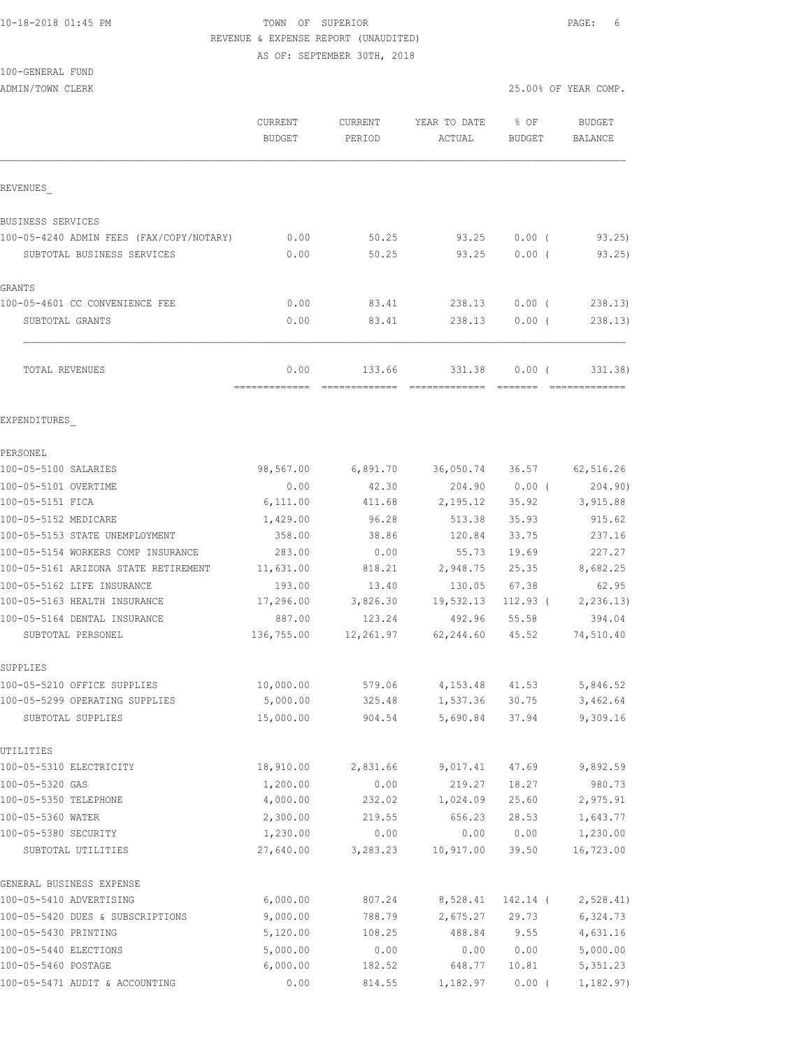10-18-2018 01:45 PM

TOWN OF SUPERIOR

REVENUE & EXPENSE REPORT (UNAUDITED)

AS OF: SEPTEMBER 30TH, 2018

100-GENERAL FUND

ADMIN/TOWN CLERK

25.00% OF YEAR COMP.

| | CURRENT BUDGET | CURRENT PERIOD | YEAR TO DATE ACTUAL | % OF BUDGET | BUDGET BALANCE |
|---|---|---|---|---|---|
| REVENUES_ | | | | | |
| BUSINESS SERVICES | | | | | |
| 100-05-4240 ADMIN FEES (FAX/COPY/NOTARY) | 0.00 | 50.25 | 93.25 | 0.00 ( | 93.25) |
| SUBTOTAL BUSINESS SERVICES | 0.00 | 50.25 | 93.25 | 0.00 ( | 93.25) |
| GRANTS | | | | | |
| 100-05-4601 CC CONVENIENCE FEE | 0.00 | 83.41 | 238.13 | 0.00 ( | 238.13) |
| SUBTOTAL GRANTS | 0.00 | 83.41 | 238.13 | 0.00 ( | 238.13) |
| TOTAL REVENUES | 0.00 | 133.66 | 331.38 | 0.00 ( | 331.38) |
| EXPENDITURES_ | | | | | |
| PERSONEL | | | | | |
| 100-05-5100 SALARIES | 98,567.00 | 6,891.70 | 36,050.74 | 36.57 | 62,516.26 |
| 100-05-5101 OVERTIME | 0.00 | 42.30 | 204.90 | 0.00 ( | 204.90) |
| 100-05-5151 FICA | 6,111.00 | 411.68 | 2,195.12 | 35.92 | 3,915.88 |
| 100-05-5152 MEDICARE | 1,429.00 | 96.28 | 513.38 | 35.93 | 915.62 |
| 100-05-5153 STATE UNEMPLOYMENT | 358.00 | 38.86 | 120.84 | 33.75 | 237.16 |
| 100-05-5154 WORKERS COMP INSURANCE | 283.00 | 0.00 | 55.73 | 19.69 | 227.27 |
| 100-05-5161 ARIZONA STATE RETIREMENT | 11,631.00 | 818.21 | 2,948.75 | 25.35 | 8,682.25 |
| 100-05-5162 LIFE INSURANCE | 193.00 | 13.40 | 130.05 | 67.38 | 62.95 |
| 100-05-5163 HEALTH INSURANCE | 17,296.00 | 3,826.30 | 19,532.13 | 112.93 ( | 2,236.13) |
| 100-05-5164 DENTAL INSURANCE | 887.00 | 123.24 | 492.96 | 55.58 | 394.04 |
| SUBTOTAL PERSONEL | 136,755.00 | 12,261.97 | 62,244.60 | 45.52 | 74,510.40 |
| SUPPLIES | | | | | |
| 100-05-5210 OFFICE SUPPLIES | 10,000.00 | 579.06 | 4,153.48 | 41.53 | 5,846.52 |
| 100-05-5299 OPERATING SUPPLIES | 5,000.00 | 325.48 | 1,537.36 | 30.75 | 3,462.64 |
| SUBTOTAL SUPPLIES | 15,000.00 | 904.54 | 5,690.84 | 37.94 | 9,309.16 |
| UTILITIES | | | | | |
| 100-05-5310 ELECTRICITY | 18,910.00 | 2,831.66 | 9,017.41 | 47.69 | 9,892.59 |
| 100-05-5320 GAS | 1,200.00 | 0.00 | 219.27 | 18.27 | 980.73 |
| 100-05-5350 TELEPHONE | 4,000.00 | 232.02 | 1,024.09 | 25.60 | 2,975.91 |
| 100-05-5360 WATER | 2,300.00 | 219.55 | 656.23 | 28.53 | 1,643.77 |
| 100-05-5380 SECURITY | 1,230.00 | 0.00 | 0.00 | 0.00 | 1,230.00 |
| SUBTOTAL UTILITIES | 27,640.00 | 3,283.23 | 10,917.00 | 39.50 | 16,723.00 |
| GENERAL BUSINESS EXPENSE | | | | | |
| 100-05-5410 ADVERTISING | 6,000.00 | 807.24 | 8,528.41 | 142.14 ( | 2,528.41) |
| 100-05-5420 DUES & SUBSCRIPTIONS | 9,000.00 | 788.79 | 2,675.27 | 29.73 | 6,324.73 |
| 100-05-5430 PRINTING | 5,120.00 | 108.25 | 488.84 | 9.55 | 4,631.16 |
| 100-05-5440 ELECTIONS | 5,000.00 | 0.00 | 0.00 | 0.00 | 5,000.00 |
| 100-05-5460 POSTAGE | 6,000.00 | 182.52 | 648.77 | 10.81 | 5,351.23 |
| 100-05-5471 AUDIT & ACCOUNTING | 0.00 | 814.55 | 1,182.97 | 0.00 ( | 1,182.97) |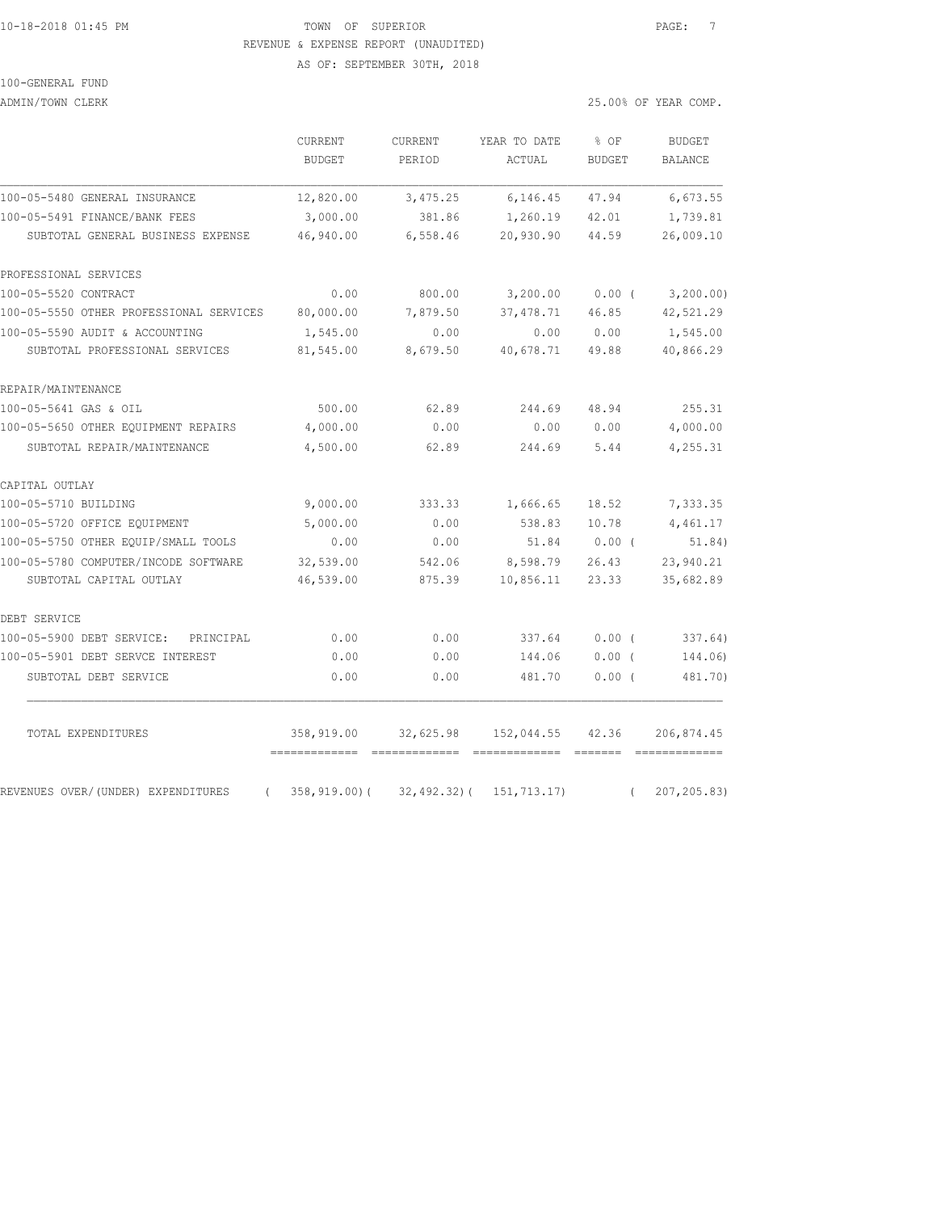10-18-2018 01:45 PM TOWN OF SUPERIOR

REVENUE & EXPENSE REPORT (UNAUDITED)

AS OF: SEPTEMBER 30TH, 2018

100-GENERAL FUND

ADMIN/TOWN CLERK 25.00% OF YEAR COMP.

| | CURRENT BUDGET | CURRENT PERIOD | YEAR TO DATE ACTUAL | % OF BUDGET | BUDGET BALANCE |
|---|---|---|---|---|---|
| 100-05-5480 GENERAL INSURANCE | 12,820.00 | 3,475.25 | 6,146.45 | 47.94 | 6,673.55 |
| 100-05-5491 FINANCE/BANK FEES | 3,000.00 | 381.86 | 1,260.19 | 42.01 | 1,739.81 |
| SUBTOTAL GENERAL BUSINESS EXPENSE | 46,940.00 | 6,558.46 | 20,930.90 | 44.59 | 26,009.10 |
| PROFESSIONAL SERVICES | | | | | |
| 100-05-5520 CONTRACT | 0.00 | 800.00 | 3,200.00 | 0.00 ( | 3,200.00) |
| 100-05-5550 OTHER PROFESSIONAL SERVICES | 80,000.00 | 7,879.50 | 37,478.71 | 46.85 | 42,521.29 |
| 100-05-5590 AUDIT & ACCOUNTING | 1,545.00 | 0.00 | 0.00 | 0.00 | 1,545.00 |
| SUBTOTAL PROFESSIONAL SERVICES | 81,545.00 | 8,679.50 | 40,678.71 | 49.88 | 40,866.29 |
| REPAIR/MAINTENANCE | | | | | |
| 100-05-5641 GAS & OIL | 500.00 | 62.89 | 244.69 | 48.94 | 255.31 |
| 100-05-5650 OTHER EQUIPMENT REPAIRS | 4,000.00 | 0.00 | 0.00 | 0.00 | 4,000.00 |
| SUBTOTAL REPAIR/MAINTENANCE | 4,500.00 | 62.89 | 244.69 | 5.44 | 4,255.31 |
| CAPITAL OUTLAY | | | | | |
| 100-05-5710 BUILDING | 9,000.00 | 333.33 | 1,666.65 | 18.52 | 7,333.35 |
| 100-05-5720 OFFICE EQUIPMENT | 5,000.00 | 0.00 | 538.83 | 10.78 | 4,461.17 |
| 100-05-5750 OTHER EQUIP/SMALL TOOLS | 0.00 | 0.00 | 51.84 | 0.00 ( | 51.84) |
| 100-05-5780 COMPUTER/INCODE SOFTWARE | 32,539.00 | 542.06 | 8,598.79 | 26.43 | 23,940.21 |
| SUBTOTAL CAPITAL OUTLAY | 46,539.00 | 875.39 | 10,856.11 | 23.33 | 35,682.89 |
| DEBT SERVICE | | | | | |
| 100-05-5900 DEBT SERVICE: PRINCIPAL | 0.00 | 0.00 | 337.64 | 0.00 ( | 337.64) |
| 100-05-5901 DEBT SERVCE INTEREST | 0.00 | 0.00 | 144.06 | 0.00 ( | 144.06) |
| SUBTOTAL DEBT SERVICE | 0.00 | 0.00 | 481.70 | 0.00 ( | 481.70) |
| TOTAL EXPENDITURES | 358,919.00 | 32,625.98 | 152,044.55 | 42.36 | 206,874.45 |
| REVENUES OVER/(UNDER) EXPENDITURES | ( 358,919.00)( | 32,492.32)( | 151,713.17) | ( | 207,205.83) |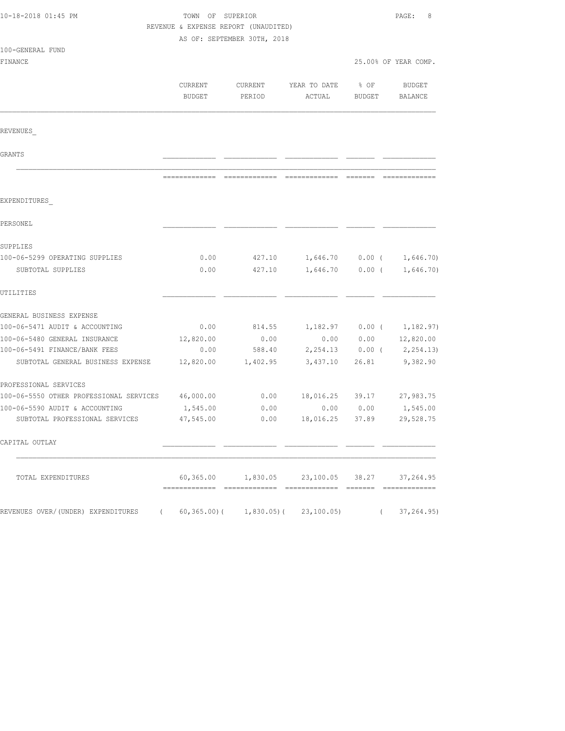10-18-2018 01:45 PM

TOWN OF SUPERIOR

REVENUE & EXPENSE REPORT (UNAUDITED)

AS OF: SEPTEMBER 30TH, 2018

100-GENERAL FUND

FINANCE

25.00% OF YEAR COMP.

| | CURRENT BUDGET | CURRENT PERIOD | YEAR TO DATE ACTUAL | % OF BUDGET | BUDGET BALANCE |
|---|---|---|---|---|---|
| REVENUES_ | | | | | |
| GRANTS | | | | | |
| EXPENDITURES_ | | | | | |
| PERSONEL | | | | | |
| SUPPLIES | | | | | |
| 100-06-5299 OPERATING SUPPLIES | 0.00 | 427.10 | 1,646.70 | 0.00 ( | 1,646.70) |
| SUBTOTAL SUPPLIES | 0.00 | 427.10 | 1,646.70 | 0.00 ( | 1,646.70) |
| UTILITIES | | | | | |
| GENERAL BUSINESS EXPENSE | | | | | |
| 100-06-5471 AUDIT & ACCOUNTING | 0.00 | 814.55 | 1,182.97 | 0.00 ( | 1,182.97) |
| 100-06-5480 GENERAL INSURANCE | 12,820.00 | 0.00 | 0.00 | 0.00 | 12,820.00 |
| 100-06-5491 FINANCE/BANK FEES | 0.00 | 588.40 | 2,254.13 | 0.00 ( | 2,254.13) |
| SUBTOTAL GENERAL BUSINESS EXPENSE | 12,820.00 | 1,402.95 | 3,437.10 | 26.81 | 9,382.90 |
| PROFESSIONAL SERVICES | | | | | |
| 100-06-5550 OTHER PROFESSIONAL SERVICES | 46,000.00 | 0.00 | 18,016.25 | 39.17 | 27,983.75 |
| 100-06-5590 AUDIT & ACCOUNTING | 1,545.00 | 0.00 | 0.00 | 0.00 | 1,545.00 |
| SUBTOTAL PROFESSIONAL SERVICES | 47,545.00 | 0.00 | 18,016.25 | 37.89 | 29,528.75 |
| CAPITAL OUTLAY | | | | | |
| TOTAL EXPENDITURES | 60,365.00 | 1,830.05 | 23,100.05 | 38.27 | 37,264.95 |
| REVENUES OVER/(UNDER) EXPENDITURES | ( 60,365.00) | ( 1,830.05) | ( 23,100.05) | | ( 37,264.95) |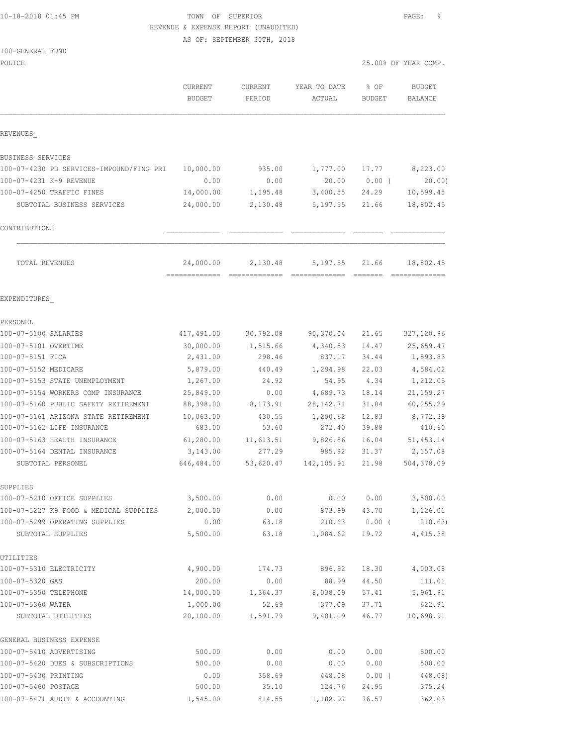10-18-2018 01:45 PM

TOWN OF SUPERIOR

REVENUE & EXPENSE REPORT (UNAUDITED)

AS OF: SEPTEMBER 30TH, 2018

100-GENERAL FUND

POLICE

25.00% OF YEAR COMP.

| | CURRENT BUDGET | CURRENT PERIOD | YEAR TO DATE ACTUAL | % OF BUDGET | BUDGET BALANCE |
|---|---|---|---|---|---|
| REVENUES_ | | | | | |
| BUSINESS SERVICES | | | | | |
| 100-07-4230 PD SERVICES-IMPOUND/FING PRI | 10,000.00 | 935.00 | 1,777.00 | 17.77 | 8,223.00 |
| 100-07-4231 K-9 REVENUE | 0.00 | 0.00 | 20.00 | 0.00 ( | 20.00) |
| 100-07-4250 TRAFFIC FINES | 14,000.00 | 1,195.48 | 3,400.55 | 24.29 | 10,599.45 |
| SUBTOTAL BUSINESS SERVICES | 24,000.00 | 2,130.48 | 5,197.55 | 21.66 | 18,802.45 |
| CONTRIBUTIONS | | | | | |
| TOTAL REVENUES | 24,000.00 | 2,130.48 | 5,197.55 | 21.66 | 18,802.45 |
| EXPENDITURES_ | | | | | |
| PERSONEL | | | | | |
| 100-07-5100 SALARIES | 417,491.00 | 30,792.08 | 90,370.04 | 21.65 | 327,120.96 |
| 100-07-5101 OVERTIME | 30,000.00 | 1,515.66 | 4,340.53 | 14.47 | 25,659.47 |
| 100-07-5151 FICA | 2,431.00 | 298.46 | 837.17 | 34.44 | 1,593.83 |
| 100-07-5152 MEDICARE | 5,879.00 | 440.49 | 1,294.98 | 22.03 | 4,584.02 |
| 100-07-5153 STATE UNEMPLOYMENT | 1,267.00 | 24.92 | 54.95 | 4.34 | 1,212.05 |
| 100-07-5154 WORKERS COMP INSURANCE | 25,849.00 | 0.00 | 4,689.73 | 18.14 | 21,159.27 |
| 100-07-5160 PUBLIC SAFETY RETIREMENT | 88,398.00 | 8,173.91 | 28,142.71 | 31.84 | 60,255.29 |
| 100-07-5161 ARIZONA STATE RETIREMENT | 10,063.00 | 430.55 | 1,290.62 | 12.83 | 8,772.38 |
| 100-07-5162 LIFE INSURANCE | 683.00 | 53.60 | 272.40 | 39.88 | 410.60 |
| 100-07-5163 HEALTH INSURANCE | 61,280.00 | 11,613.51 | 9,826.86 | 16.04 | 51,453.14 |
| 100-07-5164 DENTAL INSURANCE | 3,143.00 | 277.29 | 985.92 | 31.37 | 2,157.08 |
| SUBTOTAL PERSONEL | 646,484.00 | 53,620.47 | 142,105.91 | 21.98 | 504,378.09 |
| SUPPLIES | | | | | |
| 100-07-5210 OFFICE SUPPLIES | 3,500.00 | 0.00 | 0.00 | 0.00 | 3,500.00 |
| 100-07-5227 K9 FOOD & MEDICAL SUPPLIES | 2,000.00 | 0.00 | 873.99 | 43.70 | 1,126.01 |
| 100-07-5299 OPERATING SUPPLIES | 0.00 | 63.18 | 210.63 | 0.00 ( | 210.63) |
| SUBTOTAL SUPPLIES | 5,500.00 | 63.18 | 1,084.62 | 19.72 | 4,415.38 |
| UTILITIES | | | | | |
| 100-07-5310 ELECTRICITY | 4,900.00 | 174.73 | 896.92 | 18.30 | 4,003.08 |
| 100-07-5320 GAS | 200.00 | 0.00 | 88.99 | 44.50 | 111.01 |
| 100-07-5350 TELEPHONE | 14,000.00 | 1,364.37 | 8,038.09 | 57.41 | 5,961.91 |
| 100-07-5360 WATER | 1,000.00 | 52.69 | 377.09 | 37.71 | 622.91 |
| SUBTOTAL UTILITIES | 20,100.00 | 1,591.79 | 9,401.09 | 46.77 | 10,698.91 |
| GENERAL BUSINESS EXPENSE | | | | | |
| 100-07-5410 ADVERTISING | 500.00 | 0.00 | 0.00 | 0.00 | 500.00 |
| 100-07-5420 DUES & SUBSCRIPTIONS | 500.00 | 0.00 | 0.00 | 0.00 | 500.00 |
| 100-07-5430 PRINTING | 0.00 | 358.69 | 448.08 | 0.00 ( | 448.08) |
| 100-07-5460 POSTAGE | 500.00 | 35.10 | 124.76 | 24.95 | 375.24 |
| 100-07-5471 AUDIT & ACCOUNTING | 1,545.00 | 814.55 | 1,182.97 | 76.57 | 362.03 |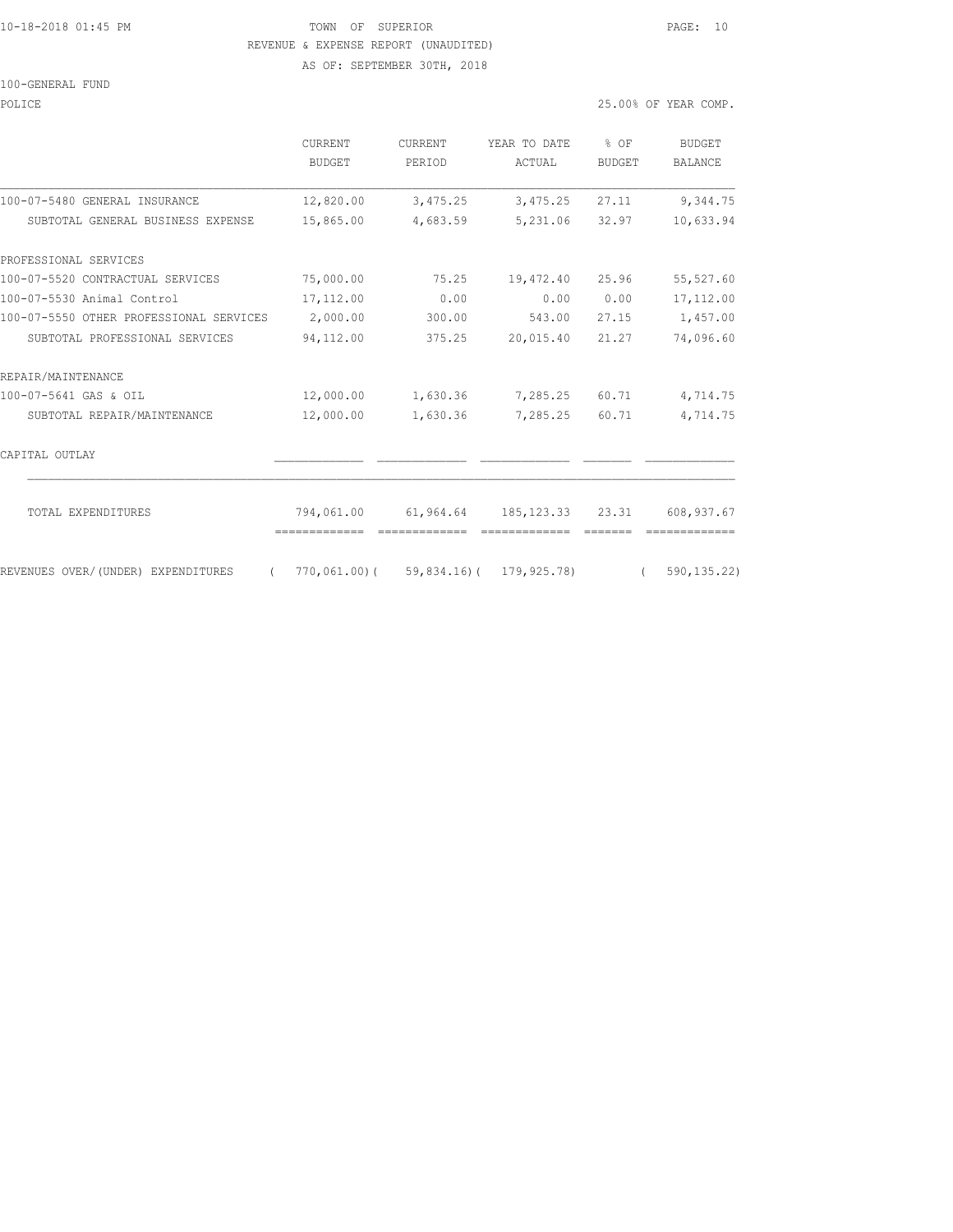TOWN OF SUPERIOR

REVENUE & EXPENSE REPORT (UNAUDITED)

AS OF: SEPTEMBER 30TH, 2018

100-GENERAL FUND

POLICE — 25.00% OF YEAR COMP.

| | CURRENT BUDGET | CURRENT PERIOD | YEAR TO DATE ACTUAL | % OF BUDGET | BUDGET BALANCE |
|---|---|---|---|---|---|
| 100-07-5480 GENERAL INSURANCE | 12,820.00 | 3,475.25 | 3,475.25 | 27.11 | 9,344.75 |
| SUBTOTAL GENERAL BUSINESS EXPENSE | 15,865.00 | 4,683.59 | 5,231.06 | 32.97 | 10,633.94 |
| PROFESSIONAL SERVICES | | | | | |
| 100-07-5520 CONTRACTUAL SERVICES | 75,000.00 | 75.25 | 19,472.40 | 25.96 | 55,527.60 |
| 100-07-5530 Animal Control | 17,112.00 | 0.00 | 0.00 | 0.00 | 17,112.00 |
| 100-07-5550 OTHER PROFESSIONAL SERVICES | 2,000.00 | 300.00 | 543.00 | 27.15 | 1,457.00 |
| SUBTOTAL PROFESSIONAL SERVICES | 94,112.00 | 375.25 | 20,015.40 | 21.27 | 74,096.60 |
| REPAIR/MAINTENANCE | | | | | |
| 100-07-5641 GAS & OIL | 12,000.00 | 1,630.36 | 7,285.25 | 60.71 | 4,714.75 |
| SUBTOTAL REPAIR/MAINTENANCE | 12,000.00 | 1,630.36 | 7,285.25 | 60.71 | 4,714.75 |
| CAPITAL OUTLAY | | | | | |
| TOTAL EXPENDITURES | 794,061.00 | 61,964.64 | 185,123.33 | 23.31 | 608,937.67 |
| REVENUES OVER/(UNDER) EXPENDITURES | ( 770,061.00) | ( 59,834.16) | ( 179,925.78) | | ( 590,135.22) |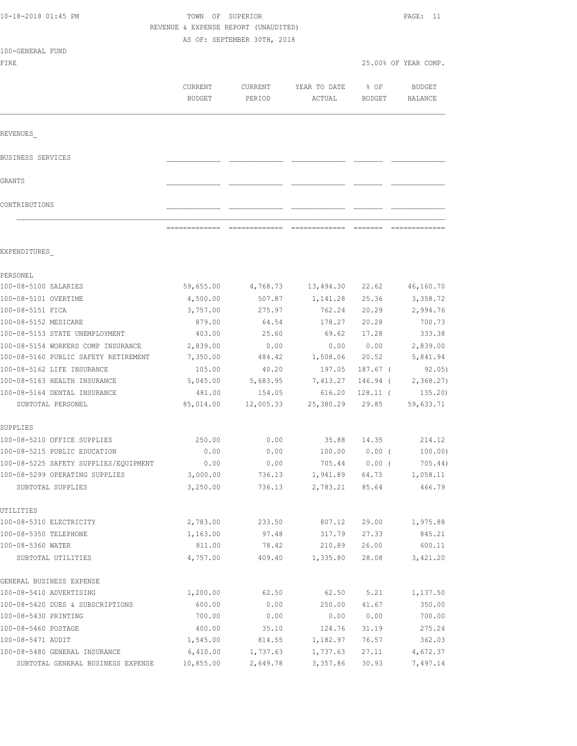10-18-2018 01:45 PM

TOWN OF SUPERIOR

REVENUE & EXPENSE REPORT (UNAUDITED)

AS OF: SEPTEMBER 30TH, 2018

100-GENERAL FUND

FIRE

25.00% OF YEAR COMP.

| | CURRENT BUDGET | CURRENT PERIOD | YEAR TO DATE ACTUAL | % OF BUDGET | BUDGET BALANCE |
|---|---|---|---|---|---|
| REVENUES_ | | | | | |
| BUSINESS SERVICES | | | | | |
| GRANTS | | | | | |
| CONTRIBUTIONS | | | | | |
| EXPENDITURES_ | | | | | |
| PERSONEL | | | | | |
| 100-08-5100 SALARIES | 59,655.00 | 4,768.73 | 13,494.30 | 22.62 | 46,160.70 |
| 100-08-5101 OVERTIME | 4,500.00 | 507.87 | 1,141.28 | 25.36 | 3,358.72 |
| 100-08-5151 FICA | 3,757.00 | 275.97 | 762.24 | 20.29 | 2,994.76 |
| 100-08-5152 MEDICARE | 879.00 | 64.54 | 178.27 | 20.28 | 700.73 |
| 100-08-5153 STATE UNEMPLOYMENT | 403.00 | 25.60 | 69.62 | 17.28 | 333.38 |
| 100-08-5154 WORKERS COMP INSURANCE | 2,839.00 | 0.00 | 0.00 | 0.00 | 2,839.00 |
| 100-08-5160 PUBLIC SAFETY RETIREMENT | 7,350.00 | 484.42 | 1,508.06 | 20.52 | 5,841.94 |
| 100-08-5162 LIFE INSURANCE | 105.00 | 40.20 | 197.05 | 187.67 | ( 92.05) |
| 100-08-5163 HEALTH INSURANCE | 5,045.00 | 5,683.95 | 7,413.27 | 146.94 | ( 2,368.27) |
| 100-08-5164 DENTAL INSURANCE | 481.00 | 154.05 | 616.20 | 128.11 | ( 135.20) |
| SUBTOTAL PERSONEL | 85,014.00 | 12,005.33 | 25,380.29 | 29.85 | 59,633.71 |
| SUPPLIES | | | | | |
| 100-08-5210 OFFICE SUPPLIES | 250.00 | 0.00 | 35.88 | 14.35 | 214.12 |
| 100-08-5215 PUBLIC EDUCATION | 0.00 | 0.00 | 100.00 | 0.00 | ( 100.00) |
| 100-08-5225 SAFETY SUPPLIES/EQUIPMENT | 0.00 | 0.00 | 705.44 | 0.00 | ( 705.44) |
| 100-08-5299 OPERATING SUPPLIES | 3,000.00 | 736.13 | 1,941.89 | 64.73 | 1,058.11 |
| SUBTOTAL SUPPLIES | 3,250.00 | 736.13 | 2,783.21 | 85.64 | 466.79 |
| UTILITIES | | | | | |
| 100-08-5310 ELECTRICITY | 2,783.00 | 233.50 | 807.12 | 29.00 | 1,975.88 |
| 100-08-5350 TELEPHONE | 1,163.00 | 97.48 | 317.79 | 27.33 | 845.21 |
| 100-08-5360 WATER | 811.00 | 78.42 | 210.89 | 26.00 | 600.11 |
| SUBTOTAL UTILITIES | 4,757.00 | 409.40 | 1,335.80 | 28.08 | 3,421.20 |
| GENERAL BUSINESS EXPENSE | | | | | |
| 100-08-5410 ADVERTISING | 1,200.00 | 62.50 | 62.50 | 5.21 | 1,137.50 |
| 100-08-5420 DUES & SUBSCRIPTIONS | 600.00 | 0.00 | 250.00 | 41.67 | 350.00 |
| 100-08-5430 PRINTING | 700.00 | 0.00 | 0.00 | 0.00 | 700.00 |
| 100-08-5460 POSTAGE | 400.00 | 35.10 | 124.76 | 31.19 | 275.24 |
| 100-08-5471 AUDIT | 1,545.00 | 814.55 | 1,182.97 | 76.57 | 362.03 |
| 100-08-5480 GENERAL INSURANCE | 6,410.00 | 1,737.63 | 1,737.63 | 27.11 | 4,672.37 |
| SUBTOTAL GENERAL BUSINESS EXPENSE | 10,855.00 | 2,649.78 | 3,357.86 | 30.93 | 7,497.14 |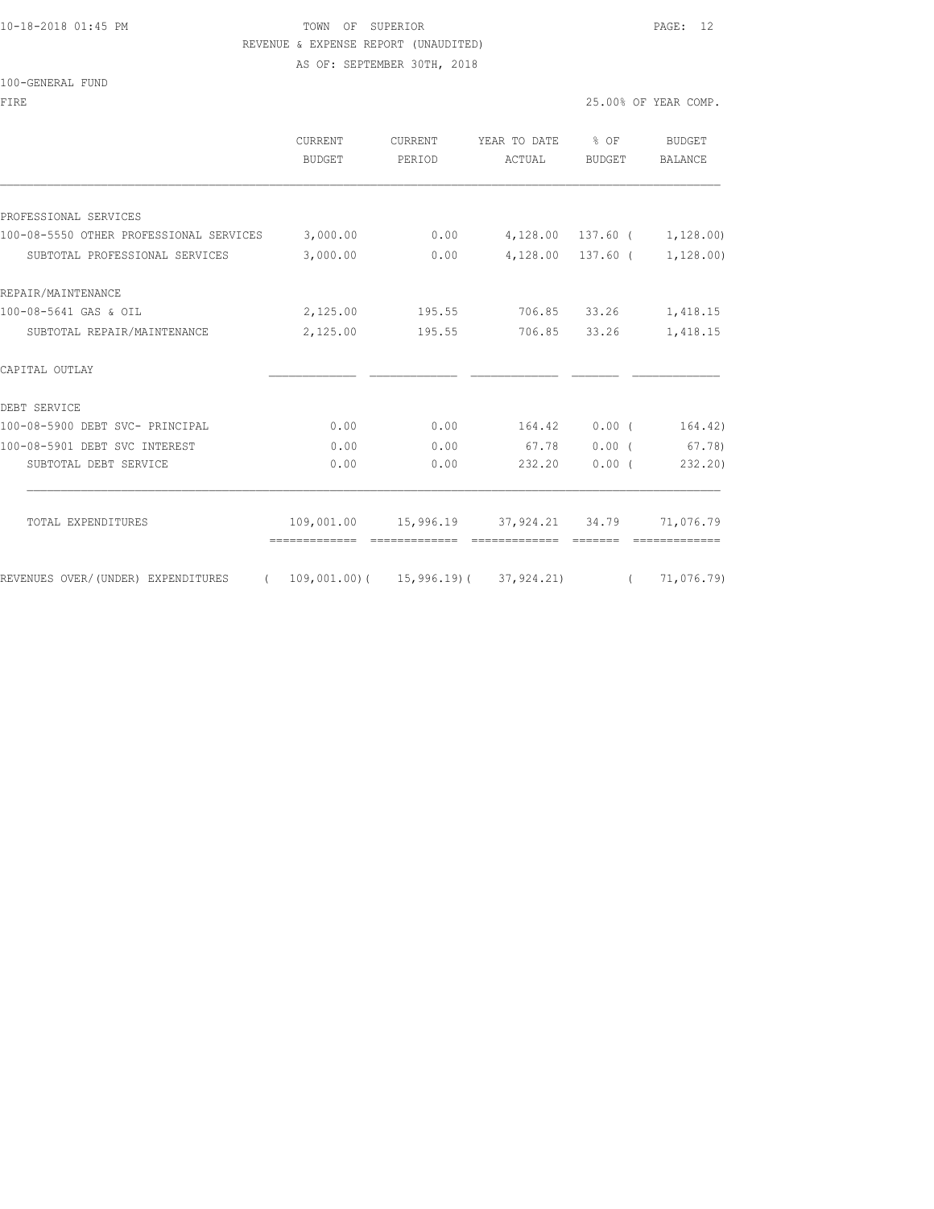10-18-2018 01:45 PM

TOWN OF SUPERIOR

REVENUE & EXPENSE REPORT (UNAUDITED)

AS OF: SEPTEMBER 30TH, 2018

100-GENERAL FUND

FIRE

25.00% OF YEAR COMP.

| | CURRENT BUDGET | CURRENT PERIOD | YEAR TO DATE ACTUAL | % OF BUDGET | BUDGET BALANCE |
|---|---|---|---|---|---|
| PROFESSIONAL SERVICES | | | | | |
| 100-08-5550 OTHER PROFESSIONAL SERVICES | 3,000.00 | 0.00 | 4,128.00 | 137.60 | ( 1,128.00) |
| SUBTOTAL PROFESSIONAL SERVICES | 3,000.00 | 0.00 | 4,128.00 | 137.60 | ( 1,128.00) |
| REPAIR/MAINTENANCE | | | | | |
| 100-08-5641 GAS & OIL | 2,125.00 | 195.55 | 706.85 | 33.26 | 1,418.15 |
| SUBTOTAL REPAIR/MAINTENANCE | 2,125.00 | 195.55 | 706.85 | 33.26 | 1,418.15 |
| CAPITAL OUTLAY | | | | | |
| DEBT SERVICE | | | | | |
| 100-08-5900 DEBT SVC- PRINCIPAL | 0.00 | 0.00 | 164.42 | 0.00 | ( 164.42) |
| 100-08-5901 DEBT SVC INTEREST | 0.00 | 0.00 | 67.78 | 0.00 | ( 67.78) |
| SUBTOTAL DEBT SERVICE | 0.00 | 0.00 | 232.20 | 0.00 | ( 232.20) |
| TOTAL EXPENDITURES | 109,001.00 | 15,996.19 | 37,924.21 | 34.79 | 71,076.79 |
| REVENUES OVER/(UNDER) EXPENDITURES | ( 109,001.00) | ( 15,996.19) | ( 37,924.21) | | ( 71,076.79) |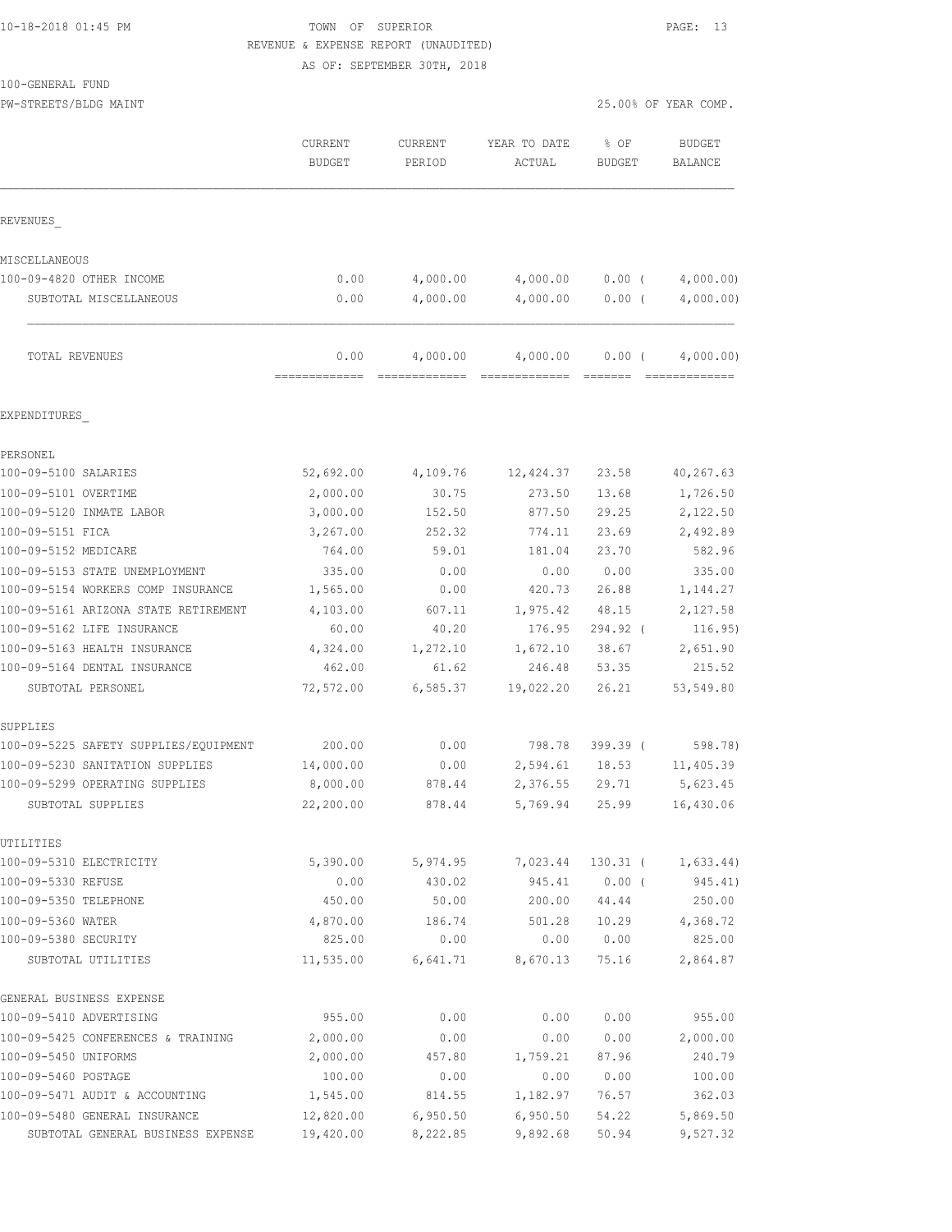10-18-2018 01:45 PM

TOWN OF SUPERIOR

REVENUE & EXPENSE REPORT (UNAUDITED)

AS OF: SEPTEMBER 30TH, 2018

100-GENERAL FUND

PW-STREETS/BLDG MAINT

25.00% OF YEAR COMP.

| | CURRENT BUDGET | CURRENT PERIOD | YEAR TO DATE ACTUAL | % OF BUDGET | BUDGET BALANCE |
|---|---|---|---|---|---|
| REVENUES_ | | | | | |
| MISCELLANEOUS | | | | | |
| 100-09-4820 OTHER INCOME | 0.00 | 4,000.00 | 4,000.00 | 0.00 ( | 4,000.00) |
| SUBTOTAL MISCELLANEOUS | 0.00 | 4,000.00 | 4,000.00 | 0.00 ( | 4,000.00) |
| TOTAL REVENUES | 0.00 | 4,000.00 | 4,000.00 | 0.00 ( | 4,000.00) |
| EXPENDITURES_ | | | | | |
| PERSONEL | | | | | |
| 100-09-5100 SALARIES | 52,692.00 | 4,109.76 | 12,424.37 | 23.58 | 40,267.63 |
| 100-09-5101 OVERTIME | 2,000.00 | 30.75 | 273.50 | 13.68 | 1,726.50 |
| 100-09-5120 INMATE LABOR | 3,000.00 | 152.50 | 877.50 | 29.25 | 2,122.50 |
| 100-09-5151 FICA | 3,267.00 | 252.32 | 774.11 | 23.69 | 2,492.89 |
| 100-09-5152 MEDICARE | 764.00 | 59.01 | 181.04 | 23.70 | 582.96 |
| 100-09-5153 STATE UNEMPLOYMENT | 335.00 | 0.00 | 0.00 | 0.00 | 335.00 |
| 100-09-5154 WORKERS COMP INSURANCE | 1,565.00 | 0.00 | 420.73 | 26.88 | 1,144.27 |
| 100-09-5161 ARIZONA STATE RETIREMENT | 4,103.00 | 607.11 | 1,975.42 | 48.15 | 2,127.58 |
| 100-09-5162 LIFE INSURANCE | 60.00 | 40.20 | 176.95 | 294.92 ( | 116.95) |
| 100-09-5163 HEALTH INSURANCE | 4,324.00 | 1,272.10 | 1,672.10 | 38.67 | 2,651.90 |
| 100-09-5164 DENTAL INSURANCE | 462.00 | 61.62 | 246.48 | 53.35 | 215.52 |
| SUBTOTAL PERSONEL | 72,572.00 | 6,585.37 | 19,022.20 | 26.21 | 53,549.80 |
| SUPPLIES | | | | | |
| 100-09-5225 SAFETY SUPPLIES/EQUIPMENT | 200.00 | 0.00 | 798.78 | 399.39 ( | 598.78) |
| 100-09-5230 SANITATION SUPPLIES | 14,000.00 | 0.00 | 2,594.61 | 18.53 | 11,405.39 |
| 100-09-5299 OPERATING SUPPLIES | 8,000.00 | 878.44 | 2,376.55 | 29.71 | 5,623.45 |
| SUBTOTAL SUPPLIES | 22,200.00 | 878.44 | 5,769.94 | 25.99 | 16,430.06 |
| UTILITIES | | | | | |
| 100-09-5310 ELECTRICITY | 5,390.00 | 5,974.95 | 7,023.44 | 130.31 ( | 1,633.44) |
| 100-09-5330 REFUSE | 0.00 | 430.02 | 945.41 | 0.00 ( | 945.41) |
| 100-09-5350 TELEPHONE | 450.00 | 50.00 | 200.00 | 44.44 | 250.00 |
| 100-09-5360 WATER | 4,870.00 | 186.74 | 501.28 | 10.29 | 4,368.72 |
| 100-09-5380 SECURITY | 825.00 | 0.00 | 0.00 | 0.00 | 825.00 |
| SUBTOTAL UTILITIES | 11,535.00 | 6,641.71 | 8,670.13 | 75.16 | 2,864.87 |
| GENERAL BUSINESS EXPENSE | | | | | |
| 100-09-5410 ADVERTISING | 955.00 | 0.00 | 0.00 | 0.00 | 955.00 |
| 100-09-5425 CONFERENCES & TRAINING | 2,000.00 | 0.00 | 0.00 | 0.00 | 2,000.00 |
| 100-09-5450 UNIFORMS | 2,000.00 | 457.80 | 1,759.21 | 87.96 | 240.79 |
| 100-09-5460 POSTAGE | 100.00 | 0.00 | 0.00 | 0.00 | 100.00 |
| 100-09-5471 AUDIT & ACCOUNTING | 1,545.00 | 814.55 | 1,182.97 | 76.57 | 362.03 |
| 100-09-5480 GENERAL INSURANCE | 12,820.00 | 6,950.50 | 6,950.50 | 54.22 | 5,869.50 |
| SUBTOTAL GENERAL BUSINESS EXPENSE | 19,420.00 | 8,222.85 | 9,892.68 | 50.94 | 9,527.32 |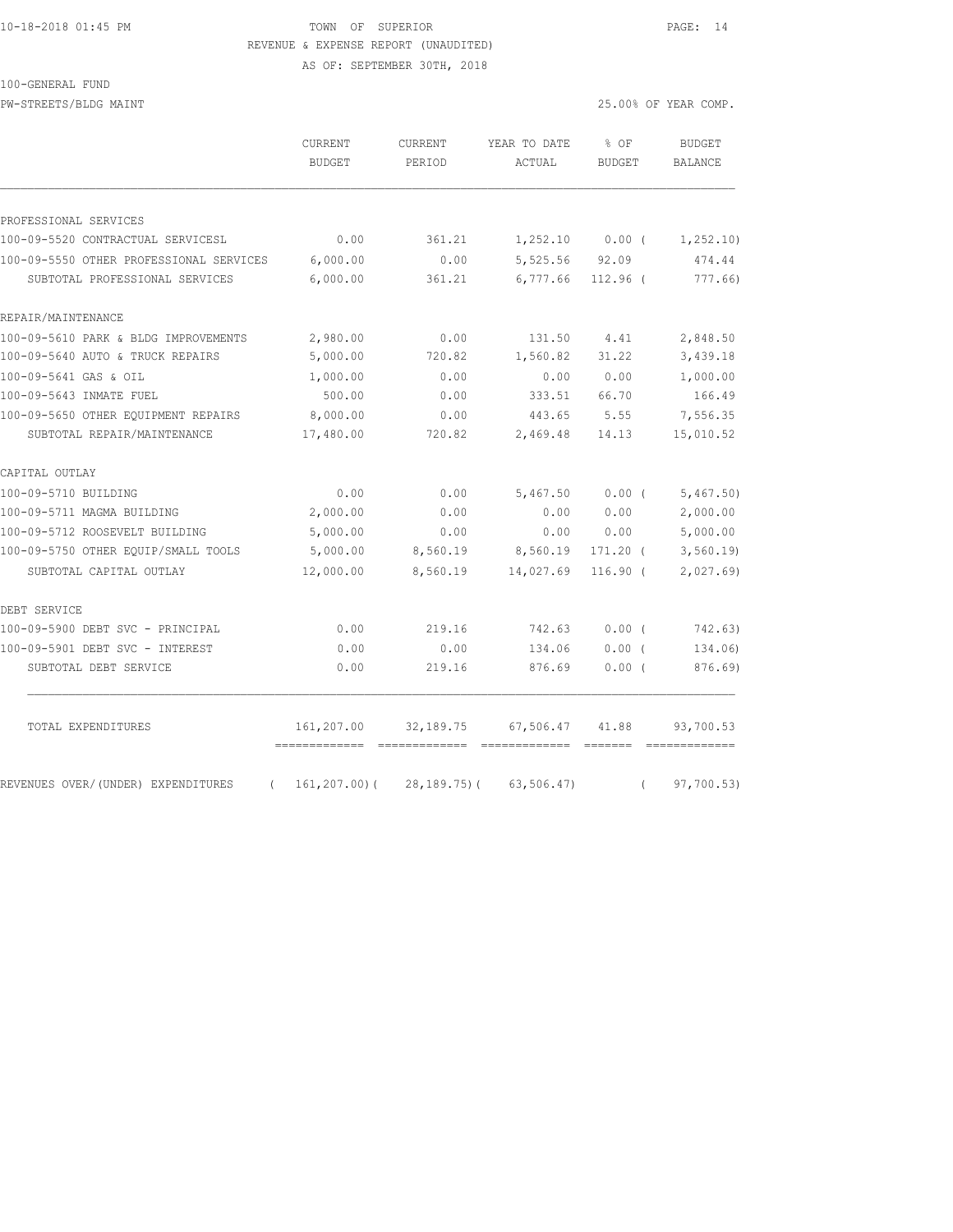10-18-2018 01:45 PM TOWN OF SUPERIOR

REVENUE & EXPENSE REPORT (UNAUDITED)

AS OF: SEPTEMBER 30TH, 2018

100-GENERAL FUND

PW-STREETS/BLDG MAINT 25.00% OF YEAR COMP.

| | CURRENT BUDGET | CURRENT PERIOD | YEAR TO DATE ACTUAL | % OF BUDGET | BUDGET BALANCE |
|---|---|---|---|---|---|
| PROFESSIONAL SERVICES | | | | | |
| 100-09-5520 CONTRACTUAL SERVICESL | 0.00 | 361.21 | 1,252.10 | 0.00 ( | 1,252.10) |
| 100-09-5550 OTHER PROFESSIONAL SERVICES | 6,000.00 | 0.00 | 5,525.56 | 92.09 | 474.44 |
| SUBTOTAL PROFESSIONAL SERVICES | 6,000.00 | 361.21 | 6,777.66 | 112.96 ( | 777.66) |
| REPAIR/MAINTENANCE | | | | | |
| 100-09-5610 PARK & BLDG IMPROVEMENTS | 2,980.00 | 0.00 | 131.50 | 4.41 | 2,848.50 |
| 100-09-5640 AUTO & TRUCK REPAIRS | 5,000.00 | 720.82 | 1,560.82 | 31.22 | 3,439.18 |
| 100-09-5641 GAS & OIL | 1,000.00 | 0.00 | 0.00 | 0.00 | 1,000.00 |
| 100-09-5643 INMATE FUEL | 500.00 | 0.00 | 333.51 | 66.70 | 166.49 |
| 100-09-5650 OTHER EQUIPMENT REPAIRS | 8,000.00 | 0.00 | 443.65 | 5.55 | 7,556.35 |
| SUBTOTAL REPAIR/MAINTENANCE | 17,480.00 | 720.82 | 2,469.48 | 14.13 | 15,010.52 |
| CAPITAL OUTLAY | | | | | |
| 100-09-5710 BUILDING | 0.00 | 0.00 | 5,467.50 | 0.00 ( | 5,467.50) |
| 100-09-5711 MAGMA BUILDING | 2,000.00 | 0.00 | 0.00 | 0.00 | 2,000.00 |
| 100-09-5712 ROOSEVELT BUILDING | 5,000.00 | 0.00 | 0.00 | 0.00 | 5,000.00 |
| 100-09-5750 OTHER EQUIP/SMALL TOOLS | 5,000.00 | 8,560.19 | 8,560.19 | 171.20 ( | 3,560.19) |
| SUBTOTAL CAPITAL OUTLAY | 12,000.00 | 8,560.19 | 14,027.69 | 116.90 ( | 2,027.69) |
| DEBT SERVICE | | | | | |
| 100-09-5900 DEBT SVC - PRINCIPAL | 0.00 | 219.16 | 742.63 | 0.00 ( | 742.63) |
| 100-09-5901 DEBT SVC - INTEREST | 0.00 | 0.00 | 134.06 | 0.00 ( | 134.06) |
| SUBTOTAL DEBT SERVICE | 0.00 | 219.16 | 876.69 | 0.00 ( | 876.69) |
| TOTAL EXPENDITURES | 161,207.00 | 32,189.75 | 67,506.47 | 41.88 | 93,700.53 |
| REVENUES OVER/(UNDER) EXPENDITURES | ( 161,207.00)( | 28,189.75)( | 63,506.47) | ( | 97,700.53) |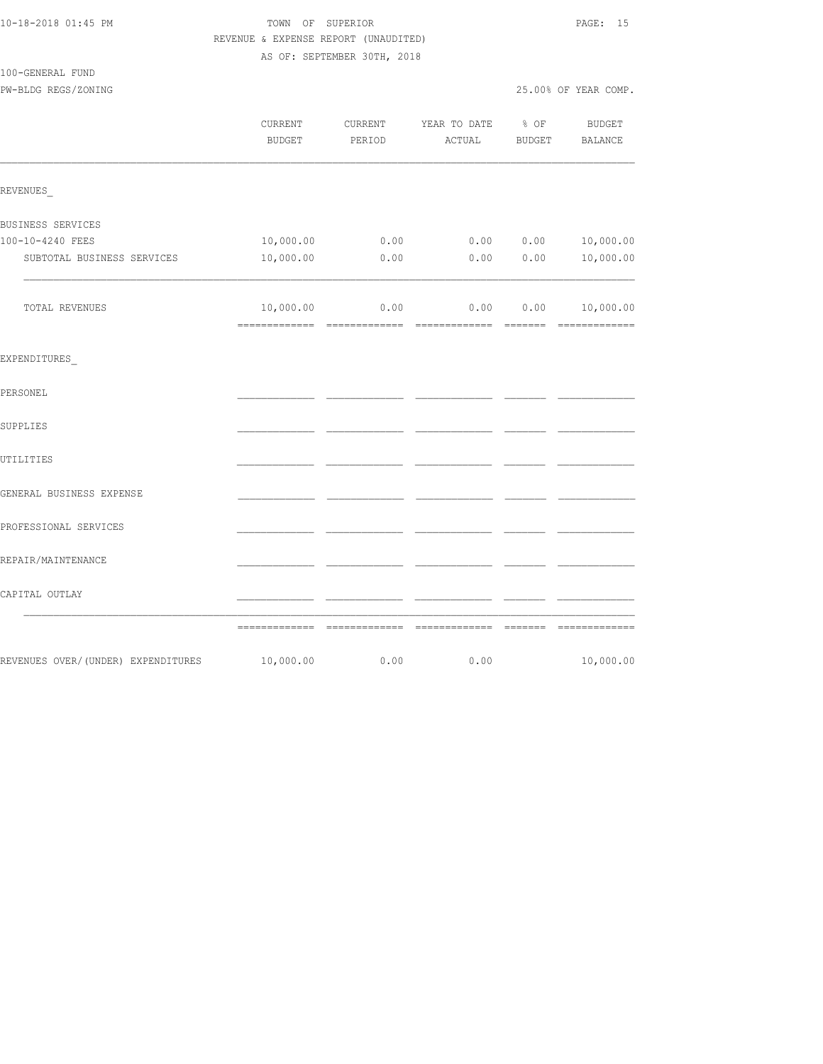10-18-2018 01:45 PM

TOWN OF SUPERIOR

REVENUE & EXPENSE REPORT (UNAUDITED)

AS OF: SEPTEMBER 30TH, 2018

100-GENERAL FUND

PW-BLDG REGS/ZONING

25.00% OF YEAR COMP.

| | CURRENT BUDGET | CURRENT PERIOD | YEAR TO DATE ACTUAL | % OF BUDGET | BUDGET BALANCE |
|---|---|---|---|---|---|
| REVENUES_ | | | | | |
| BUSINESS SERVICES | | | | | |
| 100-10-4240 FEES | 10,000.00 | 0.00 | 0.00 | 0.00 | 10,000.00 |
| SUBTOTAL BUSINESS SERVICES | 10,000.00 | 0.00 | 0.00 | 0.00 | 10,000.00 |
| TOTAL REVENUES | 10,000.00 | 0.00 | 0.00 | 0.00 | 10,000.00 |
| EXPENDITURES_ | | | | | |
| PERSONEL | | | | | |
| SUPPLIES | | | | | |
| UTILITIES | | | | | |
| GENERAL BUSINESS EXPENSE | | | | | |
| PROFESSIONAL SERVICES | | | | | |
| REPAIR/MAINTENANCE | | | | | |
| CAPITAL OUTLAY | | | | | |
| REVENUES OVER/(UNDER) EXPENDITURES | 10,000.00 | 0.00 | 0.00 | | 10,000.00 |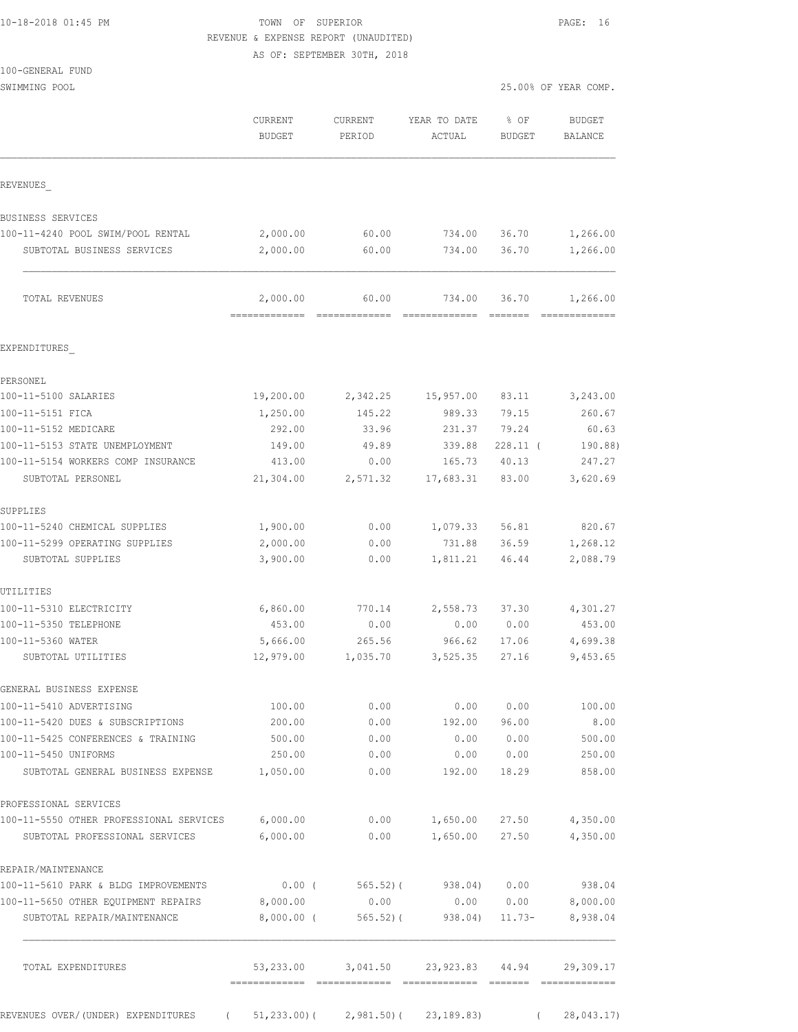TOWN OF SUPERIOR
REVENUE & EXPENSE REPORT (UNAUDITED)
AS OF: SEPTEMBER 30TH, 2018

100-GENERAL FUND
SWIMMING POOL

25.00% OF YEAR COMP.

| | CURRENT BUDGET | CURRENT PERIOD | YEAR TO DATE ACTUAL | % OF BUDGET | BUDGET BALANCE |
|---|---|---|---|---|---|
| REVENUES_ | | | | | |
| BUSINESS SERVICES | | | | | |
| 100-11-4240 POOL SWIM/POOL RENTAL | 2,000.00 | 60.00 | 734.00 | 36.70 | 1,266.00 |
| SUBTOTAL BUSINESS SERVICES | 2,000.00 | 60.00 | 734.00 | 36.70 | 1,266.00 |
| TOTAL REVENUES | 2,000.00 | 60.00 | 734.00 | 36.70 | 1,266.00 |
| EXPENDITURES_ | | | | | |
| PERSONEL | | | | | |
| 100-11-5100 SALARIES | 19,200.00 | 2,342.25 | 15,957.00 | 83.11 | 3,243.00 |
| 100-11-5151 FICA | 1,250.00 | 145.22 | 989.33 | 79.15 | 260.67 |
| 100-11-5152 MEDICARE | 292.00 | 33.96 | 231.37 | 79.24 | 60.63 |
| 100-11-5153 STATE UNEMPLOYMENT | 149.00 | 49.89 | 339.88 | 228.11 | ( 190.88) |
| 100-11-5154 WORKERS COMP INSURANCE | 413.00 | 0.00 | 165.73 | 40.13 | 247.27 |
| SUBTOTAL PERSONEL | 21,304.00 | 2,571.32 | 17,683.31 | 83.00 | 3,620.69 |
| SUPPLIES | | | | | |
| 100-11-5240 CHEMICAL SUPPLIES | 1,900.00 | 0.00 | 1,079.33 | 56.81 | 820.67 |
| 100-11-5299 OPERATING SUPPLIES | 2,000.00 | 0.00 | 731.88 | 36.59 | 1,268.12 |
| SUBTOTAL SUPPLIES | 3,900.00 | 0.00 | 1,811.21 | 46.44 | 2,088.79 |
| UTILITIES | | | | | |
| 100-11-5310 ELECTRICITY | 6,860.00 | 770.14 | 2,558.73 | 37.30 | 4,301.27 |
| 100-11-5350 TELEPHONE | 453.00 | 0.00 | 0.00 | 0.00 | 453.00 |
| 100-11-5360 WATER | 5,666.00 | 265.56 | 966.62 | 17.06 | 4,699.38 |
| SUBTOTAL UTILITIES | 12,979.00 | 1,035.70 | 3,525.35 | 27.16 | 9,453.65 |
| GENERAL BUSINESS EXPENSE | | | | | |
| 100-11-5410 ADVERTISING | 100.00 | 0.00 | 0.00 | 0.00 | 100.00 |
| 100-11-5420 DUES & SUBSCRIPTIONS | 200.00 | 0.00 | 192.00 | 96.00 | 8.00 |
| 100-11-5425 CONFERENCES & TRAINING | 500.00 | 0.00 | 0.00 | 0.00 | 500.00 |
| 100-11-5450 UNIFORMS | 250.00 | 0.00 | 0.00 | 0.00 | 250.00 |
| SUBTOTAL GENERAL BUSINESS EXPENSE | 1,050.00 | 0.00 | 192.00 | 18.29 | 858.00 |
| PROFESSIONAL SERVICES | | | | | |
| 100-11-5550 OTHER PROFESSIONAL SERVICES | 6,000.00 | 0.00 | 1,650.00 | 27.50 | 4,350.00 |
| SUBTOTAL PROFESSIONAL SERVICES | 6,000.00 | 0.00 | 1,650.00 | 27.50 | 4,350.00 |
| REPAIR/MAINTENANCE | | | | | |
| 100-11-5610 PARK & BLDG IMPROVEMENTS | 0.00 | ( 565.52) | ( 938.04) | 0.00 | 938.04 |
| 100-11-5650 OTHER EQUIPMENT REPAIRS | 8,000.00 | 0.00 | 0.00 | 0.00 | 8,000.00 |
| SUBTOTAL REPAIR/MAINTENANCE | 8,000.00 | ( 565.52) | ( 938.04) | 11.73- | 8,938.04 |
| TOTAL EXPENDITURES | 53,233.00 | 3,041.50 | 23,923.83 | 44.94 | 29,309.17 |
| REVENUES OVER/(UNDER) EXPENDITURES | ( 51,233.00) | ( 2,981.50) | ( 23,189.83) | | ( 28,043.17) |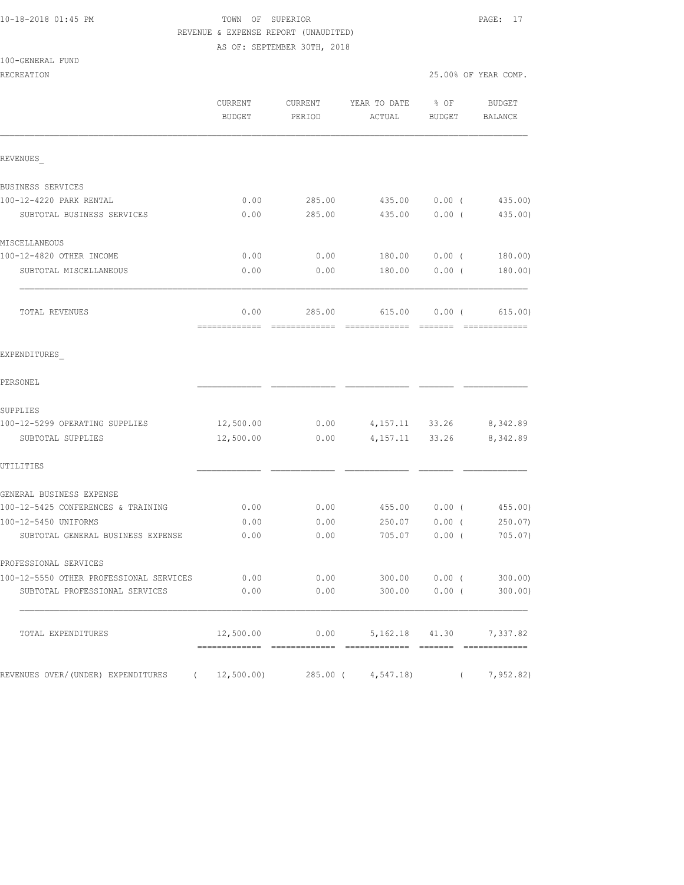10-18-2018 01:45 PM

TOWN OF SUPERIOR

REVENUE & EXPENSE REPORT (UNAUDITED)

AS OF: SEPTEMBER 30TH, 2018

100-GENERAL FUND

RECREATION

25.00% OF YEAR COMP.

| | CURRENT BUDGET | CURRENT PERIOD | YEAR TO DATE ACTUAL | % OF BUDGET | BUDGET BALANCE |
|---|---|---|---|---|---|
| REVENUES_ | | | | | |
| BUSINESS SERVICES | | | | | |
| 100-12-4220 PARK RENTAL | 0.00 | 285.00 | 435.00 | 0.00 | ( 435.00) |
| SUBTOTAL BUSINESS SERVICES | 0.00 | 285.00 | 435.00 | 0.00 | ( 435.00) |
| MISCELLANEOUS | | | | | |
| 100-12-4820 OTHER INCOME | 0.00 | 0.00 | 180.00 | 0.00 | ( 180.00) |
| SUBTOTAL MISCELLANEOUS | 0.00 | 0.00 | 180.00 | 0.00 | ( 180.00) |
| TOTAL REVENUES | 0.00 | 285.00 | 615.00 | 0.00 | ( 615.00) |
| EXPENDITURES_ | | | | | |
| PERSONEL | | | | | |
| SUPPLIES | | | | | |
| 100-12-5299 OPERATING SUPPLIES | 12,500.00 | 0.00 | 4,157.11 | 33.26 | 8,342.89 |
| SUBTOTAL SUPPLIES | 12,500.00 | 0.00 | 4,157.11 | 33.26 | 8,342.89 |
| UTILITIES | | | | | |
| GENERAL BUSINESS EXPENSE | | | | | |
| 100-12-5425 CONFERENCES & TRAINING | 0.00 | 0.00 | 455.00 | 0.00 | ( 455.00) |
| 100-12-5450 UNIFORMS | 0.00 | 0.00 | 250.07 | 0.00 | ( 250.07) |
| SUBTOTAL GENERAL BUSINESS EXPENSE | 0.00 | 0.00 | 705.07 | 0.00 | ( 705.07) |
| PROFESSIONAL SERVICES | | | | | |
| 100-12-5550 OTHER PROFESSIONAL SERVICES | 0.00 | 0.00 | 300.00 | 0.00 | ( 300.00) |
| SUBTOTAL PROFESSIONAL SERVICES | 0.00 | 0.00 | 300.00 | 0.00 | ( 300.00) |
| TOTAL EXPENDITURES | 12,500.00 | 0.00 | 5,162.18 | 41.30 | 7,337.82 |
| REVENUES OVER/(UNDER) EXPENDITURES | ( 12,500.00) | 285.00 | ( 4,547.18) | | ( 7,952.82) |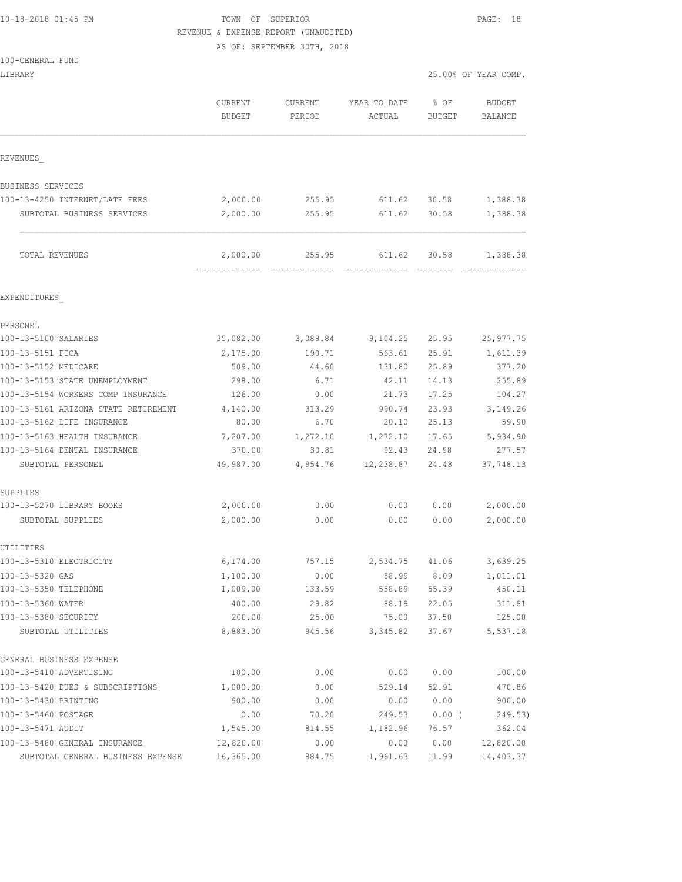10-18-2018 01:45 PM

TOWN OF SUPERIOR

REVENUE & EXPENSE REPORT (UNAUDITED)

AS OF: SEPTEMBER 30TH, 2018

100-GENERAL FUND

LIBRARY

25.00% OF YEAR COMP.

| | CURRENT BUDGET | CURRENT PERIOD | YEAR TO DATE ACTUAL | % OF BUDGET | BUDGET BALANCE |
|---|---|---|---|---|---|
| REVENUES_ | | | | | |
| BUSINESS SERVICES | | | | | |
| 100-13-4250 INTERNET/LATE FEES | 2,000.00 | 255.95 | 611.62 | 30.58 | 1,388.38 |
| SUBTOTAL BUSINESS SERVICES | 2,000.00 | 255.95 | 611.62 | 30.58 | 1,388.38 |
| TOTAL REVENUES | 2,000.00 | 255.95 | 611.62 | 30.58 | 1,388.38 |
| EXPENDITURES_ | | | | | |
| PERSONEL | | | | | |
| 100-13-5100 SALARIES | 35,082.00 | 3,089.84 | 9,104.25 | 25.95 | 25,977.75 |
| 100-13-5151 FICA | 2,175.00 | 190.71 | 563.61 | 25.91 | 1,611.39 |
| 100-13-5152 MEDICARE | 509.00 | 44.60 | 131.80 | 25.89 | 377.20 |
| 100-13-5153 STATE UNEMPLOYMENT | 298.00 | 6.71 | 42.11 | 14.13 | 255.89 |
| 100-13-5154 WORKERS COMP INSURANCE | 126.00 | 0.00 | 21.73 | 17.25 | 104.27 |
| 100-13-5161 ARIZONA STATE RETIREMENT | 4,140.00 | 313.29 | 990.74 | 23.93 | 3,149.26 |
| 100-13-5162 LIFE INSURANCE | 80.00 | 6.70 | 20.10 | 25.13 | 59.90 |
| 100-13-5163 HEALTH INSURANCE | 7,207.00 | 1,272.10 | 1,272.10 | 17.65 | 5,934.90 |
| 100-13-5164 DENTAL INSURANCE | 370.00 | 30.81 | 92.43 | 24.98 | 277.57 |
| SUBTOTAL PERSONEL | 49,987.00 | 4,954.76 | 12,238.87 | 24.48 | 37,748.13 |
| SUPPLIES | | | | | |
| 100-13-5270 LIBRARY BOOKS | 2,000.00 | 0.00 | 0.00 | 0.00 | 2,000.00 |
| SUBTOTAL SUPPLIES | 2,000.00 | 0.00 | 0.00 | 0.00 | 2,000.00 |
| UTILITIES | | | | | |
| 100-13-5310 ELECTRICITY | 6,174.00 | 757.15 | 2,534.75 | 41.06 | 3,639.25 |
| 100-13-5320 GAS | 1,100.00 | 0.00 | 88.99 | 8.09 | 1,011.01 |
| 100-13-5350 TELEPHONE | 1,009.00 | 133.59 | 558.89 | 55.39 | 450.11 |
| 100-13-5360 WATER | 400.00 | 29.82 | 88.19 | 22.05 | 311.81 |
| 100-13-5380 SECURITY | 200.00 | 25.00 | 75.00 | 37.50 | 125.00 |
| SUBTOTAL UTILITIES | 8,883.00 | 945.56 | 3,345.82 | 37.67 | 5,537.18 |
| GENERAL BUSINESS EXPENSE | | | | | |
| 100-13-5410 ADVERTISING | 100.00 | 0.00 | 0.00 | 0.00 | 100.00 |
| 100-13-5420 DUES & SUBSCRIPTIONS | 1,000.00 | 0.00 | 529.14 | 52.91 | 470.86 |
| 100-13-5430 PRINTING | 900.00 | 0.00 | 0.00 | 0.00 | 900.00 |
| 100-13-5460 POSTAGE | 0.00 | 70.20 | 249.53 | 0.00 ( | 249.53) |
| 100-13-5471 AUDIT | 1,545.00 | 814.55 | 1,182.96 | 76.57 | 362.04 |
| 100-13-5480 GENERAL INSURANCE | 12,820.00 | 0.00 | 0.00 | 0.00 | 12,820.00 |
| SUBTOTAL GENERAL BUSINESS EXPENSE | 16,365.00 | 884.75 | 1,961.63 | 11.99 | 14,403.37 |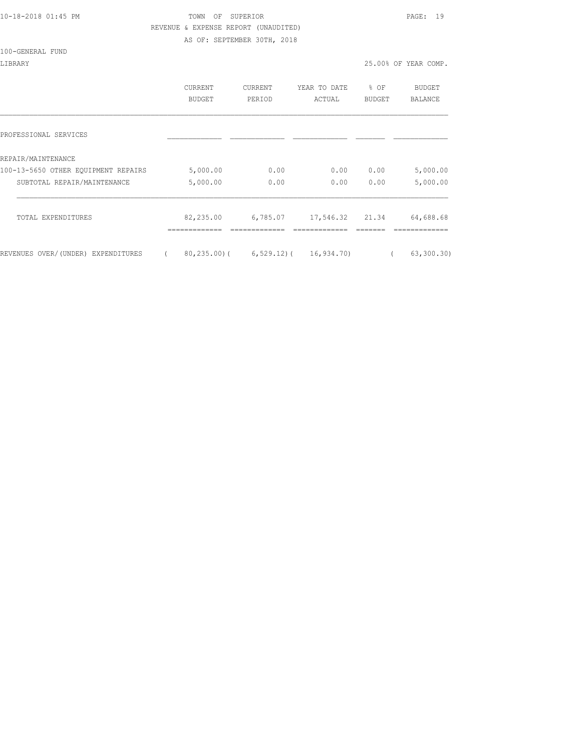10-18-2018 01:45 PM

TOWN OF SUPERIOR

REVENUE & EXPENSE REPORT (UNAUDITED)

AS OF: SEPTEMBER 30TH, 2018

100-GENERAL FUND

LIBRARY

25.00% OF YEAR COMP.

| | CURRENT BUDGET | CURRENT PERIOD | YEAR TO DATE ACTUAL | % OF BUDGET | BUDGET BALANCE |
|---|---|---|---|---|---|
| PROFESSIONAL SERVICES | | | | | |
| REPAIR/MAINTENANCE | | | | | |
| 100-13-5650 OTHER EQUIPMENT REPAIRS | 5,000.00 | 0.00 | 0.00 | 0.00 | 5,000.00 |
| SUBTOTAL REPAIR/MAINTENANCE | 5,000.00 | 0.00 | 0.00 | 0.00 | 5,000.00 |
| TOTAL EXPENDITURES | 82,235.00 | 6,785.07 | 17,546.32 | 21.34 | 64,688.68 |
| REVENUES OVER/(UNDER) EXPENDITURES | ( 80,235.00) | ( 6,529.12) | ( 16,934.70) | | ( 63,300.30) |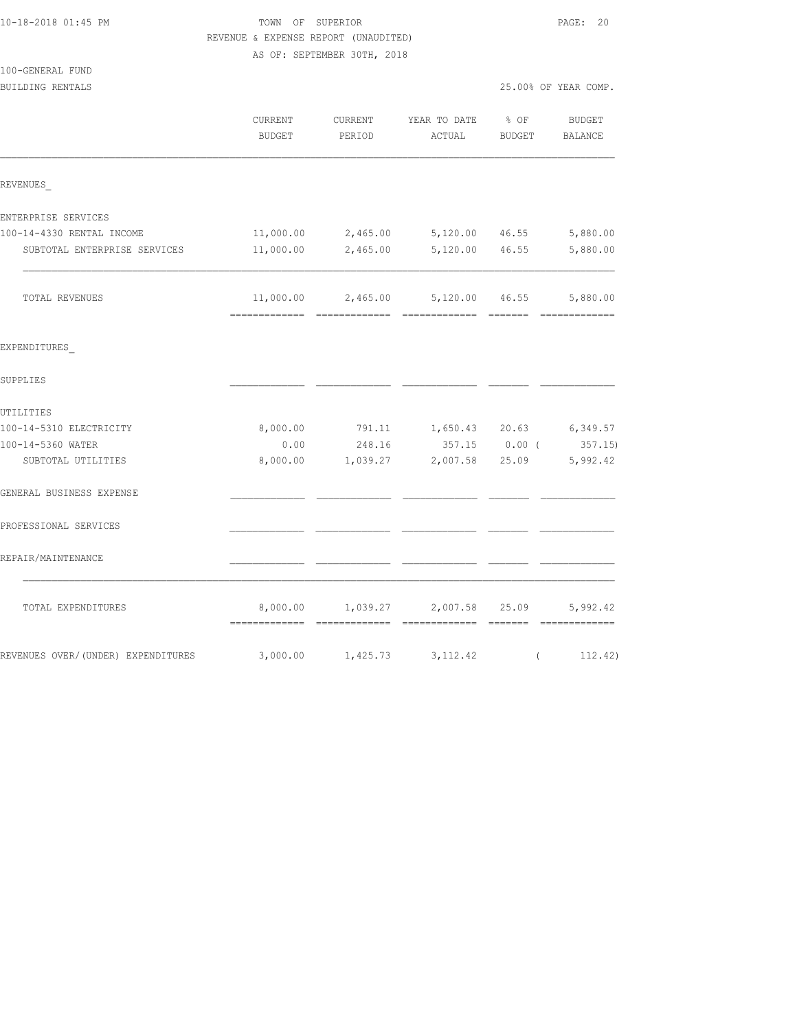10-18-2018 01:45 PM

TOWN OF SUPERIOR

REVENUE & EXPENSE REPORT (UNAUDITED)

AS OF: SEPTEMBER 30TH, 2018

100-GENERAL FUND

BUILDING RENTALS

25.00% OF YEAR COMP.

| | CURRENT BUDGET | CURRENT PERIOD | YEAR TO DATE ACTUAL | % OF BUDGET | BUDGET BALANCE |
|---|---|---|---|---|---|
| REVENUES_ | | | | | |
| ENTERPRISE SERVICES | | | | | |
| 100-14-4330 RENTAL INCOME | 11,000.00 | 2,465.00 | 5,120.00 | 46.55 | 5,880.00 |
| SUBTOTAL ENTERPRISE SERVICES | 11,000.00 | 2,465.00 | 5,120.00 | 46.55 | 5,880.00 |
| TOTAL REVENUES | 11,000.00 | 2,465.00 | 5,120.00 | 46.55 | 5,880.00 |
| EXPENDITURES_ | | | | | |
| SUPPLIES | | | | | |
| UTILITIES | | | | | |
| 100-14-5310 ELECTRICITY | 8,000.00 | 791.11 | 1,650.43 | 20.63 | 6,349.57 |
| 100-14-5360 WATER | 0.00 | 248.16 | 357.15 | 0.00 | ( 357.15) |
| SUBTOTAL UTILITIES | 8,000.00 | 1,039.27 | 2,007.58 | 25.09 | 5,992.42 |
| GENERAL BUSINESS EXPENSE | | | | | |
| PROFESSIONAL SERVICES | | | | | |
| REPAIR/MAINTENANCE | | | | | |
| TOTAL EXPENDITURES | 8,000.00 | 1,039.27 | 2,007.58 | 25.09 | 5,992.42 |
| REVENUES OVER/(UNDER) EXPENDITURES | 3,000.00 | 1,425.73 | 3,112.42 | | ( 112.42) |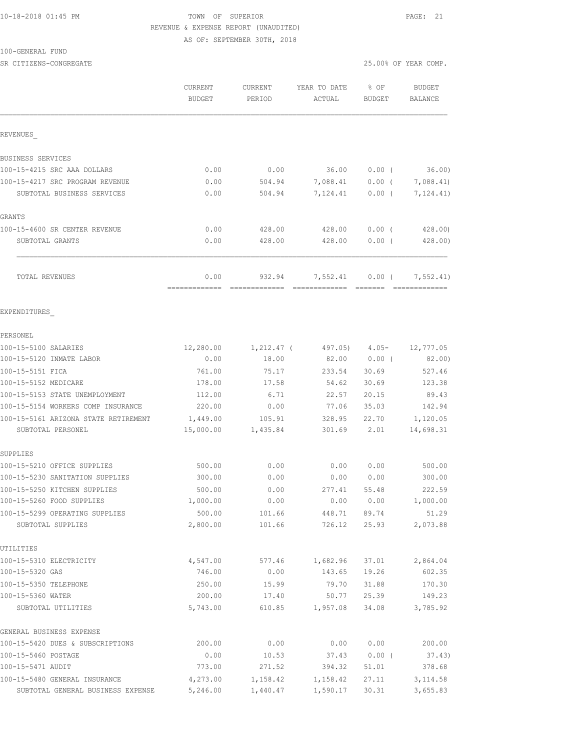10-18-2018 01:45 PM

TOWN OF SUPERIOR

REVENUE & EXPENSE REPORT (UNAUDITED)

AS OF: SEPTEMBER 30TH, 2018

100-GENERAL FUND

SR CITIZENS-CONGREGATE

25.00% OF YEAR COMP.

| | CURRENT BUDGET | CURRENT PERIOD | YEAR TO DATE ACTUAL | % OF BUDGET | BUDGET BALANCE |
|---|---|---|---|---|---|
| REVENUES_ | | | | | |
| BUSINESS SERVICES | | | | | |
| 100-15-4215 SRC AAA DOLLARS | 0.00 | 0.00 | 36.00 | 0.00 ( | 36.00) |
| 100-15-4217 SRC PROGRAM REVENUE | 0.00 | 504.94 | 7,088.41 | 0.00 ( | 7,088.41) |
| SUBTOTAL BUSINESS SERVICES | 0.00 | 504.94 | 7,124.41 | 0.00 ( | 7,124.41) |
| GRANTS | | | | | |
| 100-15-4600 SR CENTER REVENUE | 0.00 | 428.00 | 428.00 | 0.00 ( | 428.00) |
| SUBTOTAL GRANTS | 0.00 | 428.00 | 428.00 | 0.00 ( | 428.00) |
| TOTAL REVENUES | 0.00 | 932.94 | 7,552.41 | 0.00 ( | 7,552.41) |
| EXPENDITURES_ | | | | | |
| PERSONEL | | | | | |
| 100-15-5100 SALARIES | 12,280.00 | 1,212.47 ( | 497.05) | 4.05- | 12,777.05 |
| 100-15-5120 INMATE LABOR | 0.00 | 18.00 | 82.00 | 0.00 ( | 82.00) |
| 100-15-5151 FICA | 761.00 | 75.17 | 233.54 | 30.69 | 527.46 |
| 100-15-5152 MEDICARE | 178.00 | 17.58 | 54.62 | 30.69 | 123.38 |
| 100-15-5153 STATE UNEMPLOYMENT | 112.00 | 6.71 | 22.57 | 20.15 | 89.43 |
| 100-15-5154 WORKERS COMP INSURANCE | 220.00 | 0.00 | 77.06 | 35.03 | 142.94 |
| 100-15-5161 ARIZONA STATE RETIREMENT | 1,449.00 | 105.91 | 328.95 | 22.70 | 1,120.05 |
| SUBTOTAL PERSONEL | 15,000.00 | 1,435.84 | 301.69 | 2.01 | 14,698.31 |
| SUPPLIES | | | | | |
| 100-15-5210 OFFICE SUPPLIES | 500.00 | 0.00 | 0.00 | 0.00 | 500.00 |
| 100-15-5230 SANITATION SUPPLIES | 300.00 | 0.00 | 0.00 | 0.00 | 300.00 |
| 100-15-5250 KITCHEN SUPPLIES | 500.00 | 0.00 | 277.41 | 55.48 | 222.59 |
| 100-15-5260 FOOD SUPPLIES | 1,000.00 | 0.00 | 0.00 | 0.00 | 1,000.00 |
| 100-15-5299 OPERATING SUPPLIES | 500.00 | 101.66 | 448.71 | 89.74 | 51.29 |
| SUBTOTAL SUPPLIES | 2,800.00 | 101.66 | 726.12 | 25.93 | 2,073.88 |
| UTILITIES | | | | | |
| 100-15-5310 ELECTRICITY | 4,547.00 | 577.46 | 1,682.96 | 37.01 | 2,864.04 |
| 100-15-5320 GAS | 746.00 | 0.00 | 143.65 | 19.26 | 602.35 |
| 100-15-5350 TELEPHONE | 250.00 | 15.99 | 79.70 | 31.88 | 170.30 |
| 100-15-5360 WATER | 200.00 | 17.40 | 50.77 | 25.39 | 149.23 |
| SUBTOTAL UTILITIES | 5,743.00 | 610.85 | 1,957.08 | 34.08 | 3,785.92 |
| GENERAL BUSINESS EXPENSE | | | | | |
| 100-15-5420 DUES & SUBSCRIPTIONS | 200.00 | 0.00 | 0.00 | 0.00 | 200.00 |
| 100-15-5460 POSTAGE | 0.00 | 10.53 | 37.43 | 0.00 ( | 37.43) |
| 100-15-5471 AUDIT | 773.00 | 271.52 | 394.32 | 51.01 | 378.68 |
| 100-15-5480 GENERAL INSURANCE | 4,273.00 | 1,158.42 | 1,158.42 | 27.11 | 3,114.58 |
| SUBTOTAL GENERAL BUSINESS EXPENSE | 5,246.00 | 1,440.47 | 1,590.17 | 30.31 | 3,655.83 |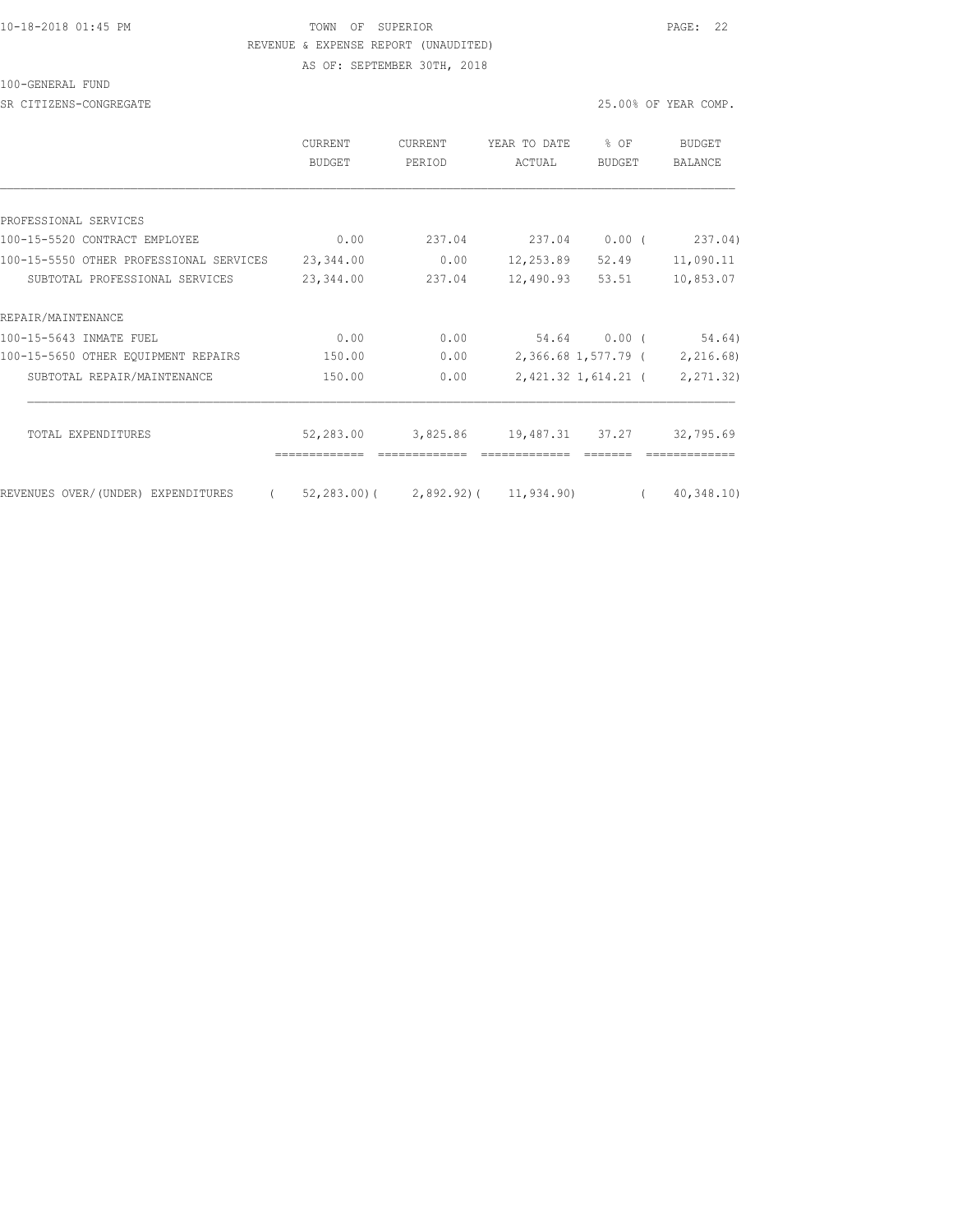10-18-2018 01:45 PM TOWN OF SUPERIOR

REVENUE & EXPENSE REPORT (UNAUDITED)

AS OF: SEPTEMBER 30TH, 2018

100-GENERAL FUND

SR CITIZENS-CONGREGATE 25.00% OF YEAR COMP.

| | CURRENT BUDGET | CURRENT PERIOD | YEAR TO DATE ACTUAL | % OF BUDGET | BUDGET BALANCE |
|---|---|---|---|---|---|
| PROFESSIONAL SERVICES | | | | | |
| 100-15-5520 CONTRACT EMPLOYEE | 0.00 | 237.04 | 237.04 | 0.00 ( | 237.04) |
| 100-15-5550 OTHER PROFESSIONAL SERVICES | 23,344.00 | 0.00 | 12,253.89 | 52.49 | 11,090.11 |
| SUBTOTAL PROFESSIONAL SERVICES | 23,344.00 | 237.04 | 12,490.93 | 53.51 | 10,853.07 |
| REPAIR/MAINTENANCE | | | | | |
| 100-15-5643 INMATE FUEL | 0.00 | 0.00 | 54.64 | 0.00 ( | 54.64) |
| 100-15-5650 OTHER EQUIPMENT REPAIRS | 150.00 | 0.00 | 2,366.68 | 1,577.79 ( | 2,216.68) |
| SUBTOTAL REPAIR/MAINTENANCE | 150.00 | 0.00 | 2,421.32 | 1,614.21 ( | 2,271.32) |
| TOTAL EXPENDITURES | 52,283.00 | 3,825.86 | 19,487.31 | 37.27 | 32,795.69 |
| REVENUES OVER/(UNDER) EXPENDITURES | ( 52,283.00)( | 2,892.92)( | 11,934.90) | ( | 40,348.10) |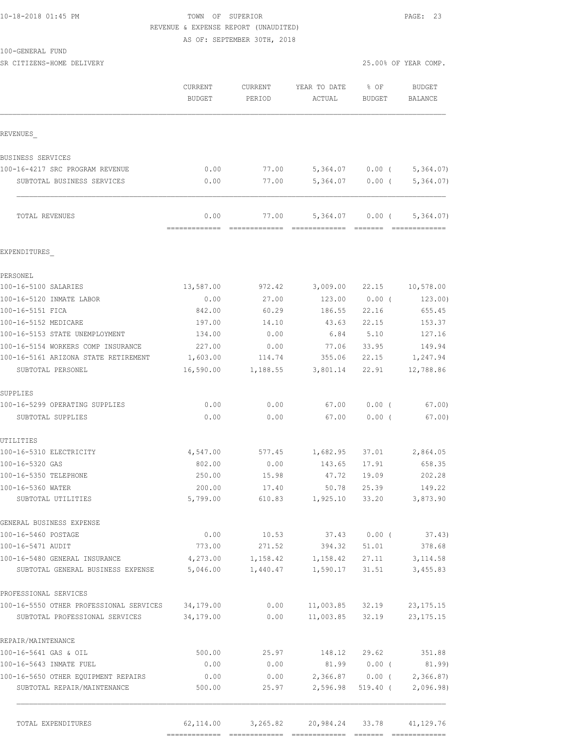10-18-2018 01:45 PM TOWN OF SUPERIOR

REVENUE & EXPENSE REPORT (UNAUDITED)

AS OF: SEPTEMBER 30TH, 2018

100-GENERAL FUND

SR CITIZENS-HOME DELIVERY 25.00% OF YEAR COMP.

| | CURRENT BUDGET | CURRENT PERIOD | YEAR TO DATE ACTUAL | % OF BUDGET | BUDGET BALANCE |
|---|---|---|---|---|---|
| REVENUES_ | | | | | |
| BUSINESS SERVICES | | | | | |
| 100-16-4217 SRC PROGRAM REVENUE | 0.00 | 77.00 | 5,364.07 | 0.00 ( | 5,364.07) |
| SUBTOTAL BUSINESS SERVICES | 0.00 | 77.00 | 5,364.07 | 0.00 ( | 5,364.07) |
| TOTAL REVENUES | 0.00 | 77.00 | 5,364.07 | 0.00 ( | 5,364.07) |
| EXPENDITURES_ | | | | | |
| PERSONEL | | | | | |
| 100-16-5100 SALARIES | 13,587.00 | 972.42 | 3,009.00 | 22.15 | 10,578.00 |
| 100-16-5120 INMATE LABOR | 0.00 | 27.00 | 123.00 | 0.00 ( | 123.00) |
| 100-16-5151 FICA | 842.00 | 60.29 | 186.55 | 22.16 | 655.45 |
| 100-16-5152 MEDICARE | 197.00 | 14.10 | 43.63 | 22.15 | 153.37 |
| 100-16-5153 STATE UNEMPLOYMENT | 134.00 | 0.00 | 6.84 | 5.10 | 127.16 |
| 100-16-5154 WORKERS COMP INSURANCE | 227.00 | 0.00 | 77.06 | 33.95 | 149.94 |
| 100-16-5161 ARIZONA STATE RETIREMENT | 1,603.00 | 114.74 | 355.06 | 22.15 | 1,247.94 |
| SUBTOTAL PERSONEL | 16,590.00 | 1,188.55 | 3,801.14 | 22.91 | 12,788.86 |
| SUPPLIES | | | | | |
| 100-16-5299 OPERATING SUPPLIES | 0.00 | 0.00 | 67.00 | 0.00 ( | 67.00) |
| SUBTOTAL SUPPLIES | 0.00 | 0.00 | 67.00 | 0.00 ( | 67.00) |
| UTILITIES | | | | | |
| 100-16-5310 ELECTRICITY | 4,547.00 | 577.45 | 1,682.95 | 37.01 | 2,864.05 |
| 100-16-5320 GAS | 802.00 | 0.00 | 143.65 | 17.91 | 658.35 |
| 100-16-5350 TELEPHONE | 250.00 | 15.98 | 47.72 | 19.09 | 202.28 |
| 100-16-5360 WATER | 200.00 | 17.40 | 50.78 | 25.39 | 149.22 |
| SUBTOTAL UTILITIES | 5,799.00 | 610.83 | 1,925.10 | 33.20 | 3,873.90 |
| GENERAL BUSINESS EXPENSE | | | | | |
| 100-16-5460 POSTAGE | 0.00 | 10.53 | 37.43 | 0.00 ( | 37.43) |
| 100-16-5471 AUDIT | 773.00 | 271.52 | 394.32 | 51.01 | 378.68 |
| 100-16-5480 GENERAL INSURANCE | 4,273.00 | 1,158.42 | 1,158.42 | 27.11 | 3,114.58 |
| SUBTOTAL GENERAL BUSINESS EXPENSE | 5,046.00 | 1,440.47 | 1,590.17 | 31.51 | 3,455.83 |
| PROFESSIONAL SERVICES | | | | | |
| 100-16-5550 OTHER PROFESSIONAL SERVICES | 34,179.00 | 0.00 | 11,003.85 | 32.19 | 23,175.15 |
| SUBTOTAL PROFESSIONAL SERVICES | 34,179.00 | 0.00 | 11,003.85 | 32.19 | 23,175.15 |
| REPAIR/MAINTENANCE | | | | | |
| 100-16-5641 GAS & OIL | 500.00 | 25.97 | 148.12 | 29.62 | 351.88 |
| 100-16-5643 INMATE FUEL | 0.00 | 0.00 | 81.99 | 0.00 ( | 81.99) |
| 100-16-5650 OTHER EQUIPMENT REPAIRS | 0.00 | 0.00 | 2,366.87 | 0.00 ( | 2,366.87) |
| SUBTOTAL REPAIR/MAINTENANCE | 500.00 | 25.97 | 2,596.98 | 519.40 ( | 2,096.98) |
| TOTAL EXPENDITURES | 62,114.00 | 3,265.82 | 20,984.24 | 33.78 | 41,129.76 |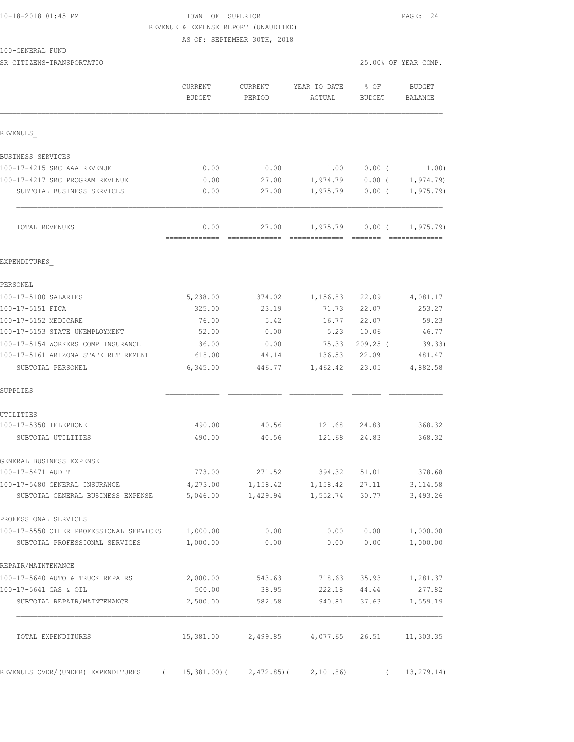10-18-2018 01:45 PM

TOWN OF SUPERIOR

REVENUE & EXPENSE REPORT (UNAUDITED)

AS OF: SEPTEMBER 30TH, 2018

100-GENERAL FUND

SR CITIZENS-TRANSPORTATIO

25.00% OF YEAR COMP.

| | CURRENT BUDGET | CURRENT PERIOD | YEAR TO DATE ACTUAL | % OF BUDGET | BUDGET BALANCE |
|---|---|---|---|---|---|
| REVENUES_ | | | | | |
| BUSINESS SERVICES | | | | | |
| 100-17-4215 SRC AAA REVENUE | 0.00 | 0.00 | 1.00 | 0.00 ( | 1.00) |
| 100-17-4217 SRC PROGRAM REVENUE | 0.00 | 27.00 | 1,974.79 | 0.00 ( | 1,974.79) |
| SUBTOTAL BUSINESS SERVICES | 0.00 | 27.00 | 1,975.79 | 0.00 ( | 1,975.79) |
| TOTAL REVENUES | 0.00 | 27.00 | 1,975.79 | 0.00 ( | 1,975.79) |
| EXPENDITURES_ | | | | | |
| PERSONEL | | | | | |
| 100-17-5100 SALARIES | 5,238.00 | 374.02 | 1,156.83 | 22.09 | 4,081.17 |
| 100-17-5151 FICA | 325.00 | 23.19 | 71.73 | 22.07 | 253.27 |
| 100-17-5152 MEDICARE | 76.00 | 5.42 | 16.77 | 22.07 | 59.23 |
| 100-17-5153 STATE UNEMPLOYMENT | 52.00 | 0.00 | 5.23 | 10.06 | 46.77 |
| 100-17-5154 WORKERS COMP INSURANCE | 36.00 | 0.00 | 75.33 | 209.25 ( | 39.33) |
| 100-17-5161 ARIZONA STATE RETIREMENT | 618.00 | 44.14 | 136.53 | 22.09 | 481.47 |
| SUBTOTAL PERSONEL | 6,345.00 | 446.77 | 1,462.42 | 23.05 | 4,882.58 |
| SUPPLIES | | | | | |
| UTILITIES | | | | | |
| 100-17-5350 TELEPHONE | 490.00 | 40.56 | 121.68 | 24.83 | 368.32 |
| SUBTOTAL UTILITIES | 490.00 | 40.56 | 121.68 | 24.83 | 368.32 |
| GENERAL BUSINESS EXPENSE | | | | | |
| 100-17-5471 AUDIT | 773.00 | 271.52 | 394.32 | 51.01 | 378.68 |
| 100-17-5480 GENERAL INSURANCE | 4,273.00 | 1,158.42 | 1,158.42 | 27.11 | 3,114.58 |
| SUBTOTAL GENERAL BUSINESS EXPENSE | 5,046.00 | 1,429.94 | 1,552.74 | 30.77 | 3,493.26 |
| PROFESSIONAL SERVICES | | | | | |
| 100-17-5550 OTHER PROFESSIONAL SERVICES | 1,000.00 | 0.00 | 0.00 | 0.00 | 1,000.00 |
| SUBTOTAL PROFESSIONAL SERVICES | 1,000.00 | 0.00 | 0.00 | 0.00 | 1,000.00 |
| REPAIR/MAINTENANCE | | | | | |
| 100-17-5640 AUTO & TRUCK REPAIRS | 2,000.00 | 543.63 | 718.63 | 35.93 | 1,281.37 |
| 100-17-5641 GAS & OIL | 500.00 | 38.95 | 222.18 | 44.44 | 277.82 |
| SUBTOTAL REPAIR/MAINTENANCE | 2,500.00 | 582.58 | 940.81 | 37.63 | 1,559.19 |
| TOTAL EXPENDITURES | 15,381.00 | 2,499.85 | 4,077.65 | 26.51 | 11,303.35 |
| REVENUES OVER/(UNDER) EXPENDITURES | ( 15,381.00)( | 2,472.85)( | 2,101.86) | ( | 13,279.14) |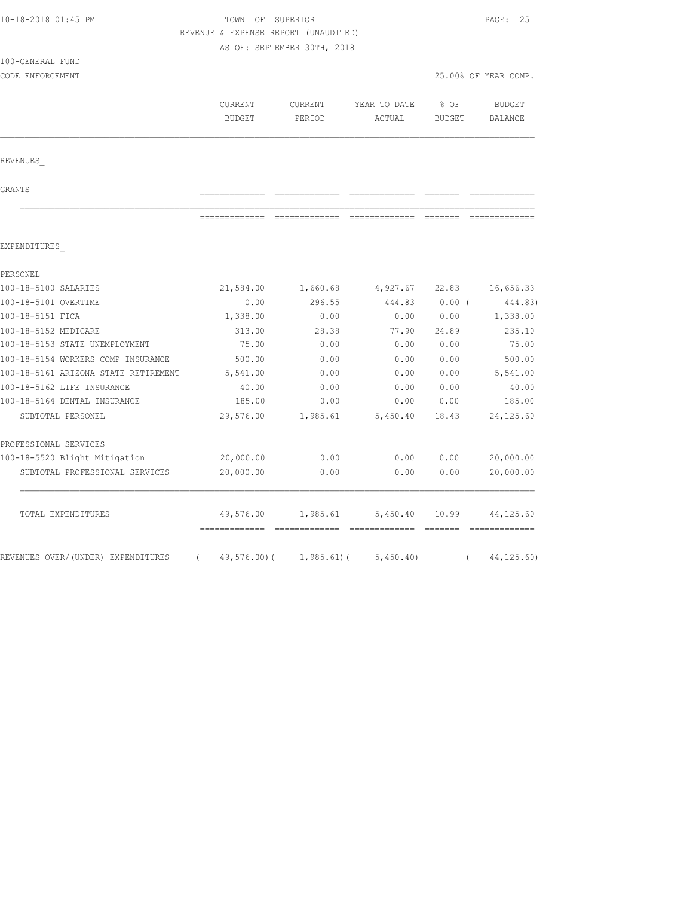10-18-2018 01:45 PM

TOWN OF SUPERIOR
REVENUE & EXPENSE REPORT (UNAUDITED)
AS OF: SEPTEMBER 30TH, 2018

100-GENERAL FUND
CODE ENFORCEMENT

25.00% OF YEAR COMP.

| | CURRENT BUDGET | CURRENT PERIOD | YEAR TO DATE ACTUAL | % OF BUDGET | BUDGET BALANCE |
|---|---|---|---|---|---|
| REVENUES_ | | | | | |
| GRANTS | | | | | |
| EXPENDITURES_ | | | | | |
| PERSONEL | | | | | |
| 100-18-5100 SALARIES | 21,584.00 | 1,660.68 | 4,927.67 | 22.83 | 16,656.33 |
| 100-18-5101 OVERTIME | 0.00 | 296.55 | 444.83 | 0.00 | ( 444.83) |
| 100-18-5151 FICA | 1,338.00 | 0.00 | 0.00 | 0.00 | 1,338.00 |
| 100-18-5152 MEDICARE | 313.00 | 28.38 | 77.90 | 24.89 | 235.10 |
| 100-18-5153 STATE UNEMPLOYMENT | 75.00 | 0.00 | 0.00 | 0.00 | 75.00 |
| 100-18-5154 WORKERS COMP INSURANCE | 500.00 | 0.00 | 0.00 | 0.00 | 500.00 |
| 100-18-5161 ARIZONA STATE RETIREMENT | 5,541.00 | 0.00 | 0.00 | 0.00 | 5,541.00 |
| 100-18-5162 LIFE INSURANCE | 40.00 | 0.00 | 0.00 | 0.00 | 40.00 |
| 100-18-5164 DENTAL INSURANCE | 185.00 | 0.00 | 0.00 | 0.00 | 185.00 |
| SUBTOTAL PERSONEL | 29,576.00 | 1,985.61 | 5,450.40 | 18.43 | 24,125.60 |
| PROFESSIONAL SERVICES | | | | | |
| 100-18-5520 Blight Mitigation | 20,000.00 | 0.00 | 0.00 | 0.00 | 20,000.00 |
| SUBTOTAL PROFESSIONAL SERVICES | 20,000.00 | 0.00 | 0.00 | 0.00 | 20,000.00 |
| TOTAL EXPENDITURES | 49,576.00 | 1,985.61 | 5,450.40 | 10.99 | 44,125.60 |
| REVENUES OVER/(UNDER) EXPENDITURES | ( 49,576.00) | ( 1,985.61) | ( 5,450.40) | | ( 44,125.60) |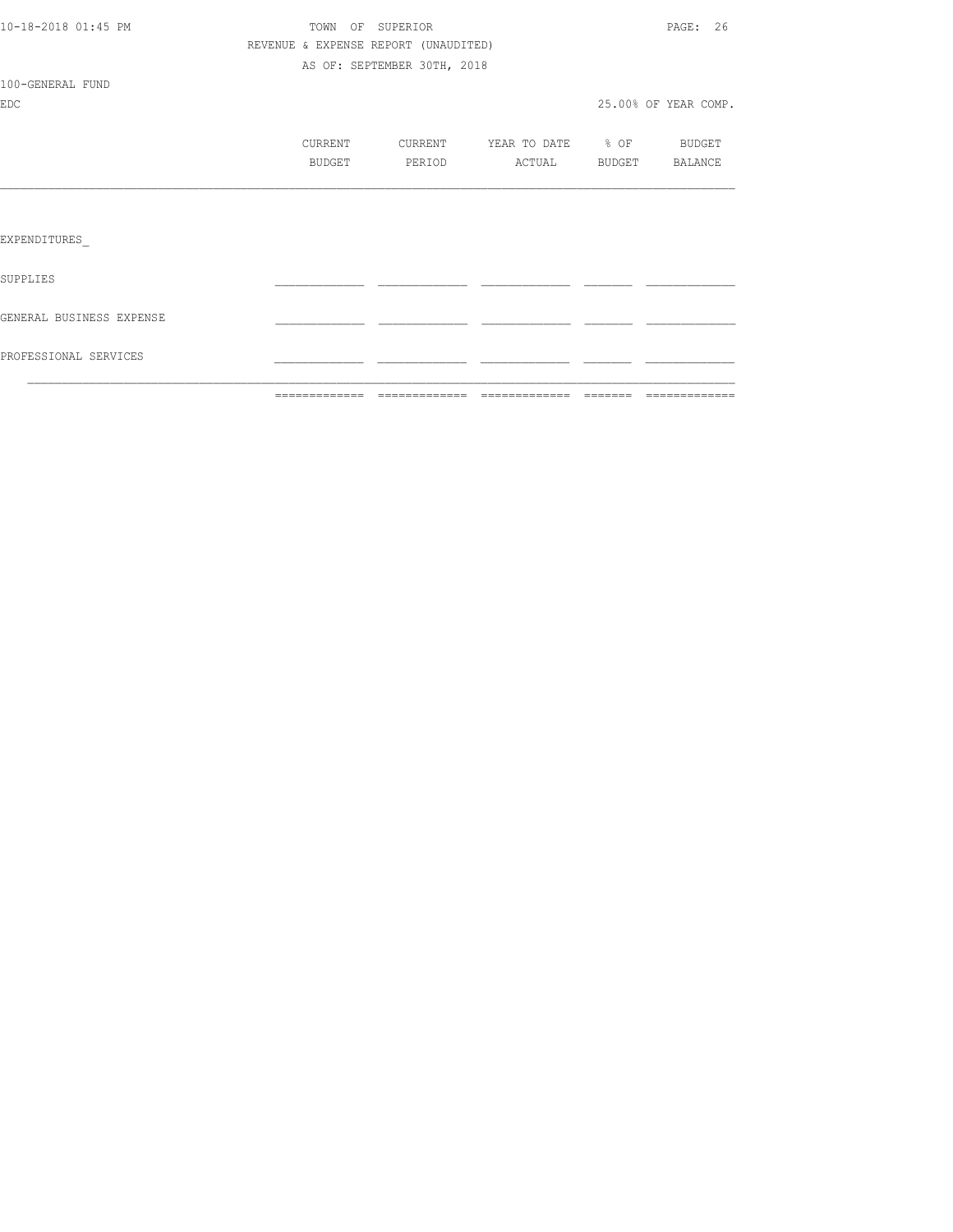TOWN OF SUPERIOR

REVENUE & EXPENSE REPORT (UNAUDITED)

AS OF: SEPTEMBER 30TH, 2018

100-GENERAL FUND

EDC

25.00% OF YEAR COMP.

| | CURRENT BUDGET | CURRENT PERIOD | YEAR TO DATE ACTUAL | % OF BUDGET | BUDGET BALANCE |
|---|---|---|---|---|---|
| EXPENDITURES_ | | | | | |
| SUPPLIES | | | | | |
| GENERAL BUSINESS EXPENSE | | | | | |
| PROFESSIONAL SERVICES | | | | | |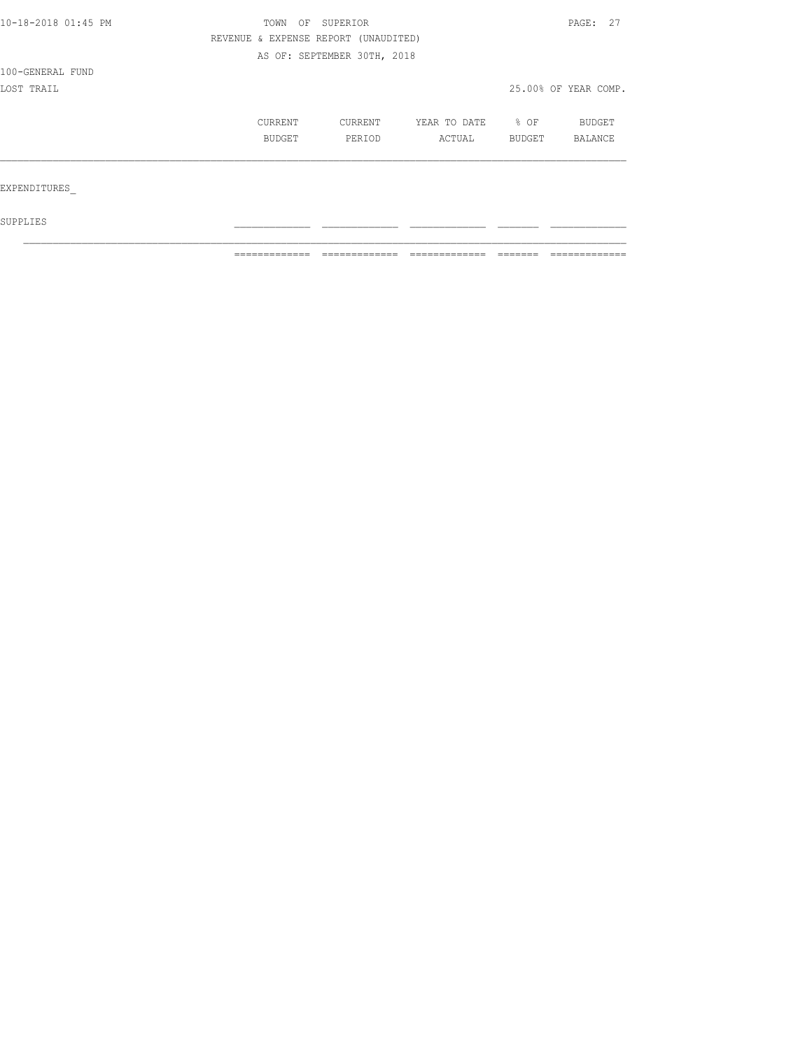TOWN OF SUPERIOR

REVENUE & EXPENSE REPORT (UNAUDITED)

AS OF: SEPTEMBER 30TH, 2018

100-GENERAL FUND

LOST TRAIL

25.00% OF YEAR COMP.

| | CURRENT BUDGET | CURRENT PERIOD | YEAR TO DATE ACTUAL | % OF BUDGET | BUDGET BALANCE |
|---|---|---|---|---|---|
| EXPENDITURES_ | | | | | |
| SUPPLIES | | | | | |
| | | | | | |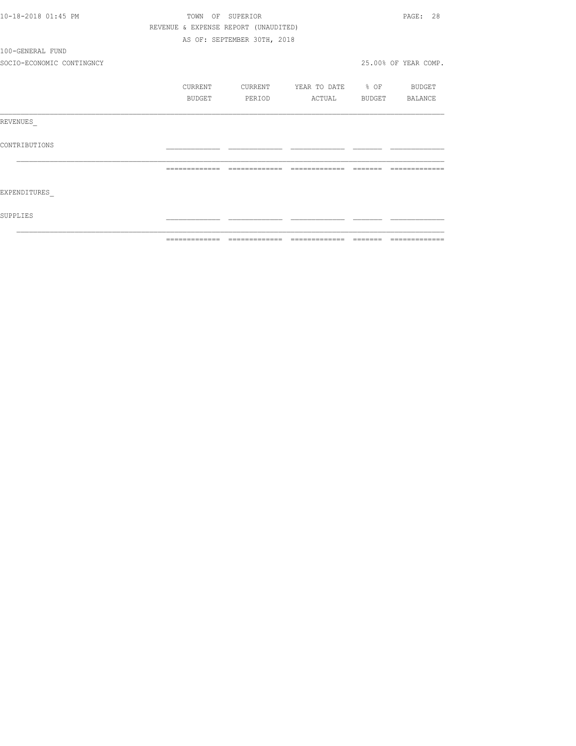10-18-2018 01:45 PM TOWN OF SUPERIOR

REVENUE & EXPENSE REPORT (UNAUDITED)

AS OF: SEPTEMBER 30TH, 2018

100-GENERAL FUND

SOCIO-ECONOMIC CONTINGNCY 25.00% OF YEAR COMP.

| | CURRENT BUDGET | CURRENT PERIOD | YEAR TO DATE ACTUAL | % OF BUDGET | BUDGET BALANCE |
|---|---|---|---|---|---|
| REVENUES_ | | | | | |
| CONTRIBUTIONS | | | | | |
| | | | | | |
| EXPENDITURES_ | | | | | |
| SUPPLIES | | | | | |
| | | | | | |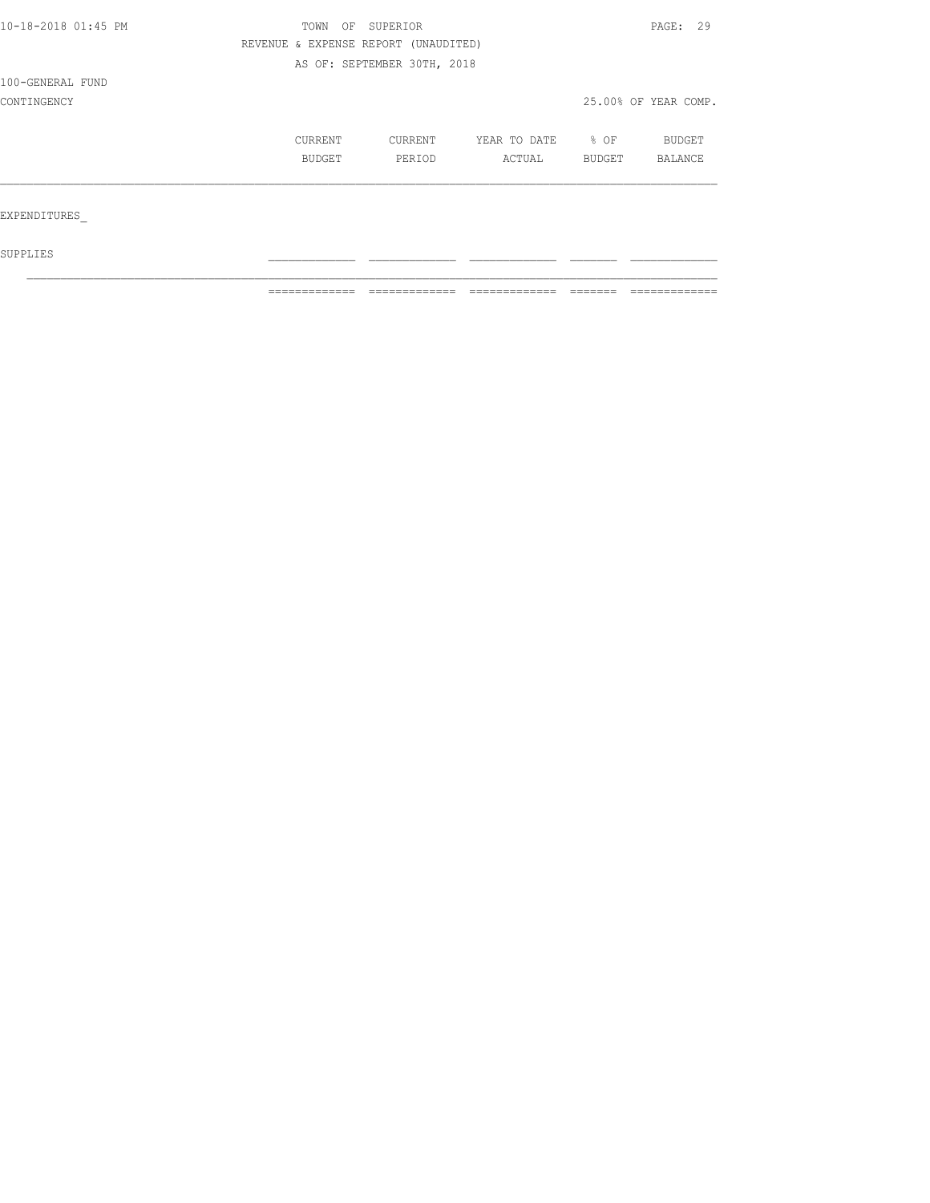TOWN OF SUPERIOR

REVENUE & EXPENSE REPORT (UNAUDITED)

AS OF: SEPTEMBER 30TH, 2018

100-GENERAL FUND

CONTINGENCY

25.00% OF YEAR COMP.

| | CURRENT BUDGET | CURRENT PERIOD | YEAR TO DATE ACTUAL | % OF BUDGET | BUDGET BALANCE |
|---|---|---|---|---|---|
| EXPENDITURES_ | | | | | |
| SUPPLIES | | | | | |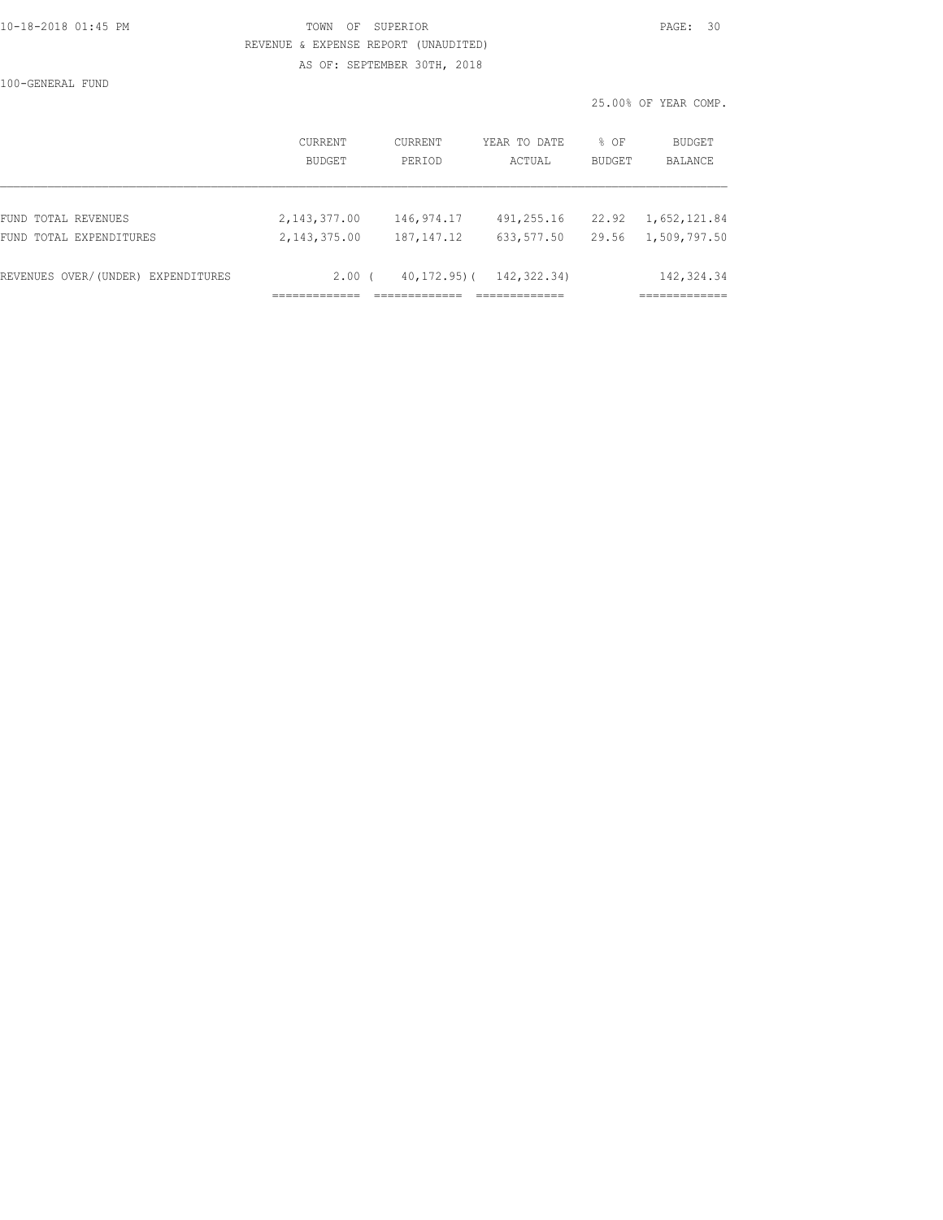TOWN OF SUPERIOR

REVENUE & EXPENSE REPORT (UNAUDITED)

AS OF: SEPTEMBER 30TH, 2018

100-GENERAL FUND

25.00% OF YEAR COMP.

| | CURRENT BUDGET | CURRENT PERIOD | YEAR TO DATE ACTUAL | % OF BUDGET | BUDGET BALANCE |
|---|---|---|---|---|---|
| FUND TOTAL REVENUES | 2,143,377.00 | 146,974.17 | 491,255.16 | 22.92 | 1,652,121.84 |
| FUND TOTAL EXPENDITURES | 2,143,375.00 | 187,147.12 | 633,577.50 | 29.56 | 1,509,797.50 |
| REVENUES OVER/(UNDER) EXPENDITURES | 2.00 | ( 40,172.95) | ( 142,322.34) | | 142,324.34 |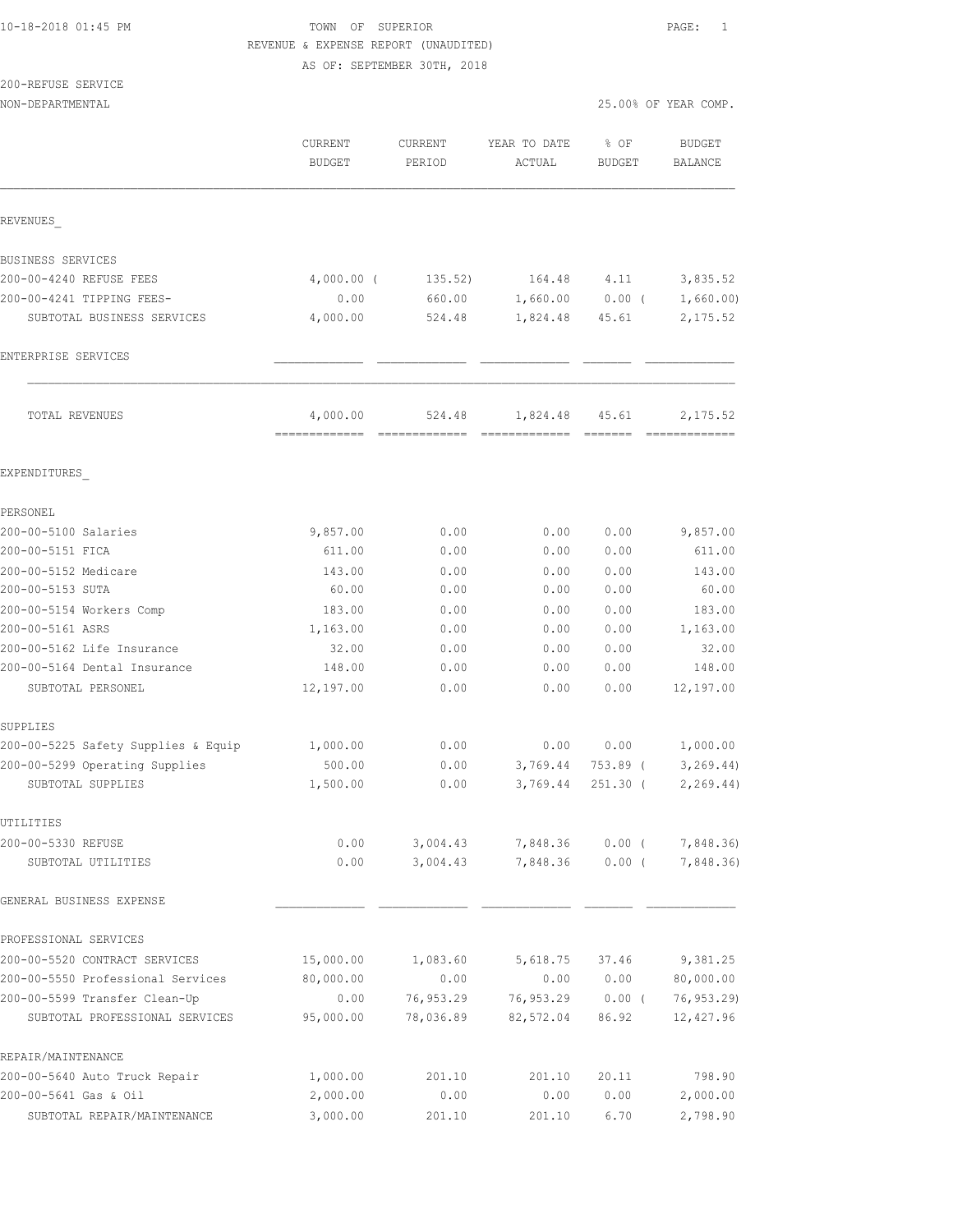10-18-2018 01:45 PM

TOWN OF SUPERIOR

REVENUE & EXPENSE REPORT (UNAUDITED)

AS OF: SEPTEMBER 30TH, 2018

200-REFUSE SERVICE

NON-DEPARTMENTAL

25.00% OF YEAR COMP.

| | CURRENT BUDGET | CURRENT PERIOD | YEAR TO DATE ACTUAL | % OF BUDGET | BUDGET BALANCE |
|---|---|---|---|---|---|
| REVENUES_ | | | | | |
| BUSINESS SERVICES | | | | | |
| 200-00-4240 REFUSE FEES | 4,000.00 | ( 135.52) | 164.48 | 4.11 | 3,835.52 |
| 200-00-4241 TIPPING FEES- | 0.00 | 660.00 | 1,660.00 | 0.00 | ( 1,660.00) |
| SUBTOTAL BUSINESS SERVICES | 4,000.00 | 524.48 | 1,824.48 | 45.61 | 2,175.52 |
| ENTERPRISE SERVICES | | | | | |
| TOTAL REVENUES | 4,000.00 | 524.48 | 1,824.48 | 45.61 | 2,175.52 |
| EXPENDITURES_ | | | | | |
| PERSONEL | | | | | |
| 200-00-5100 Salaries | 9,857.00 | 0.00 | 0.00 | 0.00 | 9,857.00 |
| 200-00-5151 FICA | 611.00 | 0.00 | 0.00 | 0.00 | 611.00 |
| 200-00-5152 Medicare | 143.00 | 0.00 | 0.00 | 0.00 | 143.00 |
| 200-00-5153 SUTA | 60.00 | 0.00 | 0.00 | 0.00 | 60.00 |
| 200-00-5154 Workers Comp | 183.00 | 0.00 | 0.00 | 0.00 | 183.00 |
| 200-00-5161 ASRS | 1,163.00 | 0.00 | 0.00 | 0.00 | 1,163.00 |
| 200-00-5162 Life Insurance | 32.00 | 0.00 | 0.00 | 0.00 | 32.00 |
| 200-00-5164 Dental Insurance | 148.00 | 0.00 | 0.00 | 0.00 | 148.00 |
| SUBTOTAL PERSONEL | 12,197.00 | 0.00 | 0.00 | 0.00 | 12,197.00 |
| SUPPLIES | | | | | |
| 200-00-5225 Safety Supplies & Equip | 1,000.00 | 0.00 | 0.00 | 0.00 | 1,000.00 |
| 200-00-5299 Operating Supplies | 500.00 | 0.00 | 3,769.44 | 753.89 | ( 3,269.44) |
| SUBTOTAL SUPPLIES | 1,500.00 | 0.00 | 3,769.44 | 251.30 | ( 2,269.44) |
| UTILITIES | | | | | |
| 200-00-5330 REFUSE | 0.00 | 3,004.43 | 7,848.36 | 0.00 | ( 7,848.36) |
| SUBTOTAL UTILITIES | 0.00 | 3,004.43 | 7,848.36 | 0.00 | ( 7,848.36) |
| GENERAL BUSINESS EXPENSE | | | | | |
| PROFESSIONAL SERVICES | | | | | |
| 200-00-5520 CONTRACT SERVICES | 15,000.00 | 1,083.60 | 5,618.75 | 37.46 | 9,381.25 |
| 200-00-5550 Professional Services | 80,000.00 | 0.00 | 0.00 | 0.00 | 80,000.00 |
| 200-00-5599 Transfer Clean-Up | 0.00 | 76,953.29 | 76,953.29 | 0.00 | ( 76,953.29) |
| SUBTOTAL PROFESSIONAL SERVICES | 95,000.00 | 78,036.89 | 82,572.04 | 86.92 | 12,427.96 |
| REPAIR/MAINTENANCE | | | | | |
| 200-00-5640 Auto Truck Repair | 1,000.00 | 201.10 | 201.10 | 20.11 | 798.90 |
| 200-00-5641 Gas & Oil | 2,000.00 | 0.00 | 0.00 | 0.00 | 2,000.00 |
| SUBTOTAL REPAIR/MAINTENANCE | 3,000.00 | 201.10 | 201.10 | 6.70 | 2,798.90 |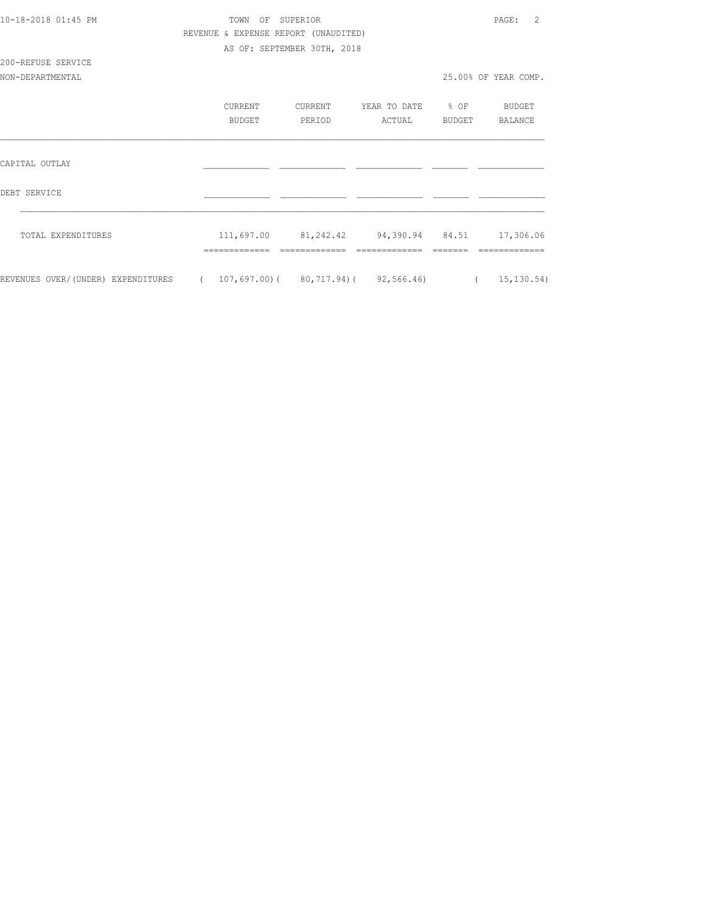TOWN OF SUPERIOR
REVENUE & EXPENSE REPORT (UNAUDITED)
AS OF: SEPTEMBER 30TH, 2018

200-REFUSE SERVICE
NON-DEPARTMENTAL

25.00% OF YEAR COMP.

| | CURRENT BUDGET | CURRENT PERIOD | YEAR TO DATE ACTUAL | % OF BUDGET | BUDGET BALANCE |
|---|---|---|---|---|---|
| CAPITAL OUTLAY | | | | | |
| DEBT SERVICE | | | | | |
| TOTAL EXPENDITURES | 111,697.00 | 81,242.42 | 94,390.94 | 84.51 | 17,306.06 |
| REVENUES OVER/(UNDER) EXPENDITURES | ( 107,697.00) | ( 80,717.94) | ( 92,566.46) | | ( 15,130.54) |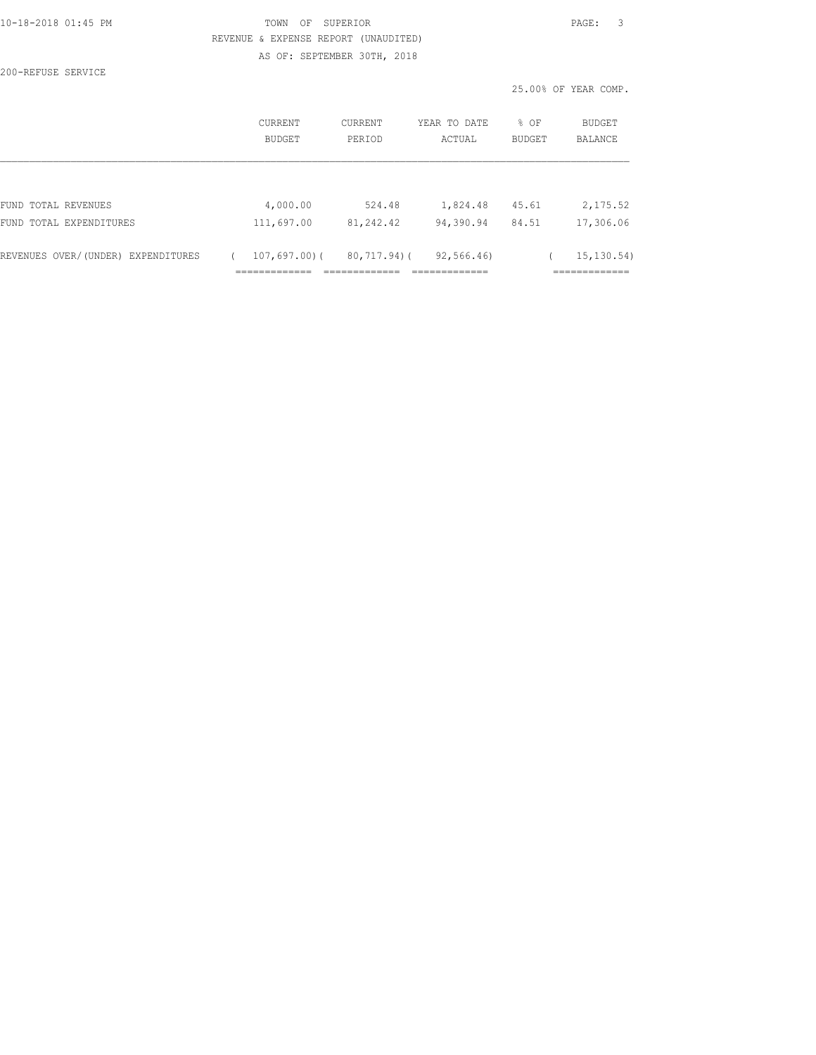TOWN OF SUPERIOR

REVENUE & EXPENSE REPORT (UNAUDITED)

AS OF: SEPTEMBER 30TH, 2018

200-REFUSE SERVICE

25.00% OF YEAR COMP.

| | CURRENT BUDGET | CURRENT PERIOD | YEAR TO DATE ACTUAL | % OF BUDGET | BUDGET BALANCE |
|---|---|---|---|---|---|
| FUND TOTAL REVENUES | 4,000.00 | 524.48 | 1,824.48 | 45.61 | 2,175.52 |
| FUND TOTAL EXPENDITURES | 111,697.00 | 81,242.42 | 94,390.94 | 84.51 | 17,306.06 |
| REVENUES OVER/(UNDER) EXPENDITURES | ( 107,697.00) | ( 80,717.94) | ( 92,566.46) | | ( 15,130.54) |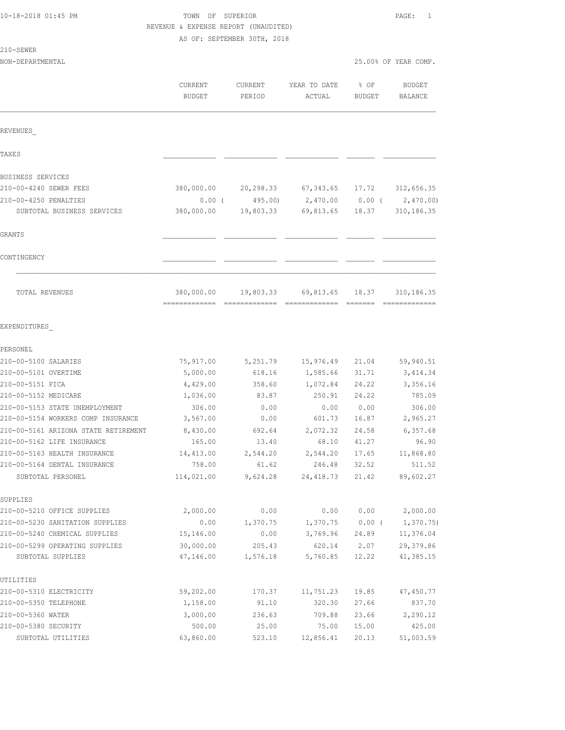10-18-2018 01:45 PM TOWN OF SUPERIOR PAGE: 1

REVENUE & EXPENSE REPORT (UNAUDITED)

AS OF: SEPTEMBER 30TH, 2018

210-SEWER

NON-DEPARTMENTAL 25.00% OF YEAR COMP.

| | CURRENT BUDGET | CURRENT PERIOD | YEAR TO DATE ACTUAL | % OF BUDGET | BUDGET BALANCE |
|---|---|---|---|---|---|
| REVENUES_ | | | | | |
| TAXES | | | | | |
| BUSINESS SERVICES | | | | | |
| 210-00-4240 SEWER FEES | 380,000.00 | 20,298.33 | 67,343.65 | 17.72 | 312,656.35 |
| 210-00-4250 PENALTIES | 0.00 | ( 495.00) | 2,470.00 | 0.00 | ( 2,470.00) |
| SUBTOTAL BUSINESS SERVICES | 380,000.00 | 19,803.33 | 69,813.65 | 18.37 | 310,186.35 |
| GRANTS | | | | | |
| CONTINGENCY | | | | | |
| TOTAL REVENUES | 380,000.00 | 19,803.33 | 69,813.65 | 18.37 | 310,186.35 |
| EXPENDITURES_ | | | | | |
| PERSONEL | | | | | |
| 210-00-5100 SALARIES | 75,917.00 | 5,251.79 | 15,976.49 | 21.04 | 59,940.51 |
| 210-00-5101 OVERTIME | 5,000.00 | 618.16 | 1,585.66 | 31.71 | 3,414.34 |
| 210-00-5151 FICA | 4,429.00 | 358.60 | 1,072.84 | 24.22 | 3,356.16 |
| 210-00-5152 MEDICARE | 1,036.00 | 83.87 | 250.91 | 24.22 | 785.09 |
| 210-00-5153 STATE UNEMPLOYMENT | 306.00 | 0.00 | 0.00 | 0.00 | 306.00 |
| 210-00-5154 WORKERS COMP INSURANCE | 3,567.00 | 0.00 | 601.73 | 16.87 | 2,965.27 |
| 210-00-5161 ARIZONA STATE RETIREMENT | 8,430.00 | 692.64 | 2,072.32 | 24.58 | 6,357.68 |
| 210-00-5162 LIFE INSURANCE | 165.00 | 13.40 | 68.10 | 41.27 | 96.90 |
| 210-00-5163 HEALTH INSURANCE | 14,413.00 | 2,544.20 | 2,544.20 | 17.65 | 11,868.80 |
| 210-00-5164 DENTAL INSURANCE | 758.00 | 61.62 | 246.48 | 32.52 | 511.52 |
| SUBTOTAL PERSONEL | 114,021.00 | 9,624.28 | 24,418.73 | 21.42 | 89,602.27 |
| SUPPLIES | | | | | |
| 210-00-5210 OFFICE SUPPLIES | 2,000.00 | 0.00 | 0.00 | 0.00 | 2,000.00 |
| 210-00-5230 SANITATION SUPPLIES | 0.00 | 1,370.75 | 1,370.75 | 0.00 | ( 1,370.75) |
| 210-00-5240 CHEMICAL SUPPLIES | 15,146.00 | 0.00 | 3,769.96 | 24.89 | 11,376.04 |
| 210-00-5299 OPERATING SUPPLIES | 30,000.00 | 205.43 | 620.14 | 2.07 | 29,379.86 |
| SUBTOTAL SUPPLIES | 47,146.00 | 1,576.18 | 5,760.85 | 12.22 | 41,385.15 |
| UTILITIES | | | | | |
| 210-00-5310 ELECTRICITY | 59,202.00 | 170.37 | 11,751.23 | 19.85 | 47,450.77 |
| 210-00-5350 TELEPHONE | 1,158.00 | 91.10 | 320.30 | 27.66 | 837.70 |
| 210-00-5360 WATER | 3,000.00 | 236.63 | 709.88 | 23.66 | 2,290.12 |
| 210-00-5380 SECURITY | 500.00 | 25.00 | 75.00 | 15.00 | 425.00 |
| SUBTOTAL UTILITIES | 63,860.00 | 523.10 | 12,856.41 | 20.13 | 51,003.59 |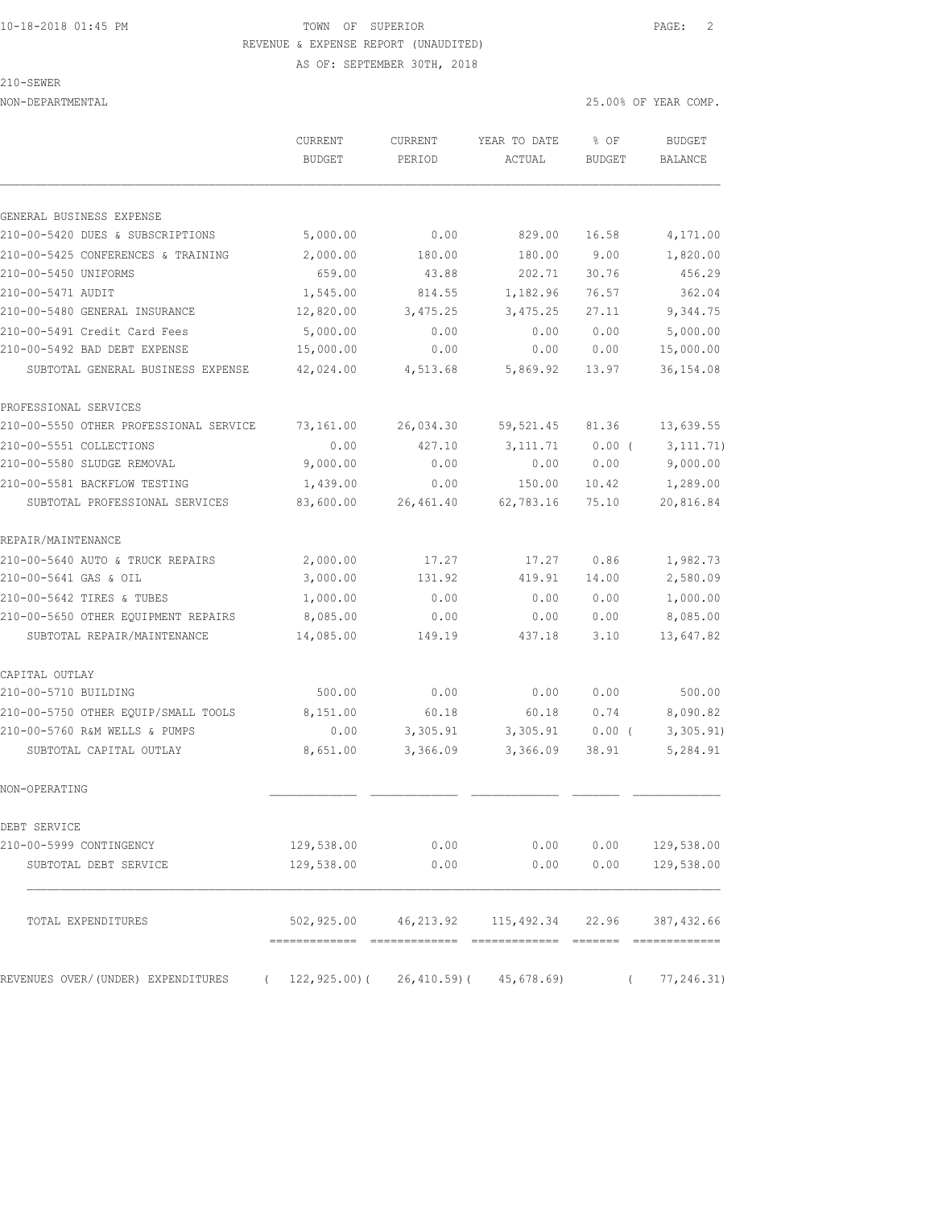10-18-2018 01:45 PM TOWN OF SUPERIOR PAGE: 2

REVENUE & EXPENSE REPORT (UNAUDITED)

AS OF: SEPTEMBER 30TH, 2018

210-SEWER

NON-DEPARTMENTAL 25.00% OF YEAR COMP.

| | CURRENT BUDGET | CURRENT PERIOD | YEAR TO DATE ACTUAL | % OF BUDGET | BUDGET BALANCE |
|---|---|---|---|---|---|
| GENERAL BUSINESS EXPENSE | | | | | |
| 210-00-5420 DUES & SUBSCRIPTIONS | 5,000.00 | 0.00 | 829.00 | 16.58 | 4,171.00 |
| 210-00-5425 CONFERENCES & TRAINING | 2,000.00 | 180.00 | 180.00 | 9.00 | 1,820.00 |
| 210-00-5450 UNIFORMS | 659.00 | 43.88 | 202.71 | 30.76 | 456.29 |
| 210-00-5471 AUDIT | 1,545.00 | 814.55 | 1,182.96 | 76.57 | 362.04 |
| 210-00-5480 GENERAL INSURANCE | 12,820.00 | 3,475.25 | 3,475.25 | 27.11 | 9,344.75 |
| 210-00-5491 Credit Card Fees | 5,000.00 | 0.00 | 0.00 | 0.00 | 5,000.00 |
| 210-00-5492 BAD DEBT EXPENSE | 15,000.00 | 0.00 | 0.00 | 0.00 | 15,000.00 |
| SUBTOTAL GENERAL BUSINESS EXPENSE | 42,024.00 | 4,513.68 | 5,869.92 | 13.97 | 36,154.08 |
| PROFESSIONAL SERVICES | | | | | |
| 210-00-5550 OTHER PROFESSIONAL SERVICE | 73,161.00 | 26,034.30 | 59,521.45 | 81.36 | 13,639.55 |
| 210-00-5551 COLLECTIONS | 0.00 | 427.10 | 3,111.71 | 0.00 | ( 3,111.71) |
| 210-00-5580 SLUDGE REMOVAL | 9,000.00 | 0.00 | 0.00 | 0.00 | 9,000.00 |
| 210-00-5581 BACKFLOW TESTING | 1,439.00 | 0.00 | 150.00 | 10.42 | 1,289.00 |
| SUBTOTAL PROFESSIONAL SERVICES | 83,600.00 | 26,461.40 | 62,783.16 | 75.10 | 20,816.84 |
| REPAIR/MAINTENANCE | | | | | |
| 210-00-5640 AUTO & TRUCK REPAIRS | 2,000.00 | 17.27 | 17.27 | 0.86 | 1,982.73 |
| 210-00-5641 GAS & OIL | 3,000.00 | 131.92 | 419.91 | 14.00 | 2,580.09 |
| 210-00-5642 TIRES & TUBES | 1,000.00 | 0.00 | 0.00 | 0.00 | 1,000.00 |
| 210-00-5650 OTHER EQUIPMENT REPAIRS | 8,085.00 | 0.00 | 0.00 | 0.00 | 8,085.00 |
| SUBTOTAL REPAIR/MAINTENANCE | 14,085.00 | 149.19 | 437.18 | 3.10 | 13,647.82 |
| CAPITAL OUTLAY | | | | | |
| 210-00-5710 BUILDING | 500.00 | 0.00 | 0.00 | 0.00 | 500.00 |
| 210-00-5750 OTHER EQUIP/SMALL TOOLS | 8,151.00 | 60.18 | 60.18 | 0.74 | 8,090.82 |
| 210-00-5760 R&M WELLS & PUMPS | 0.00 | 3,305.91 | 3,305.91 | 0.00 | ( 3,305.91) |
| SUBTOTAL CAPITAL OUTLAY | 8,651.00 | 3,366.09 | 3,366.09 | 38.91 | 5,284.91 |
| NON-OPERATING | | | | | |
| DEBT SERVICE | | | | | |
| 210-00-5999 CONTINGENCY | 129,538.00 | 0.00 | 0.00 | 0.00 | 129,538.00 |
| SUBTOTAL DEBT SERVICE | 129,538.00 | 0.00 | 0.00 | 0.00 | 129,538.00 |
| TOTAL EXPENDITURES | 502,925.00 | 46,213.92 | 115,492.34 | 22.96 | 387,432.66 |
| REVENUES OVER/(UNDER) EXPENDITURES | ( 122,925.00) | ( 26,410.59) | ( 45,678.69) | | ( 77,246.31) |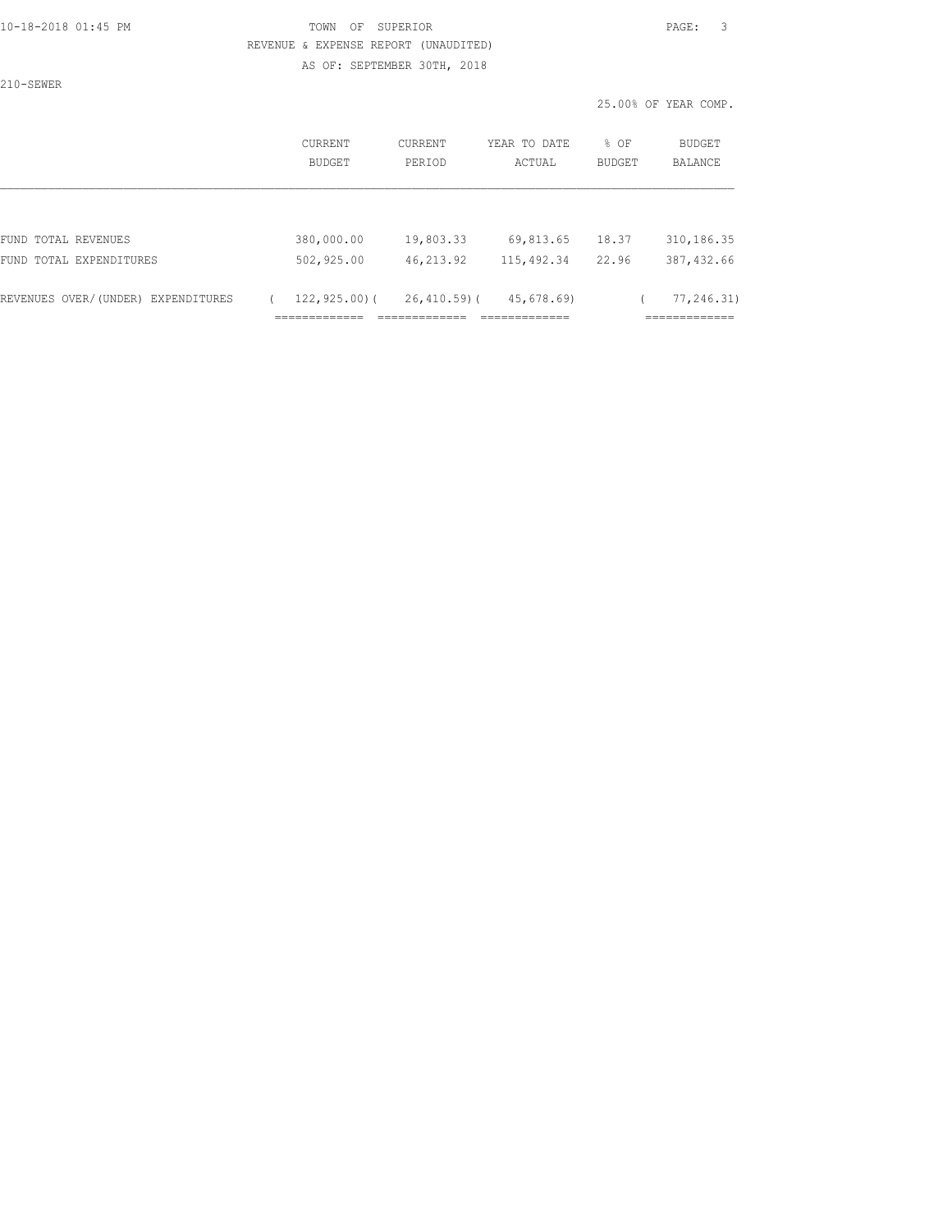TOWN OF SUPERIOR

REVENUE & EXPENSE REPORT (UNAUDITED)

AS OF: SEPTEMBER 30TH, 2018

210-SEWER

25.00% OF YEAR COMP.

| | CURRENT BUDGET | CURRENT PERIOD | YEAR TO DATE ACTUAL | % OF BUDGET | BUDGET BALANCE |
|---|---|---|---|---|---|
| FUND TOTAL REVENUES | 380,000.00 | 19,803.33 | 69,813.65 | 18.37 | 310,186.35 |
| FUND TOTAL EXPENDITURES | 502,925.00 | 46,213.92 | 115,492.34 | 22.96 | 387,432.66 |
| REVENUES OVER/(UNDER) EXPENDITURES | ( 122,925.00) | ( 26,410.59) | ( 45,678.69) | | ( 77,246.31) |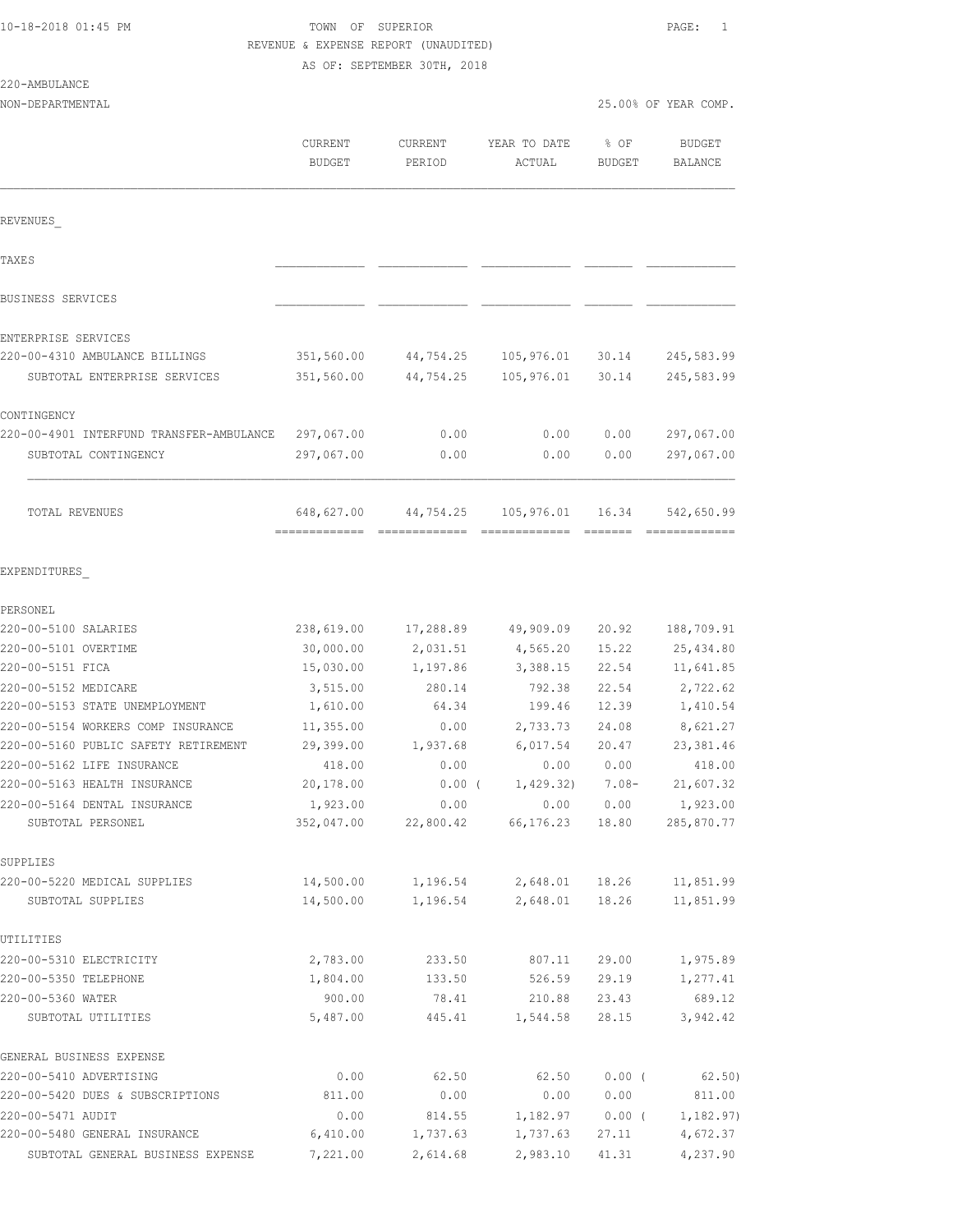TOWN OF SUPERIOR
REVENUE & EXPENSE REPORT (UNAUDITED)
AS OF: SEPTEMBER 30TH, 2018

220-AMBULANCE
NON-DEPARTMENTAL

25.00% OF YEAR COMP.

| | CURRENT BUDGET | CURRENT PERIOD | YEAR TO DATE ACTUAL | % OF BUDGET | BUDGET BALANCE |
|---|---|---|---|---|---|
| **REVENUES** | | | | | |
| TAXES | | | | | |
| BUSINESS SERVICES | | | | | |
| ENTERPRISE SERVICES | | | | | |
| 220-00-4310 AMBULANCE BILLINGS | 351,560.00 | 44,754.25 | 105,976.01 | 30.14 | 245,583.99 |
| SUBTOTAL ENTERPRISE SERVICES | 351,560.00 | 44,754.25 | 105,976.01 | 30.14 | 245,583.99 |
| CONTINGENCY | | | | | |
| 220-00-4901 INTERFUND TRANSFER-AMBULANCE | 297,067.00 | 0.00 | 0.00 | 0.00 | 297,067.00 |
| SUBTOTAL CONTINGENCY | 297,067.00 | 0.00 | 0.00 | 0.00 | 297,067.00 |
| TOTAL REVENUES | 648,627.00 | 44,754.25 | 105,976.01 | 16.34 | 542,650.99 |
| **EXPENDITURES** | | | | | |
| PERSONEL | | | | | |
| 220-00-5100 SALARIES | 238,619.00 | 17,288.89 | 49,909.09 | 20.92 | 188,709.91 |
| 220-00-5101 OVERTIME | 30,000.00 | 2,031.51 | 4,565.20 | 15.22 | 25,434.80 |
| 220-00-5151 FICA | 15,030.00 | 1,197.86 | 3,388.15 | 22.54 | 11,641.85 |
| 220-00-5152 MEDICARE | 3,515.00 | 280.14 | 792.38 | 22.54 | 2,722.62 |
| 220-00-5153 STATE UNEMPLOYMENT | 1,610.00 | 64.34 | 199.46 | 12.39 | 1,410.54 |
| 220-00-5154 WORKERS COMP INSURANCE | 11,355.00 | 0.00 | 2,733.73 | 24.08 | 8,621.27 |
| 220-00-5160 PUBLIC SAFETY RETIREMENT | 29,399.00 | 1,937.68 | 6,017.54 | 20.47 | 23,381.46 |
| 220-00-5162 LIFE INSURANCE | 418.00 | 0.00 | 0.00 | 0.00 | 418.00 |
| 220-00-5163 HEALTH INSURANCE | 20,178.00 | 0.00 | ( 1,429.32) | 7.08- | 21,607.32 |
| 220-00-5164 DENTAL INSURANCE | 1,923.00 | 0.00 | 0.00 | 0.00 | 1,923.00 |
| SUBTOTAL PERSONEL | 352,047.00 | 22,800.42 | 66,176.23 | 18.80 | 285,870.77 |
| SUPPLIES | | | | | |
| 220-00-5220 MEDICAL SUPPLIES | 14,500.00 | 1,196.54 | 2,648.01 | 18.26 | 11,851.99 |
| SUBTOTAL SUPPLIES | 14,500.00 | 1,196.54 | 2,648.01 | 18.26 | 11,851.99 |
| UTILITIES | | | | | |
| 220-00-5310 ELECTRICITY | 2,783.00 | 233.50 | 807.11 | 29.00 | 1,975.89 |
| 220-00-5350 TELEPHONE | 1,804.00 | 133.50 | 526.59 | 29.19 | 1,277.41 |
| 220-00-5360 WATER | 900.00 | 78.41 | 210.88 | 23.43 | 689.12 |
| SUBTOTAL UTILITIES | 5,487.00 | 445.41 | 1,544.58 | 28.15 | 3,942.42 |
| GENERAL BUSINESS EXPENSE | | | | | |
| 220-00-5410 ADVERTISING | 0.00 | 62.50 | 62.50 | 0.00 | ( 62.50) |
| 220-00-5420 DUES & SUBSCRIPTIONS | 811.00 | 0.00 | 0.00 | 0.00 | 811.00 |
| 220-00-5471 AUDIT | 0.00 | 814.55 | 1,182.97 | 0.00 | ( 1,182.97) |
| 220-00-5480 GENERAL INSURANCE | 6,410.00 | 1,737.63 | 1,737.63 | 27.11 | 4,672.37 |
| SUBTOTAL GENERAL BUSINESS EXPENSE | 7,221.00 | 2,614.68 | 2,983.10 | 41.31 | 4,237.90 |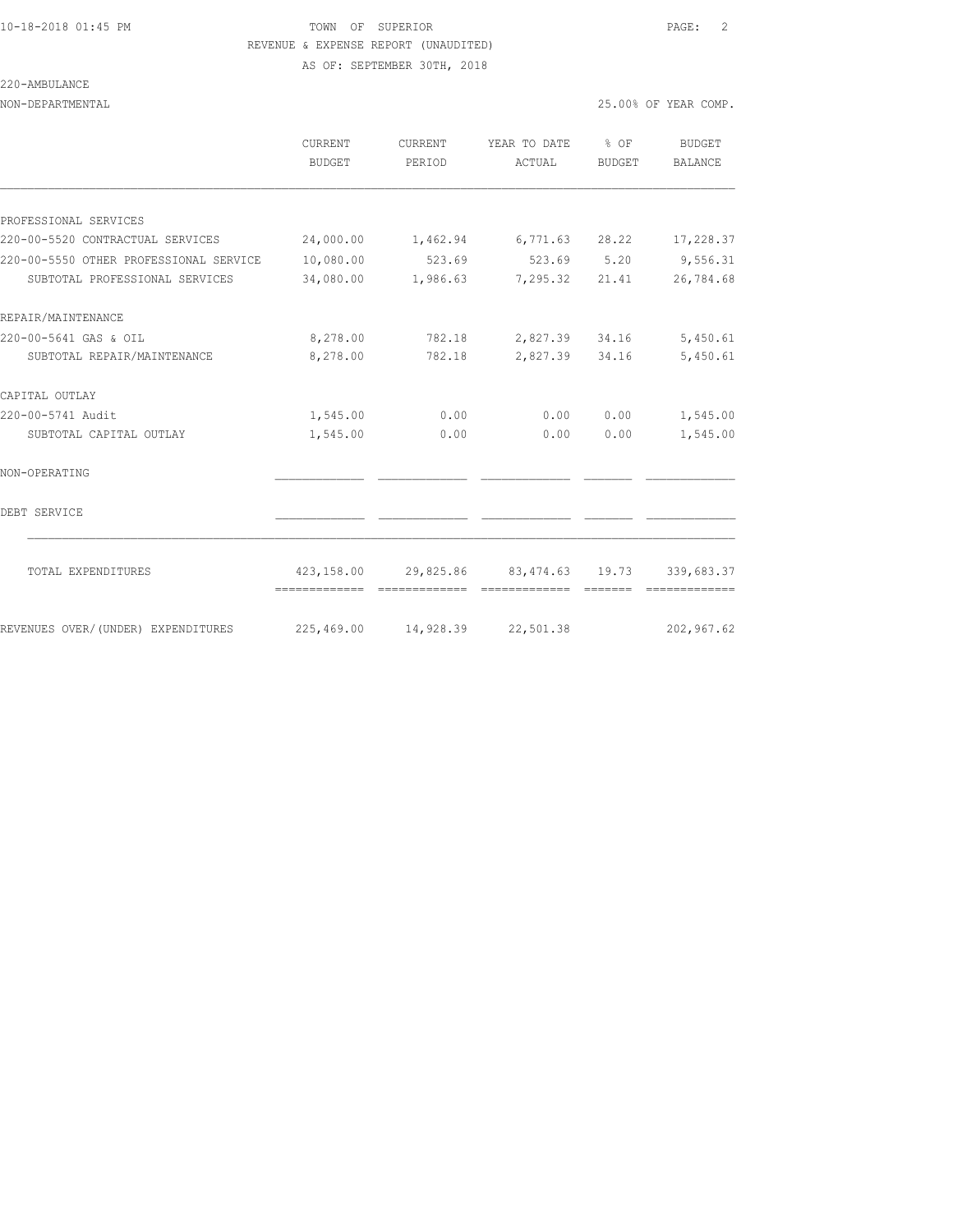TOWN OF SUPERIOR

REVENUE & EXPENSE REPORT (UNAUDITED)

AS OF: SEPTEMBER 30TH, 2018

220-AMBULANCE

NON-DEPARTMENTAL — 25.00% OF YEAR COMP.

| | CURRENT BUDGET | CURRENT PERIOD | YEAR TO DATE ACTUAL | % OF BUDGET | BUDGET BALANCE |
|---|---|---|---|---|---|
| PROFESSIONAL SERVICES | | | | | |
| 220-00-5520 CONTRACTUAL SERVICES | 24,000.00 | 1,462.94 | 6,771.63 | 28.22 | 17,228.37 |
| 220-00-5550 OTHER PROFESSIONAL SERVICE | 10,080.00 | 523.69 | 523.69 | 5.20 | 9,556.31 |
| SUBTOTAL PROFESSIONAL SERVICES | 34,080.00 | 1,986.63 | 7,295.32 | 21.41 | 26,784.68 |
| REPAIR/MAINTENANCE | | | | | |
| 220-00-5641 GAS & OIL | 8,278.00 | 782.18 | 2,827.39 | 34.16 | 5,450.61 |
| SUBTOTAL REPAIR/MAINTENANCE | 8,278.00 | 782.18 | 2,827.39 | 34.16 | 5,450.61 |
| CAPITAL OUTLAY | | | | | |
| 220-00-5741 Audit | 1,545.00 | 0.00 | 0.00 | 0.00 | 1,545.00 |
| SUBTOTAL CAPITAL OUTLAY | 1,545.00 | 0.00 | 0.00 | 0.00 | 1,545.00 |
| NON-OPERATING | | | | | |
| DEBT SERVICE | | | | | |
| TOTAL EXPENDITURES | 423,158.00 | 29,825.86 | 83,474.63 | 19.73 | 339,683.37 |
| REVENUES OVER/(UNDER) EXPENDITURES | 225,469.00 | 14,928.39 | 22,501.38 | | 202,967.62 |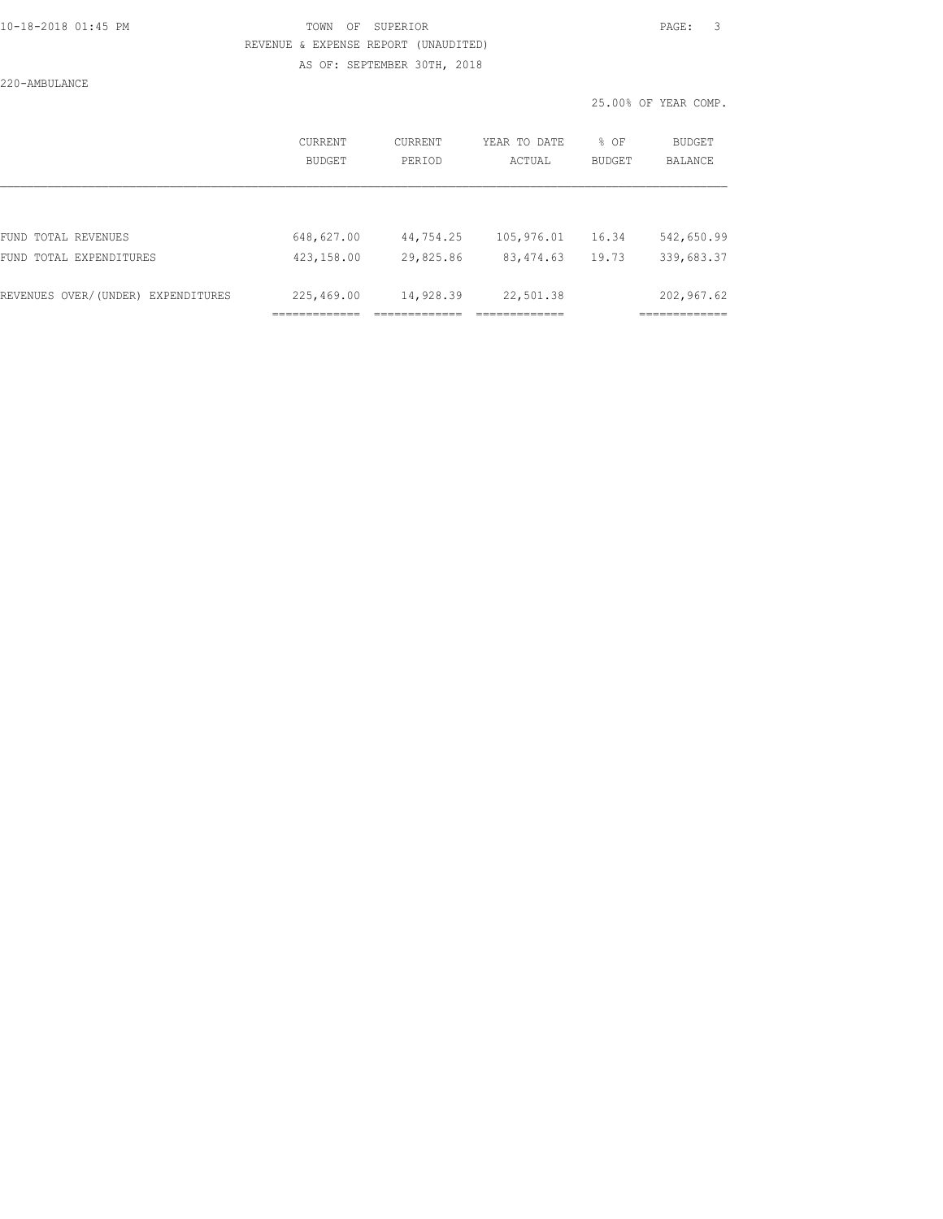TOWN OF SUPERIOR

REVENUE & EXPENSE REPORT (UNAUDITED)

AS OF: SEPTEMBER 30TH, 2018

220-AMBULANCE

25.00% OF YEAR COMP.

| | CURRENT BUDGET | CURRENT PERIOD | YEAR TO DATE ACTUAL | % OF BUDGET | BUDGET BALANCE |
|---|---|---|---|---|---|
| FUND TOTAL REVENUES | 648,627.00 | 44,754.25 | 105,976.01 | 16.34 | 542,650.99 |
| FUND TOTAL EXPENDITURES | 423,158.00 | 29,825.86 | 83,474.63 | 19.73 | 339,683.37 |
| REVENUES OVER/(UNDER) EXPENDITURES | 225,469.00 | 14,928.39 | 22,501.38 | | 202,967.62 |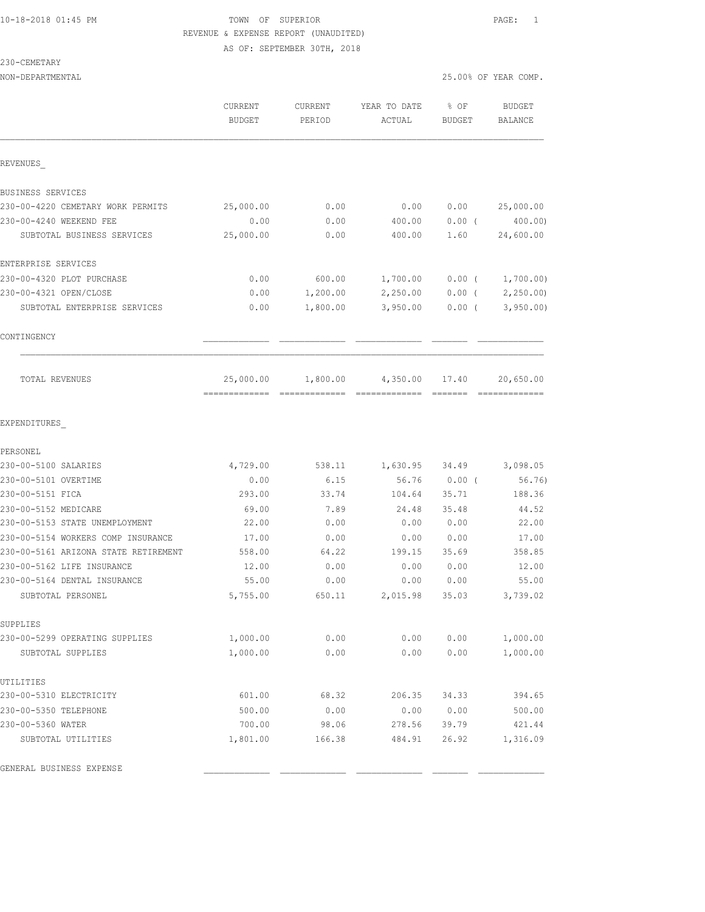10-18-2018 01:45 PM TOWN OF SUPERIOR

REVENUE & EXPENSE REPORT (UNAUDITED)

AS OF: SEPTEMBER 30TH, 2018

230-CEMETARY

NON-DEPARTMENTAL 25.00% OF YEAR COMP.

| | CURRENT BUDGET | CURRENT PERIOD | YEAR TO DATE ACTUAL | % OF BUDGET | BUDGET BALANCE |
|---|---|---|---|---|---|
| **REVENUES** | | | | | |
| BUSINESS SERVICES | | | | | |
| 230-00-4220 CEMETARY WORK PERMITS | 25,000.00 | 0.00 | 0.00 | 0.00 | 25,000.00 |
| 230-00-4240 WEEKEND FEE | 0.00 | 0.00 | 400.00 | 0.00 ( | 400.00) |
| SUBTOTAL BUSINESS SERVICES | 25,000.00 | 0.00 | 400.00 | 1.60 | 24,600.00 |
| ENTERPRISE SERVICES | | | | | |
| 230-00-4320 PLOT PURCHASE | 0.00 | 600.00 | 1,700.00 | 0.00 ( | 1,700.00) |
| 230-00-4321 OPEN/CLOSE | 0.00 | 1,200.00 | 2,250.00 | 0.00 ( | 2,250.00) |
| SUBTOTAL ENTERPRISE SERVICES | 0.00 | 1,800.00 | 3,950.00 | 0.00 ( | 3,950.00) |
| CONTINGENCY | | | | | |
| TOTAL REVENUES | 25,000.00 | 1,800.00 | 4,350.00 | 17.40 | 20,650.00 |
| **EXPENDITURES** | | | | | |
| PERSONEL | | | | | |
| 230-00-5100 SALARIES | 4,729.00 | 538.11 | 1,630.95 | 34.49 | 3,098.05 |
| 230-00-5101 OVERTIME | 0.00 | 6.15 | 56.76 | 0.00 ( | 56.76) |
| 230-00-5151 FICA | 293.00 | 33.74 | 104.64 | 35.71 | 188.36 |
| 230-00-5152 MEDICARE | 69.00 | 7.89 | 24.48 | 35.48 | 44.52 |
| 230-00-5153 STATE UNEMPLOYMENT | 22.00 | 0.00 | 0.00 | 0.00 | 22.00 |
| 230-00-5154 WORKERS COMP INSURANCE | 17.00 | 0.00 | 0.00 | 0.00 | 17.00 |
| 230-00-5161 ARIZONA STATE RETIREMENT | 558.00 | 64.22 | 199.15 | 35.69 | 358.85 |
| 230-00-5162 LIFE INSURANCE | 12.00 | 0.00 | 0.00 | 0.00 | 12.00 |
| 230-00-5164 DENTAL INSURANCE | 55.00 | 0.00 | 0.00 | 0.00 | 55.00 |
| SUBTOTAL PERSONEL | 5,755.00 | 650.11 | 2,015.98 | 35.03 | 3,739.02 |
| SUPPLIES | | | | | |
| 230-00-5299 OPERATING SUPPLIES | 1,000.00 | 0.00 | 0.00 | 0.00 | 1,000.00 |
| SUBTOTAL SUPPLIES | 1,000.00 | 0.00 | 0.00 | 0.00 | 1,000.00 |
| UTILITIES | | | | | |
| 230-00-5310 ELECTRICITY | 601.00 | 68.32 | 206.35 | 34.33 | 394.65 |
| 230-00-5350 TELEPHONE | 500.00 | 0.00 | 0.00 | 0.00 | 500.00 |
| 230-00-5360 WATER | 700.00 | 98.06 | 278.56 | 39.79 | 421.44 |
| SUBTOTAL UTILITIES | 1,801.00 | 166.38 | 484.91 | 26.92 | 1,316.09 |
| GENERAL BUSINESS EXPENSE | | | | | |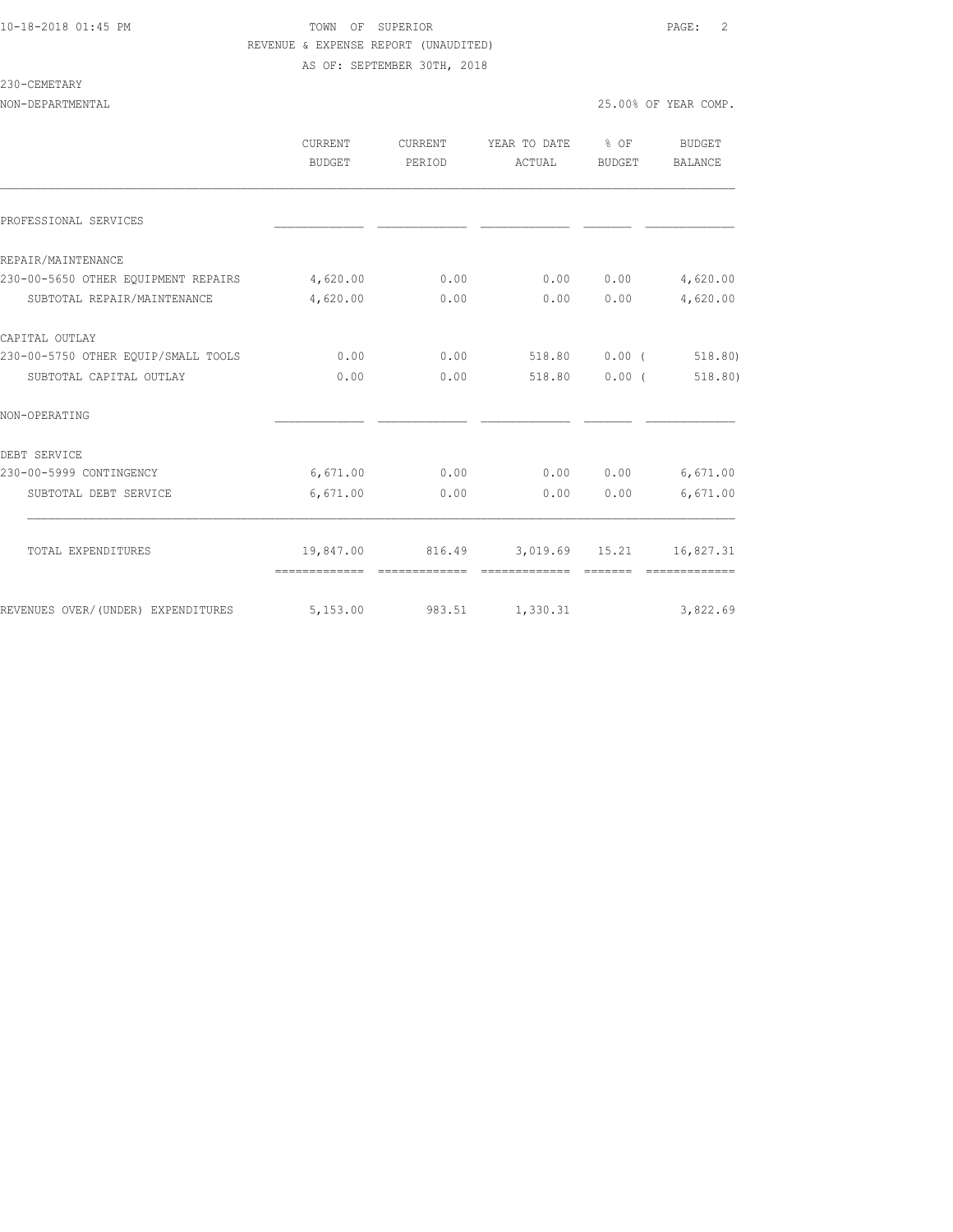10-18-2018 01:45 PM

TOWN OF SUPERIOR

REVENUE & EXPENSE REPORT (UNAUDITED)

AS OF: SEPTEMBER 30TH, 2018

230-CEMETARY

NON-DEPARTMENTAL

25.00% OF YEAR COMP.

| | CURRENT BUDGET | CURRENT PERIOD | YEAR TO DATE ACTUAL | % OF BUDGET | BUDGET BALANCE |
|---|---|---|---|---|---|
| PROFESSIONAL SERVICES | | | | | |
| REPAIR/MAINTENANCE | | | | | |
| 230-00-5650 OTHER EQUIPMENT REPAIRS | 4,620.00 | 0.00 | 0.00 | 0.00 | 4,620.00 |
| SUBTOTAL REPAIR/MAINTENANCE | 4,620.00 | 0.00 | 0.00 | 0.00 | 4,620.00 |
| CAPITAL OUTLAY | | | | | |
| 230-00-5750 OTHER EQUIP/SMALL TOOLS | 0.00 | 0.00 | 518.80 | 0.00 | ( 518.80) |
| SUBTOTAL CAPITAL OUTLAY | 0.00 | 0.00 | 518.80 | 0.00 | ( 518.80) |
| NON-OPERATING | | | | | |
| DEBT SERVICE | | | | | |
| 230-00-5999 CONTINGENCY | 6,671.00 | 0.00 | 0.00 | 0.00 | 6,671.00 |
| SUBTOTAL DEBT SERVICE | 6,671.00 | 0.00 | 0.00 | 0.00 | 6,671.00 |
| TOTAL EXPENDITURES | 19,847.00 | 816.49 | 3,019.69 | 15.21 | 16,827.31 |
| REVENUES OVER/(UNDER) EXPENDITURES | 5,153.00 | 983.51 | 1,330.31 | | 3,822.69 |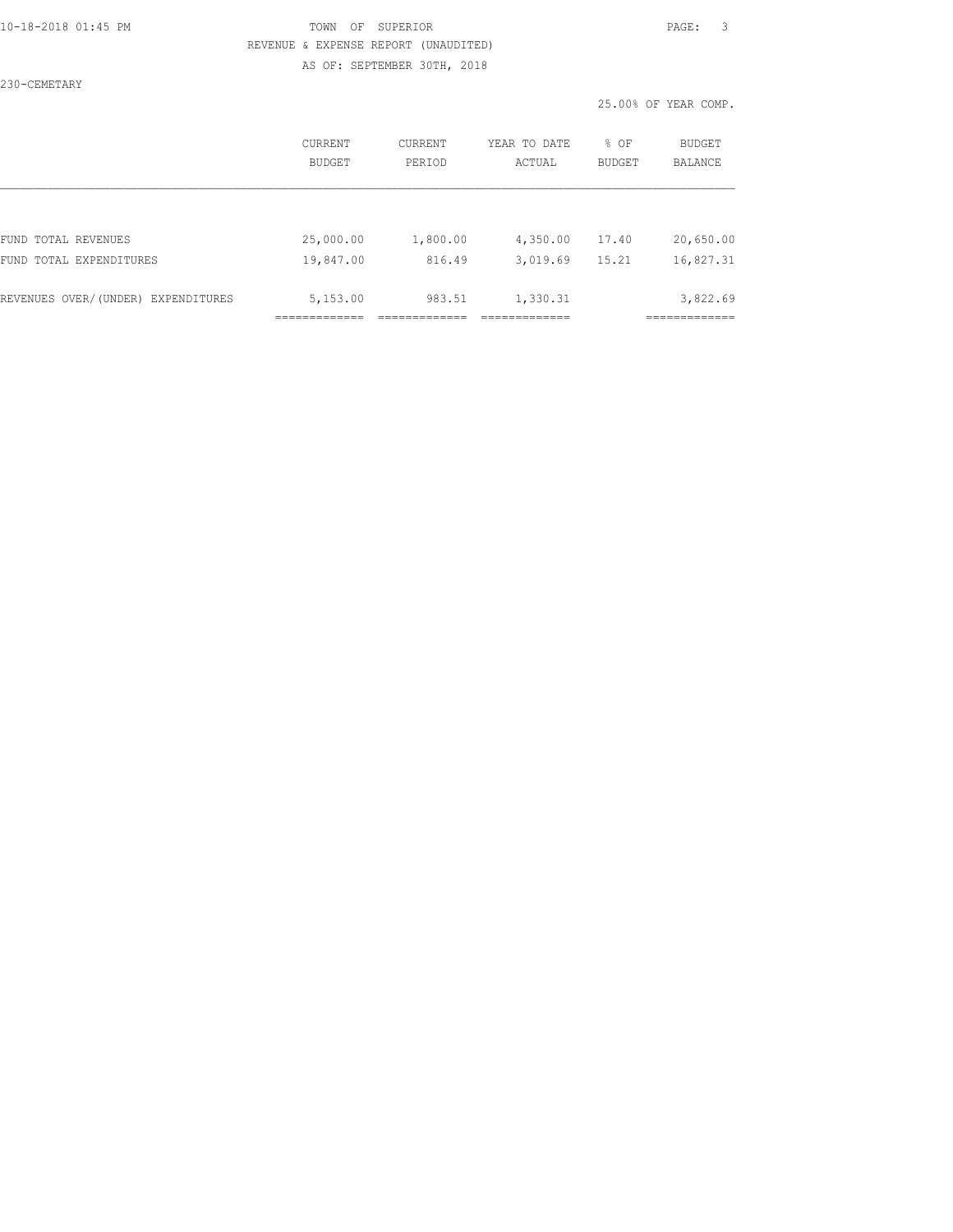10-18-2018 01:45 PM TOWN OF SUPERIOR

REVENUE & EXPENSE REPORT (UNAUDITED)

AS OF: SEPTEMBER 30TH, 2018

230-CEMETARY

25.00% OF YEAR COMP.

| | CURRENT BUDGET | CURRENT PERIOD | YEAR TO DATE ACTUAL | % OF BUDGET | BUDGET BALANCE |
|---|---|---|---|---|---|
| FUND TOTAL REVENUES | 25,000.00 | 1,800.00 | 4,350.00 | 17.40 | 20,650.00 |
| FUND TOTAL EXPENDITURES | 19,847.00 | 816.49 | 3,019.69 | 15.21 | 16,827.31 |
| REVENUES OVER/(UNDER) EXPENDITURES | 5,153.00 | 983.51 | 1,330.31 | | 3,822.69 |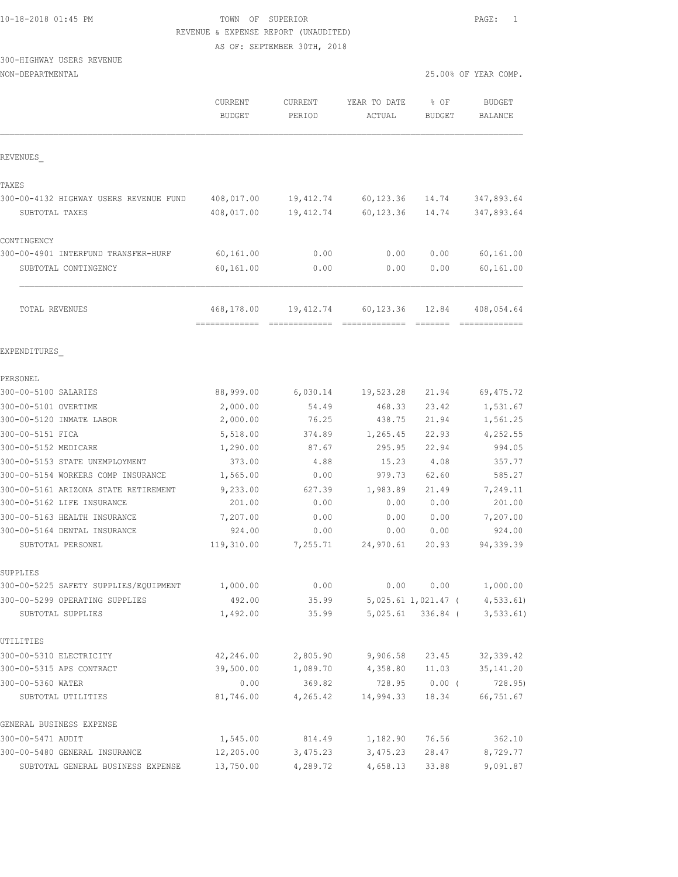10-18-2018 01:45 PM

TOWN OF SUPERIOR

REVENUE & EXPENSE REPORT (UNAUDITED)

AS OF: SEPTEMBER 30TH, 2018

300-HIGHWAY USERS REVENUE

NON-DEPARTMENTAL

25.00% OF YEAR COMP.

| | CURRENT BUDGET | CURRENT PERIOD | YEAR TO DATE ACTUAL | % OF BUDGET | BUDGET BALANCE |
|---|---|---|---|---|---|
| **REVENUES** | | | | | |
| TAXES | | | | | |
| 300-00-4132 HIGHWAY USERS REVENUE FUND | 408,017.00 | 19,412.74 | 60,123.36 | 14.74 | 347,893.64 |
| SUBTOTAL TAXES | 408,017.00 | 19,412.74 | 60,123.36 | 14.74 | 347,893.64 |
| CONTINGENCY | | | | | |
| 300-00-4901 INTERFUND TRANSFER-HURF | 60,161.00 | 0.00 | 0.00 | 0.00 | 60,161.00 |
| SUBTOTAL CONTINGENCY | 60,161.00 | 0.00 | 0.00 | 0.00 | 60,161.00 |
| TOTAL REVENUES | 468,178.00 | 19,412.74 | 60,123.36 | 12.84 | 408,054.64 |
| **EXPENDITURES** | | | | | |
| PERSONEL | | | | | |
| 300-00-5100 SALARIES | 88,999.00 | 6,030.14 | 19,523.28 | 21.94 | 69,475.72 |
| 300-00-5101 OVERTIME | 2,000.00 | 54.49 | 468.33 | 23.42 | 1,531.67 |
| 300-00-5120 INMATE LABOR | 2,000.00 | 76.25 | 438.75 | 21.94 | 1,561.25 |
| 300-00-5151 FICA | 5,518.00 | 374.89 | 1,265.45 | 22.93 | 4,252.55 |
| 300-00-5152 MEDICARE | 1,290.00 | 87.67 | 295.95 | 22.94 | 994.05 |
| 300-00-5153 STATE UNEMPLOYMENT | 373.00 | 4.88 | 15.23 | 4.08 | 357.77 |
| 300-00-5154 WORKERS COMP INSURANCE | 1,565.00 | 0.00 | 979.73 | 62.60 | 585.27 |
| 300-00-5161 ARIZONA STATE RETIREMENT | 9,233.00 | 627.39 | 1,983.89 | 21.49 | 7,249.11 |
| 300-00-5162 LIFE INSURANCE | 201.00 | 0.00 | 0.00 | 0.00 | 201.00 |
| 300-00-5163 HEALTH INSURANCE | 7,207.00 | 0.00 | 0.00 | 0.00 | 7,207.00 |
| 300-00-5164 DENTAL INSURANCE | 924.00 | 0.00 | 0.00 | 0.00 | 924.00 |
| SUBTOTAL PERSONEL | 119,310.00 | 7,255.71 | 24,970.61 | 20.93 | 94,339.39 |
| SUPPLIES | | | | | |
| 300-00-5225 SAFETY SUPPLIES/EQUIPMENT | 1,000.00 | 0.00 | 0.00 | 0.00 | 1,000.00 |
| 300-00-5299 OPERATING SUPPLIES | 492.00 | 35.99 | 5,025.61 | 1,021.47 | ( 4,533.61) |
| SUBTOTAL SUPPLIES | 1,492.00 | 35.99 | 5,025.61 | 336.84 | ( 3,533.61) |
| UTILITIES | | | | | |
| 300-00-5310 ELECTRICITY | 42,246.00 | 2,805.90 | 9,906.58 | 23.45 | 32,339.42 |
| 300-00-5315 APS CONTRACT | 39,500.00 | 1,089.70 | 4,358.80 | 11.03 | 35,141.20 |
| 300-00-5360 WATER | 0.00 | 369.82 | 728.95 | 0.00 | ( 728.95) |
| SUBTOTAL UTILITIES | 81,746.00 | 4,265.42 | 14,994.33 | 18.34 | 66,751.67 |
| GENERAL BUSINESS EXPENSE | | | | | |
| 300-00-5471 AUDIT | 1,545.00 | 814.49 | 1,182.90 | 76.56 | 362.10 |
| 300-00-5480 GENERAL INSURANCE | 12,205.00 | 3,475.23 | 3,475.23 | 28.47 | 8,729.77 |
| SUBTOTAL GENERAL BUSINESS EXPENSE | 13,750.00 | 4,289.72 | 4,658.13 | 33.88 | 9,091.87 |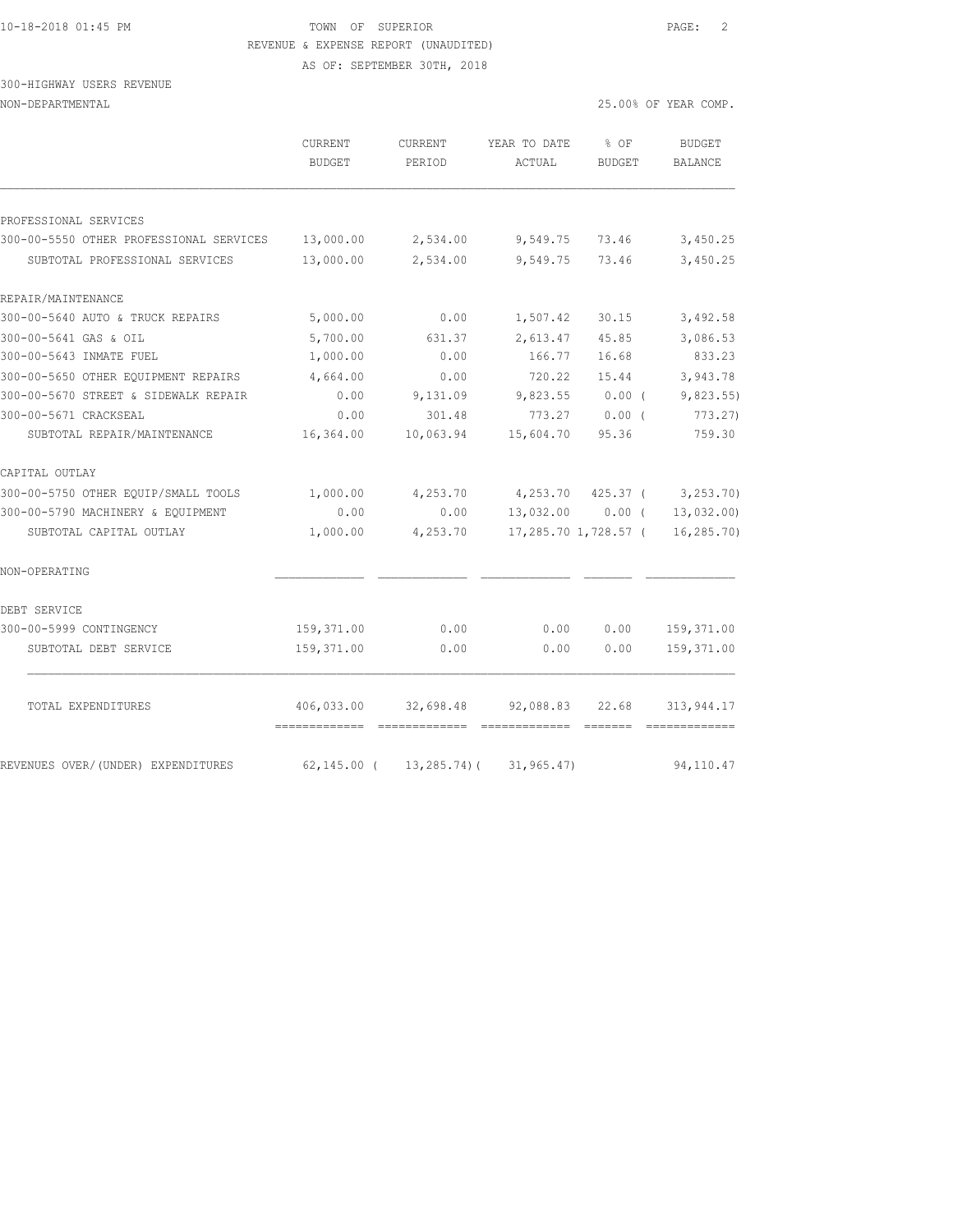TOWN OF SUPERIOR

REVENUE & EXPENSE REPORT (UNAUDITED)

AS OF: SEPTEMBER 30TH, 2018

300-HIGHWAY USERS REVENUE

NON-DEPARTMENTAL — 25.00% OF YEAR COMP.

| | CURRENT BUDGET | CURRENT PERIOD | YEAR TO DATE ACTUAL | % OF BUDGET | BUDGET BALANCE |
|---|---|---|---|---|---|
| PROFESSIONAL SERVICES | | | | | |
| 300-00-5550 OTHER PROFESSIONAL SERVICES | 13,000.00 | 2,534.00 | 9,549.75 | 73.46 | 3,450.25 |
| SUBTOTAL PROFESSIONAL SERVICES | 13,000.00 | 2,534.00 | 9,549.75 | 73.46 | 3,450.25 |
| REPAIR/MAINTENANCE | | | | | |
| 300-00-5640 AUTO & TRUCK REPAIRS | 5,000.00 | 0.00 | 1,507.42 | 30.15 | 3,492.58 |
| 300-00-5641 GAS & OIL | 5,700.00 | 631.37 | 2,613.47 | 45.85 | 3,086.53 |
| 300-00-5643 INMATE FUEL | 1,000.00 | 0.00 | 166.77 | 16.68 | 833.23 |
| 300-00-5650 OTHER EQUIPMENT REPAIRS | 4,664.00 | 0.00 | 720.22 | 15.44 | 3,943.78 |
| 300-00-5670 STREET & SIDEWALK REPAIR | 0.00 | 9,131.09 | 9,823.55 | 0.00 | ( 9,823.55) |
| 300-00-5671 CRACKSEAL | 0.00 | 301.48 | 773.27 | 0.00 | ( 773.27) |
| SUBTOTAL REPAIR/MAINTENANCE | 16,364.00 | 10,063.94 | 15,604.70 | 95.36 | 759.30 |
| CAPITAL OUTLAY | | | | | |
| 300-00-5750 OTHER EQUIP/SMALL TOOLS | 1,000.00 | 4,253.70 | 4,253.70 | 425.37 | ( 3,253.70) |
| 300-00-5790 MACHINERY & EQUIPMENT | 0.00 | 0.00 | 13,032.00 | 0.00 | ( 13,032.00) |
| SUBTOTAL CAPITAL OUTLAY | 1,000.00 | 4,253.70 | 17,285.70 | 1,728.57 | ( 16,285.70) |
| NON-OPERATING | | | | | |
| DEBT SERVICE | | | | | |
| 300-00-5999 CONTINGENCY | 159,371.00 | 0.00 | 0.00 | 0.00 | 159,371.00 |
| SUBTOTAL DEBT SERVICE | 159,371.00 | 0.00 | 0.00 | 0.00 | 159,371.00 |
| TOTAL EXPENDITURES | 406,033.00 | 32,698.48 | 92,088.83 | 22.68 | 313,944.17 |
| REVENUES OVER/(UNDER) EXPENDITURES | 62,145.00 | ( 13,285.74) | ( 31,965.47) | | 94,110.47 |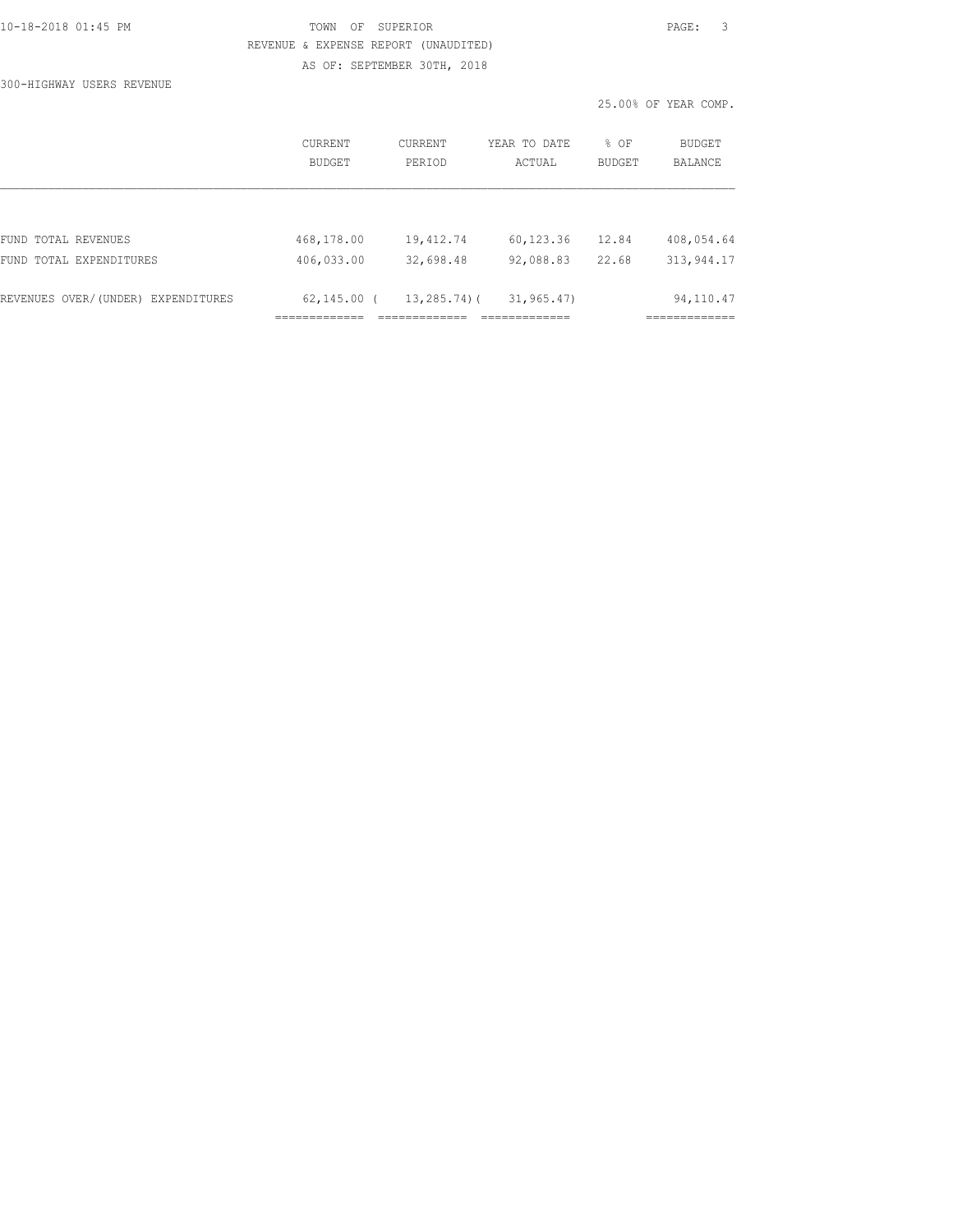TOWN OF SUPERIOR

REVENUE & EXPENSE REPORT (UNAUDITED)

AS OF: SEPTEMBER 30TH, 2018

300-HIGHWAY USERS REVENUE

25.00% OF YEAR COMP.

| | CURRENT BUDGET | CURRENT PERIOD | YEAR TO DATE ACTUAL | % OF BUDGET | BUDGET BALANCE |
|---|---|---|---|---|---|
| FUND TOTAL REVENUES | 468,178.00 | 19,412.74 | 60,123.36 | 12.84 | 408,054.64 |
| FUND TOTAL EXPENDITURES | 406,033.00 | 32,698.48 | 92,088.83 | 22.68 | 313,944.17 |
| REVENUES OVER/(UNDER) EXPENDITURES | 62,145.00 | ( 13,285.74) | ( 31,965.47) | | 94,110.47 |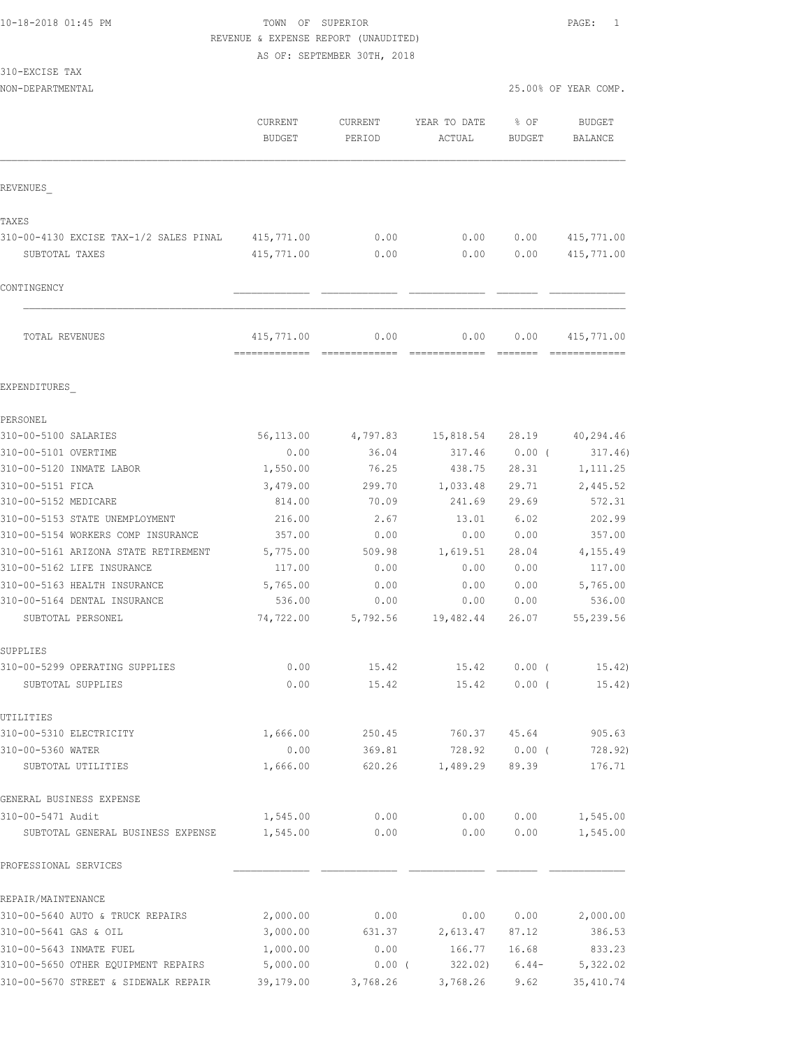10-18-2018 01:45 PM TOWN OF SUPERIOR

REVENUE & EXPENSE REPORT (UNAUDITED)

AS OF: SEPTEMBER 30TH, 2018

310-EXCISE TAX

NON-DEPARTMENTAL 25.00% OF YEAR COMP.

| | CURRENT BUDGET | CURRENT PERIOD | YEAR TO DATE ACTUAL | % OF BUDGET | BUDGET BALANCE |
|---|---|---|---|---|---|
| **REVENUES** | | | | | |
| **TAXES** | | | | | |
| 310-00-4130 EXCISE TAX-1/2 SALES PINAL | 415,771.00 | 0.00 | 0.00 | 0.00 | 415,771.00 |
| SUBTOTAL TAXES | 415,771.00 | 0.00 | 0.00 | 0.00 | 415,771.00 |
| **CONTINGENCY** | | | | | |
| TOTAL REVENUES | 415,771.00 | 0.00 | 0.00 | 0.00 | 415,771.00 |
| **EXPENDITURES** | | | | | |
| **PERSONEL** | | | | | |
| 310-00-5100 SALARIES | 56,113.00 | 4,797.83 | 15,818.54 | 28.19 | 40,294.46 |
| 310-00-5101 OVERTIME | 0.00 | 36.04 | 317.46 | 0.00 | ( 317.46) |
| 310-00-5120 INMATE LABOR | 1,550.00 | 76.25 | 438.75 | 28.31 | 1,111.25 |
| 310-00-5151 FICA | 3,479.00 | 299.70 | 1,033.48 | 29.71 | 2,445.52 |
| 310-00-5152 MEDICARE | 814.00 | 70.09 | 241.69 | 29.69 | 572.31 |
| 310-00-5153 STATE UNEMPLOYMENT | 216.00 | 2.67 | 13.01 | 6.02 | 202.99 |
| 310-00-5154 WORKERS COMP INSURANCE | 357.00 | 0.00 | 0.00 | 0.00 | 357.00 |
| 310-00-5161 ARIZONA STATE RETIREMENT | 5,775.00 | 509.98 | 1,619.51 | 28.04 | 4,155.49 |
| 310-00-5162 LIFE INSURANCE | 117.00 | 0.00 | 0.00 | 0.00 | 117.00 |
| 310-00-5163 HEALTH INSURANCE | 5,765.00 | 0.00 | 0.00 | 0.00 | 5,765.00 |
| 310-00-5164 DENTAL INSURANCE | 536.00 | 0.00 | 0.00 | 0.00 | 536.00 |
| SUBTOTAL PERSONEL | 74,722.00 | 5,792.56 | 19,482.44 | 26.07 | 55,239.56 |
| **SUPPLIES** | | | | | |
| 310-00-5299 OPERATING SUPPLIES | 0.00 | 15.42 | 15.42 | 0.00 | ( 15.42) |
| SUBTOTAL SUPPLIES | 0.00 | 15.42 | 15.42 | 0.00 | ( 15.42) |
| **UTILITIES** | | | | | |
| 310-00-5310 ELECTRICITY | 1,666.00 | 250.45 | 760.37 | 45.64 | 905.63 |
| 310-00-5360 WATER | 0.00 | 369.81 | 728.92 | 0.00 | ( 728.92) |
| SUBTOTAL UTILITIES | 1,666.00 | 620.26 | 1,489.29 | 89.39 | 176.71 |
| **GENERAL BUSINESS EXPENSE** | | | | | |
| 310-00-5471 Audit | 1,545.00 | 0.00 | 0.00 | 0.00 | 1,545.00 |
| SUBTOTAL GENERAL BUSINESS EXPENSE | 1,545.00 | 0.00 | 0.00 | 0.00 | 1,545.00 |
| **PROFESSIONAL SERVICES** | | | | | |
| **REPAIR/MAINTENANCE** | | | | | |
| 310-00-5640 AUTO & TRUCK REPAIRS | 2,000.00 | 0.00 | 0.00 | 0.00 | 2,000.00 |
| 310-00-5641 GAS & OIL | 3,000.00 | 631.37 | 2,613.47 | 87.12 | 386.53 |
| 310-00-5643 INMATE FUEL | 1,000.00 | 0.00 | 166.77 | 16.68 | 833.23 |
| 310-00-5650 OTHER EQUIPMENT REPAIRS | 5,000.00 | 0.00 | ( 322.02) | 6.44- | 5,322.02 |
| 310-00-5670 STREET & SIDEWALK REPAIR | 39,179.00 | 3,768.26 | 3,768.26 | 9.62 | 35,410.74 |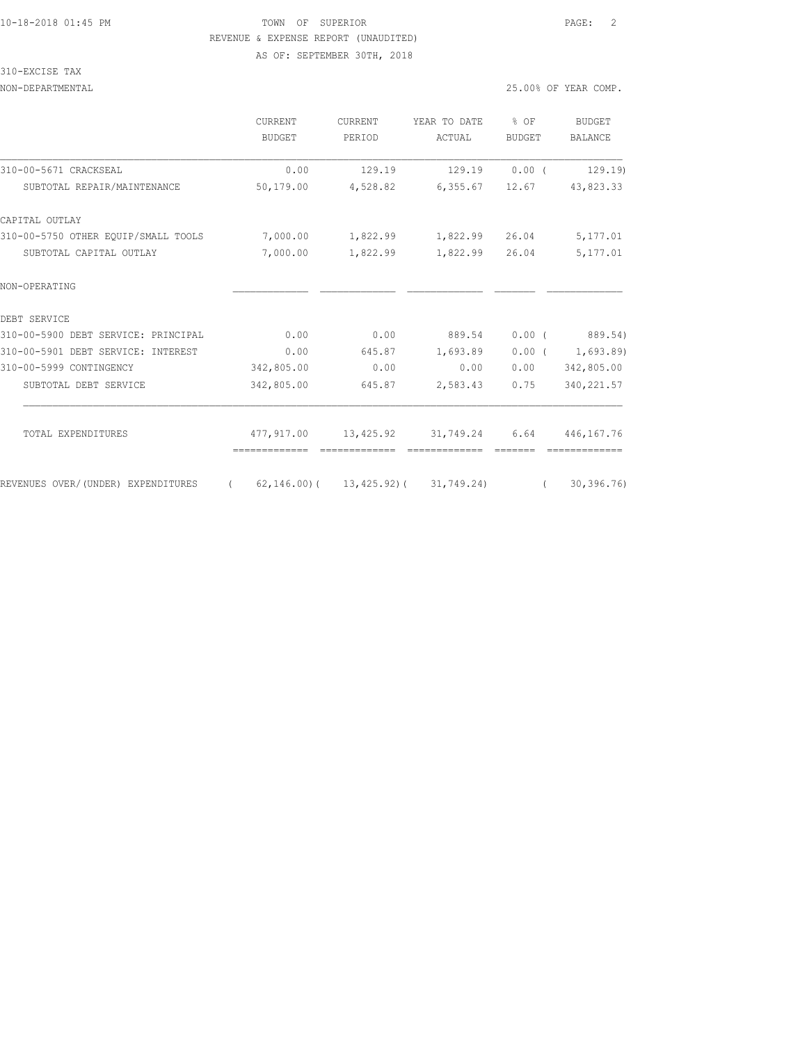10-18-2018 01:45 PM

TOWN OF SUPERIOR

REVENUE & EXPENSE REPORT (UNAUDITED)

AS OF: SEPTEMBER 30TH, 2018

310-EXCISE TAX

NON-DEPARTMENTAL

25.00% OF YEAR COMP.

| | CURRENT BUDGET | CURRENT PERIOD | YEAR TO DATE ACTUAL | % OF BUDGET | BUDGET BALANCE |
|---|---|---|---|---|---|
| 310-00-5671 CRACKSEAL | 0.00 | 129.19 | 129.19 | 0.00 ( | 129.19) |
| SUBTOTAL REPAIR/MAINTENANCE | 50,179.00 | 4,528.82 | 6,355.67 | 12.67 | 43,823.33 |
| CAPITAL OUTLAY | | | | | |
| 310-00-5750 OTHER EQUIP/SMALL TOOLS | 7,000.00 | 1,822.99 | 1,822.99 | 26.04 | 5,177.01 |
| SUBTOTAL CAPITAL OUTLAY | 7,000.00 | 1,822.99 | 1,822.99 | 26.04 | 5,177.01 |
| NON-OPERATING | | | | | |
| DEBT SERVICE | | | | | |
| 310-00-5900 DEBT SERVICE: PRINCIPAL | 0.00 | 0.00 | 889.54 | 0.00 ( | 889.54) |
| 310-00-5901 DEBT SERVICE: INTEREST | 0.00 | 645.87 | 1,693.89 | 0.00 ( | 1,693.89) |
| 310-00-5999 CONTINGENCY | 342,805.00 | 0.00 | 0.00 | 0.00 | 342,805.00 |
| SUBTOTAL DEBT SERVICE | 342,805.00 | 645.87 | 2,583.43 | 0.75 | 340,221.57 |
| TOTAL EXPENDITURES | 477,917.00 | 13,425.92 | 31,749.24 | 6.64 | 446,167.76 |
| REVENUES OVER/(UNDER) EXPENDITURES | ( 62,146.00)( | 13,425.92)( | 31,749.24) | ( | 30,396.76) |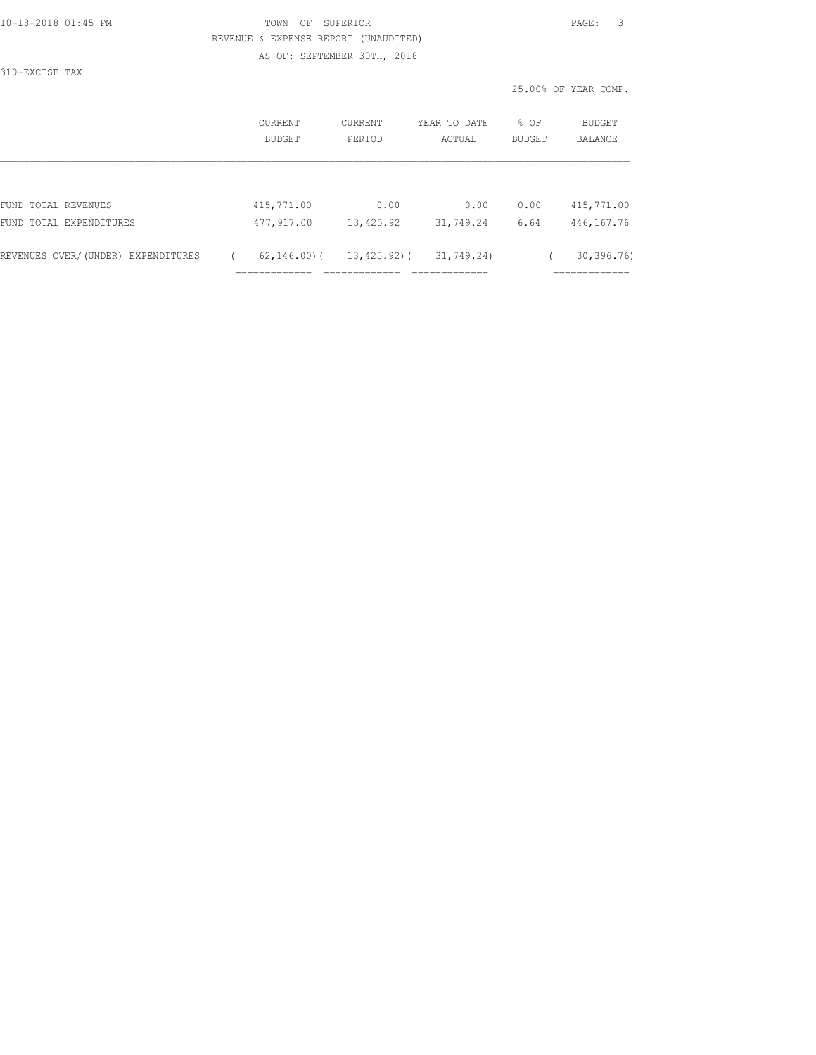TOWN OF SUPERIOR
REVENUE & EXPENSE REPORT (UNAUDITED)
AS OF: SEPTEMBER 30TH, 2018

310-EXCISE TAX

25.00% OF YEAR COMP.

| | CURRENT BUDGET | CURRENT PERIOD | YEAR TO DATE ACTUAL | % OF BUDGET | BUDGET BALANCE |
|---|---|---|---|---|---|
| FUND TOTAL REVENUES | 415,771.00 | 0.00 | 0.00 | 0.00 | 415,771.00 |
| FUND TOTAL EXPENDITURES | 477,917.00 | 13,425.92 | 31,749.24 | 6.64 | 446,167.76 |
| REVENUES OVER/(UNDER) EXPENDITURES | ( 62,146.00) | ( 13,425.92) | ( 31,749.24) | | ( 30,396.76) |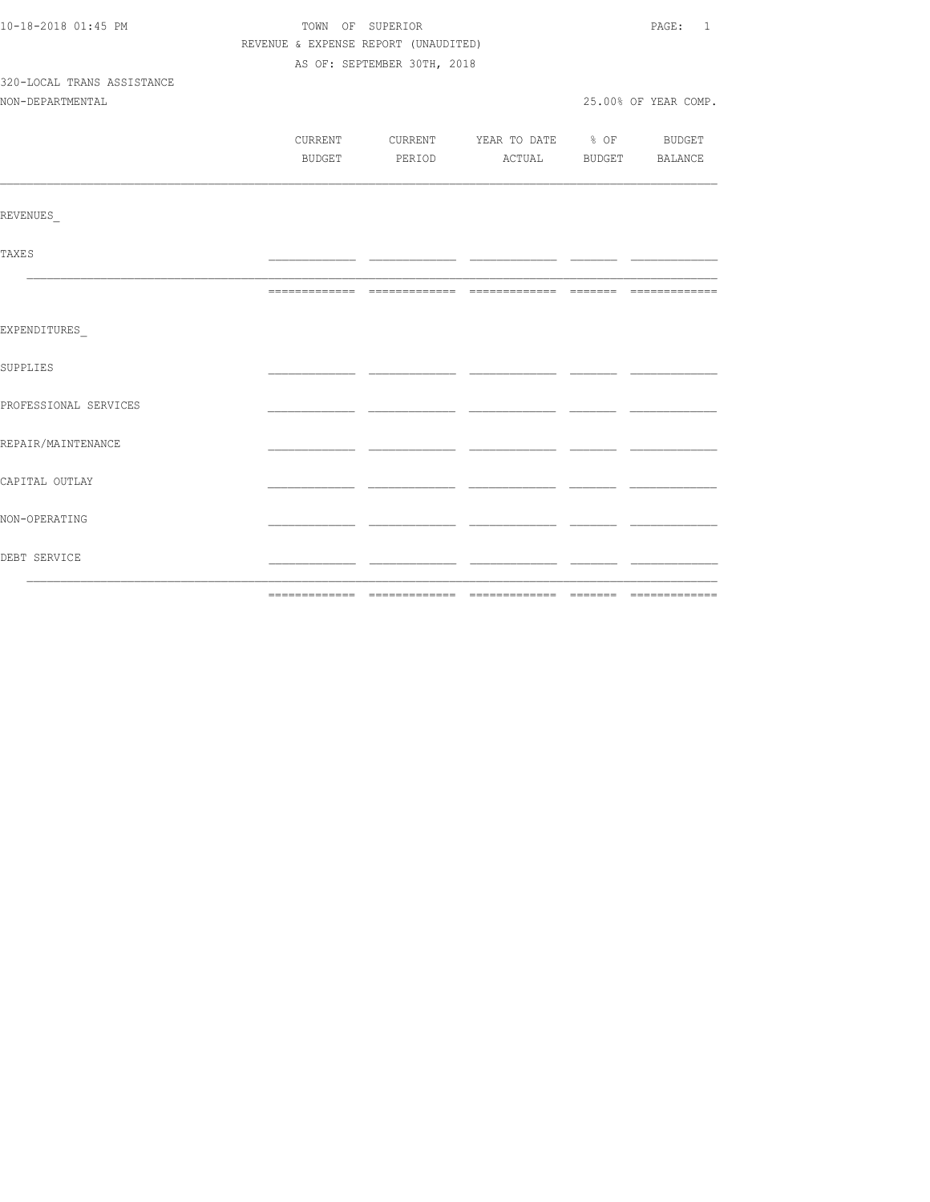TOWN OF SUPERIOR

REVENUE & EXPENSE REPORT (UNAUDITED)

AS OF: SEPTEMBER 30TH, 2018

10-18-2018 01:45 PM

320-LOCAL TRANS ASSISTANCE

NON-DEPARTMENTAL

25.00% OF YEAR COMP.

| | CURRENT BUDGET | CURRENT PERIOD | YEAR TO DATE ACTUAL | % OF BUDGET | BUDGET BALANCE |
|---|---|---|---|---|---|
| REVENUES_ | | | | | |
| TAXES | | | | | |
| EXPENDITURES_ | | | | | |
| SUPPLIES | | | | | |
| PROFESSIONAL SERVICES | | | | | |
| REPAIR/MAINTENANCE | | | | | |
| CAPITAL OUTLAY | | | | | |
| NON-OPERATING | | | | | |
| DEBT SERVICE | | | | | |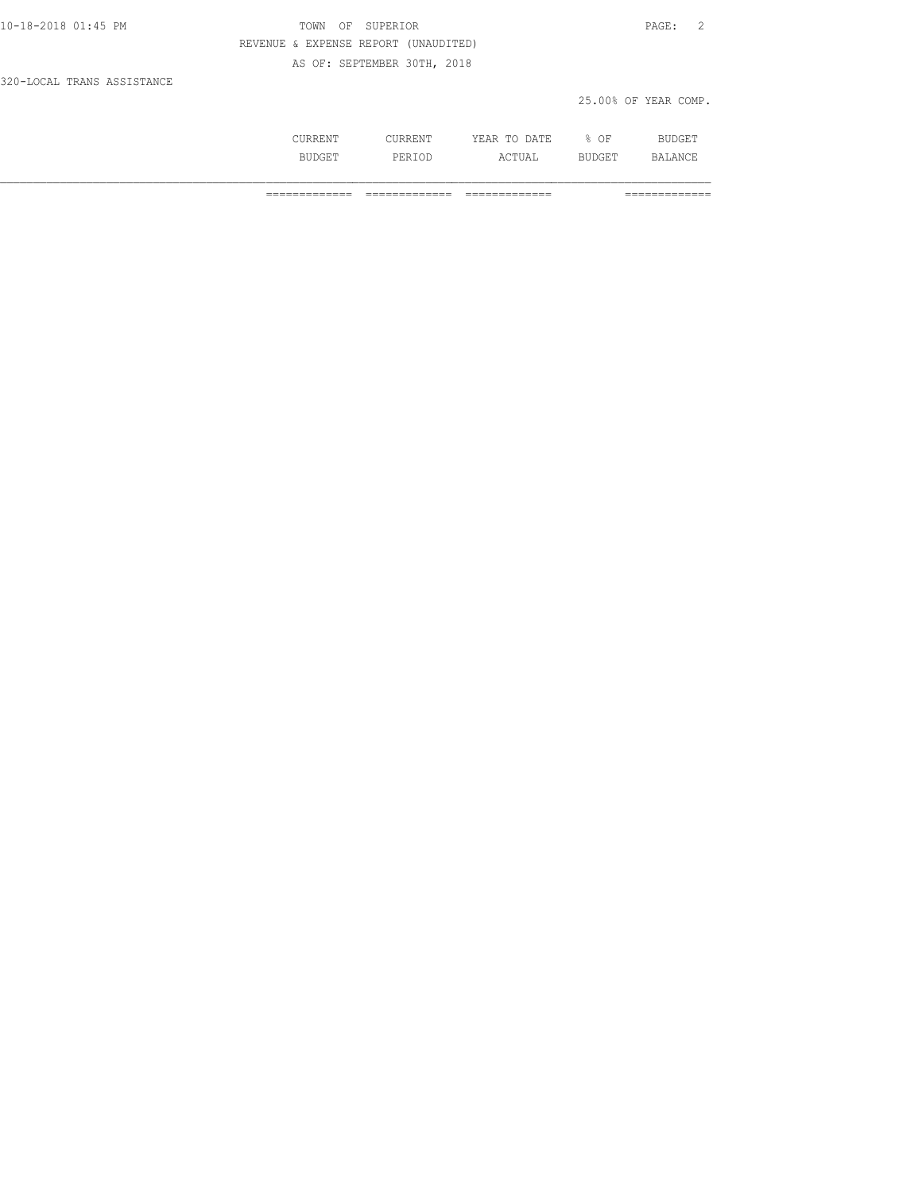320-LOCAL TRANS ASSISTANCE

25.00% OF YEAR COMP.

| | CURRENT BUDGET | CURRENT PERIOD | YEAR TO DATE ACTUAL | % OF BUDGET | BUDGET BALANCE |
|---|---|---|---|---|---|
| | ============= | ============= | ============= | | ============= |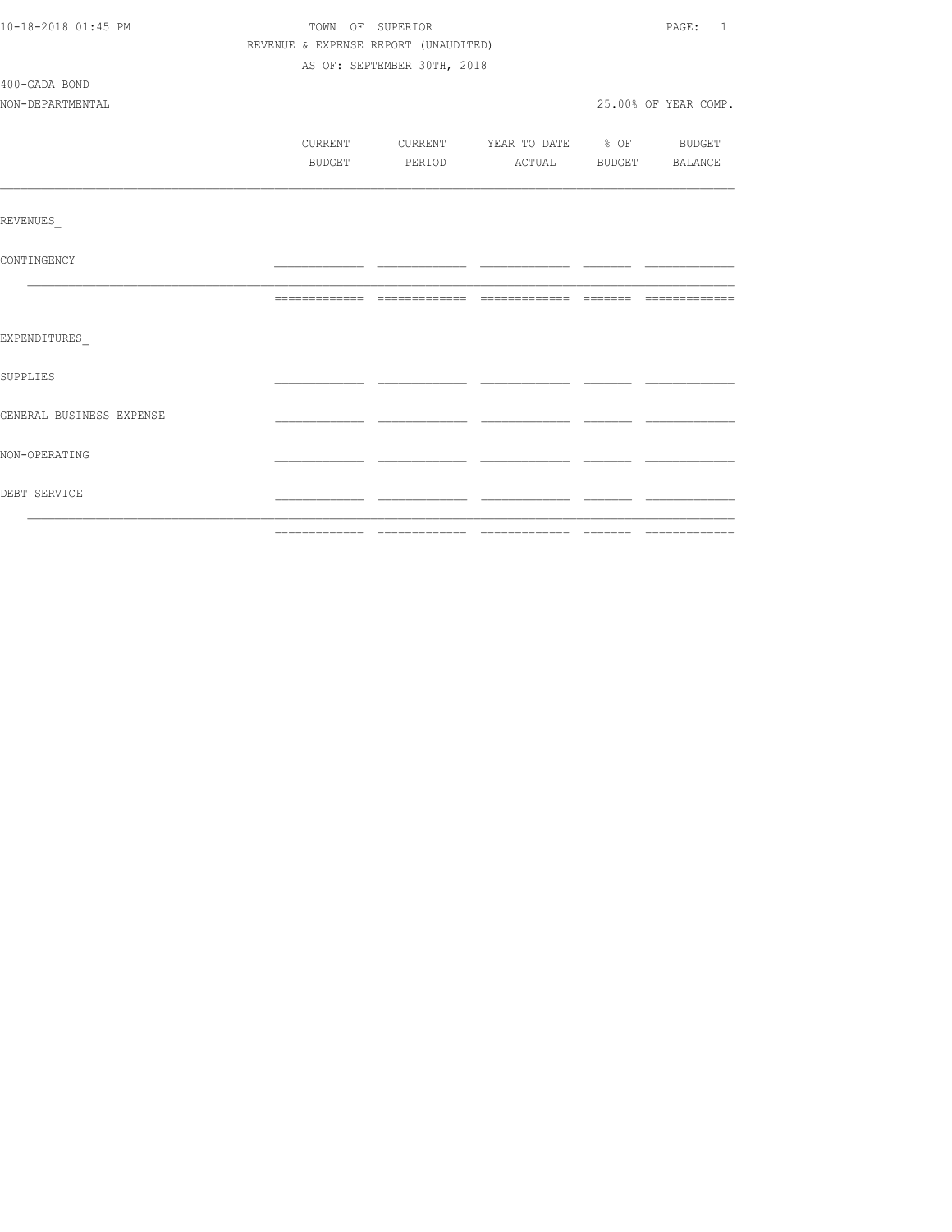10-18-2018 01:45 PM TOWN OF SUPERIOR

REVENUE & EXPENSE REPORT (UNAUDITED)

AS OF: SEPTEMBER 30TH, 2018

400-GADA BOND

NON-DEPARTMENTAL 25.00% OF YEAR COMP.

| | CURRENT BUDGET | CURRENT PERIOD | YEAR TO DATE ACTUAL | % OF BUDGET | BUDGET BALANCE |
|---|---|---|---|---|---|
| REVENUES_ | | | | | |
| CONTINGENCY | | | | | |
| | | | | | |
| EXPENDITURES_ | | | | | |
| SUPPLIES | | | | | |
| GENERAL BUSINESS EXPENSE | | | | | |
| NON-OPERATING | | | | | |
| DEBT SERVICE | | | | | |
| | | | | | |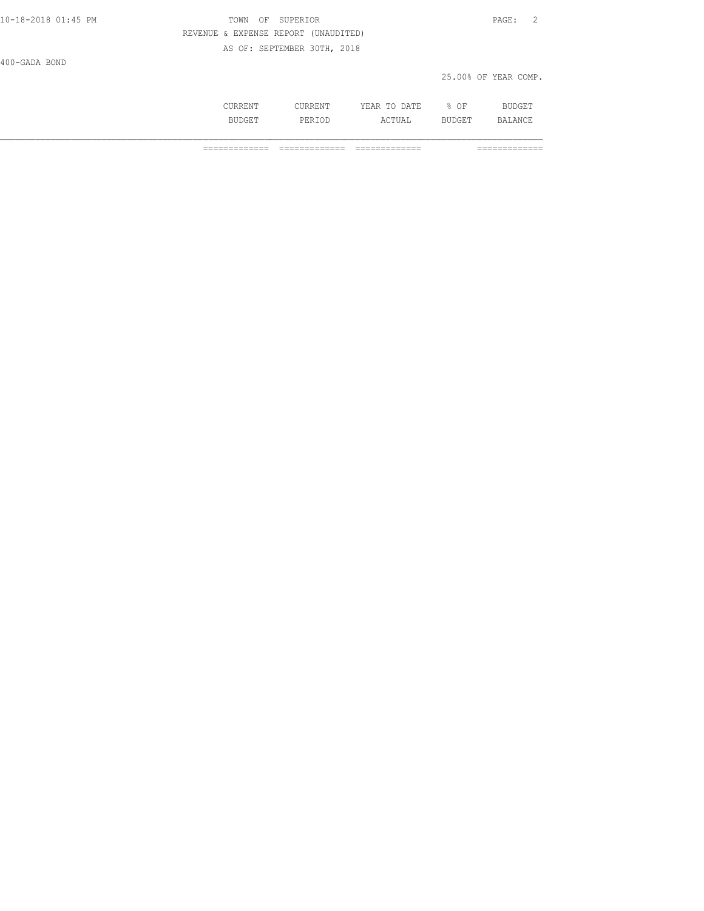REVENUE & EXPENSE REPORT (UNAUDITED)

AS OF: SEPTEMBER 30TH, 2018

400-GADA BOND

25.00% OF YEAR COMP.

| | CURRENT BUDGET | CURRENT PERIOD | YEAR TO DATE ACTUAL | % OF BUDGET | BUDGET BALANCE |
|---|---|---|---|---|---|
| | ============= | ============= | ============= | | ============= |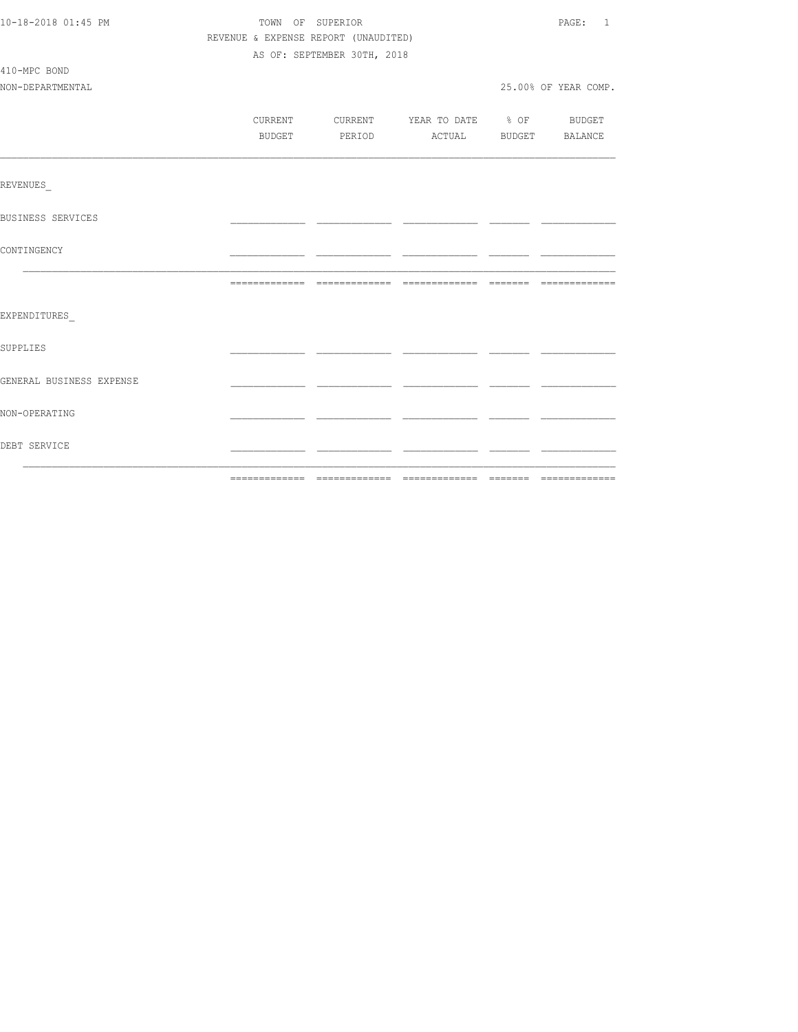10-18-2018 01:45 PM

TOWN OF SUPERIOR

REVENUE & EXPENSE REPORT (UNAUDITED)

AS OF: SEPTEMBER 30TH, 2018

410-MPC BOND

NON-DEPARTMENTAL

25.00% OF YEAR COMP.

| | CURRENT BUDGET | CURRENT PERIOD | YEAR TO DATE ACTUAL | % OF BUDGET | BUDGET BALANCE |
|---|---|---|---|---|---|
| REVENUES_ | | | | | |
| BUSINESS SERVICES | | | | | |
| CONTINGENCY | | | | | |
| | | | | | |
| EXPENDITURES_ | | | | | |
| SUPPLIES | | | | | |
| GENERAL BUSINESS EXPENSE | | | | | |
| NON-OPERATING | | | | | |
| DEBT SERVICE | | | | | |
| | | | | | |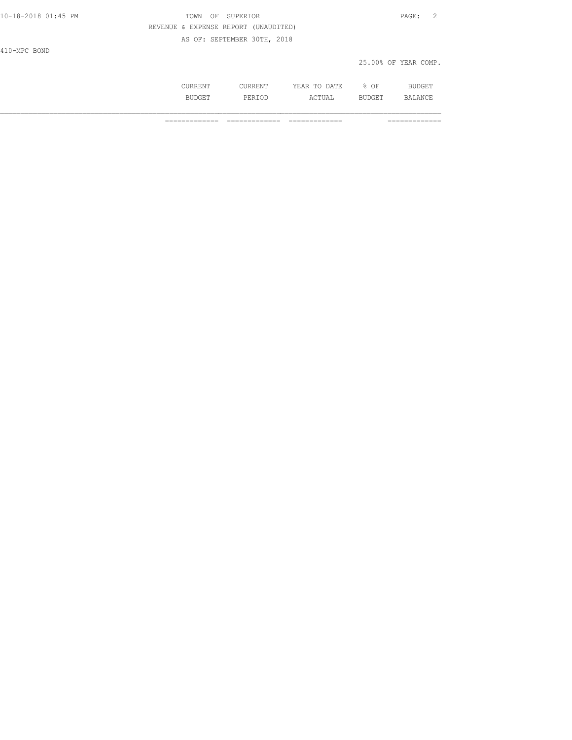410-MPC BOND

25.00% OF YEAR COMP.

| | CURRENT BUDGET | CURRENT PERIOD | YEAR TO DATE ACTUAL | % OF BUDGET | BUDGET BALANCE |
|---|---|---|---|---|---|
| | ============= | ============= | ============= | | ============= |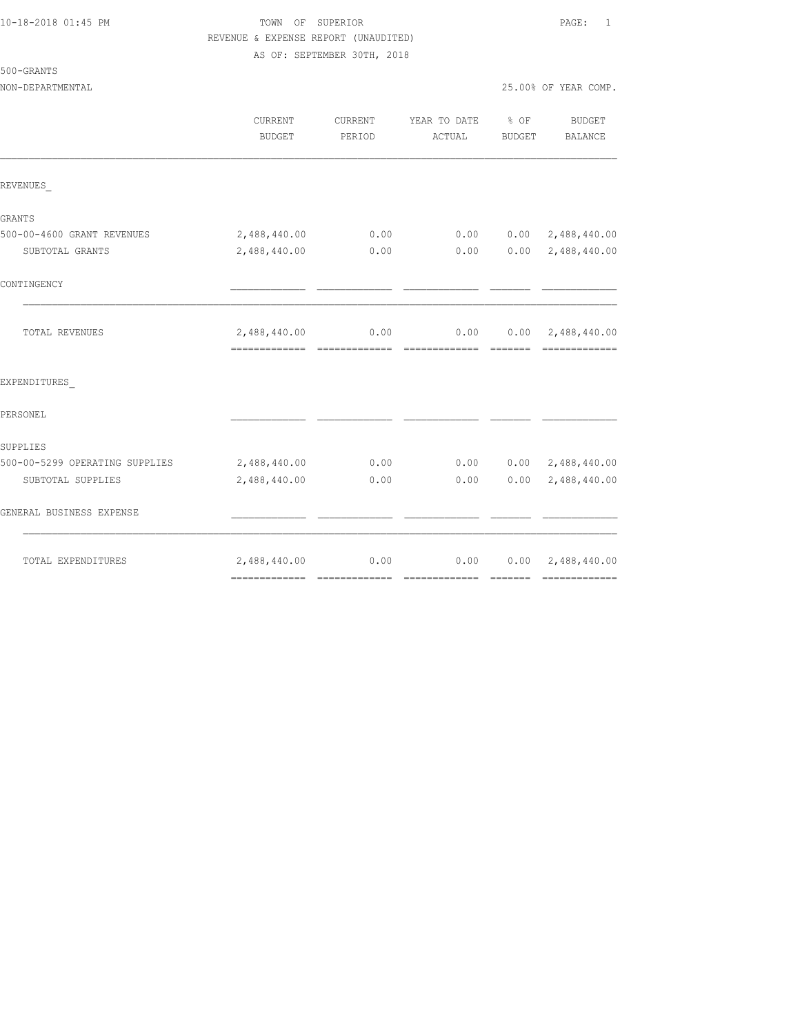10-18-2018 01:45 PM TOWN OF SUPERIOR PAGE: 1

REVENUE & EXPENSE REPORT (UNAUDITED)

AS OF: SEPTEMBER 30TH, 2018

500-GRANTS

NON-DEPARTMENTAL 25.00% OF YEAR COMP.

| | CURRENT BUDGET | CURRENT PERIOD | YEAR TO DATE ACTUAL | % OF BUDGET | BUDGET BALANCE |
|---|---|---|---|---|---|
| REVENUES_ | | | | | |
| GRANTS | | | | | |
| 500-00-4600 GRANT REVENUES | 2,488,440.00 | 0.00 | 0.00 | 0.00 | 2,488,440.00 |
| SUBTOTAL GRANTS | 2,488,440.00 | 0.00 | 0.00 | 0.00 | 2,488,440.00 |
| CONTINGENCY | | | | | |
| TOTAL REVENUES | 2,488,440.00 | 0.00 | 0.00 | 0.00 | 2,488,440.00 |
| EXPENDITURES_ | | | | | |
| PERSONEL | | | | | |
| SUPPLIES | | | | | |
| 500-00-5299 OPERATING SUPPLIES | 2,488,440.00 | 0.00 | 0.00 | 0.00 | 2,488,440.00 |
| SUBTOTAL SUPPLIES | 2,488,440.00 | 0.00 | 0.00 | 0.00 | 2,488,440.00 |
| GENERAL BUSINESS EXPENSE | | | | | |
| TOTAL EXPENDITURES | 2,488,440.00 | 0.00 | 0.00 | 0.00 | 2,488,440.00 |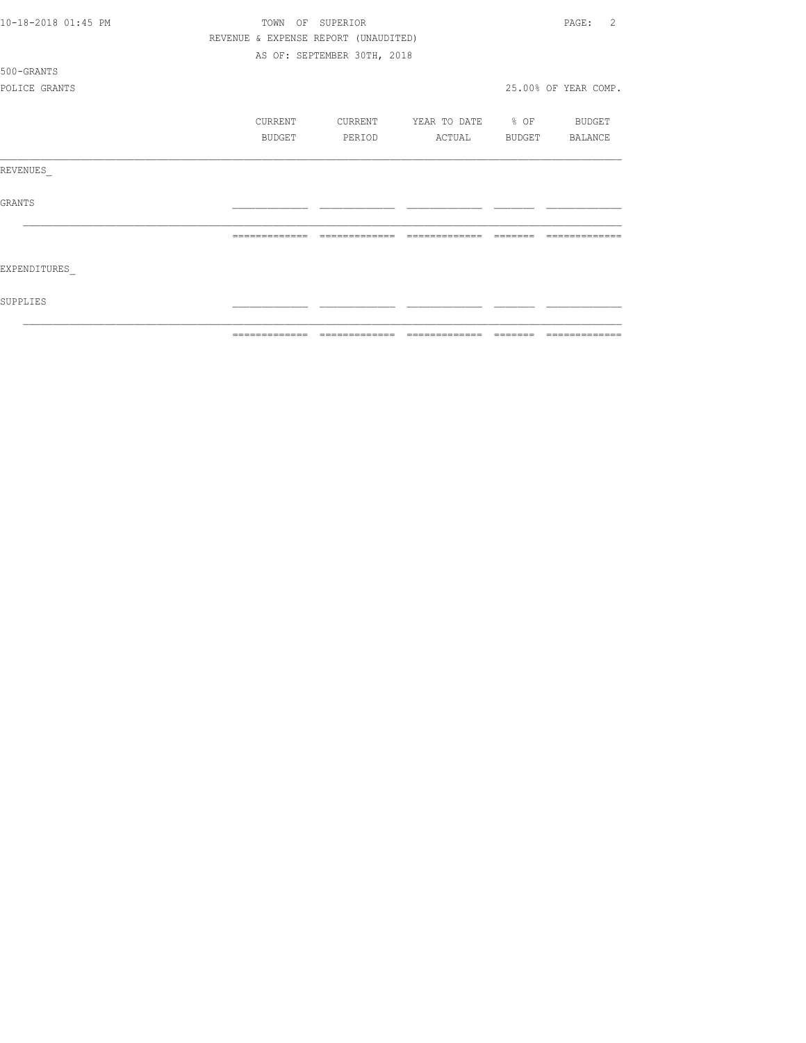500-GRANTS

POLICE GRANTS

25.00% OF YEAR COMP.

| | CURRENT BUDGET | CURRENT PERIOD | YEAR TO DATE ACTUAL | % OF BUDGET | BUDGET BALANCE |
|---|---|---|---|---|---|
| REVENUES_ | | | | | |
| GRANTS | | | | | |
| | | | | | |
| EXPENDITURES_ | | | | | |
| SUPPLIES | | | | | |
| | | | | | |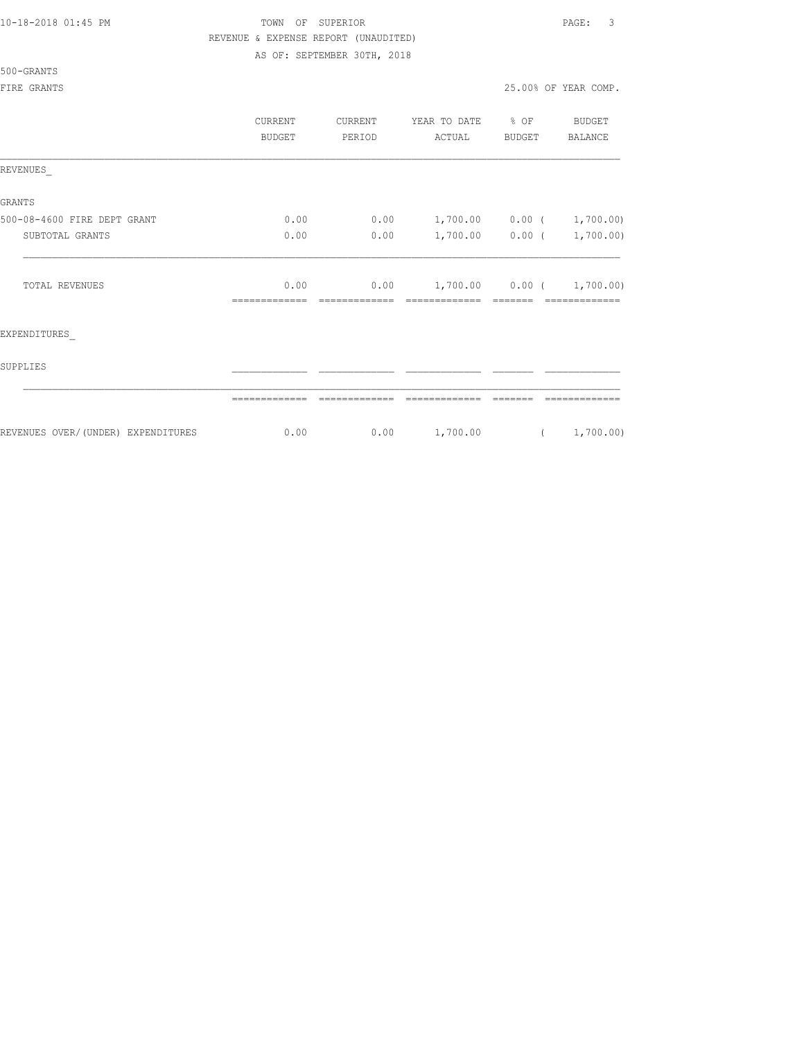10-18-2018 01:45 PM

TOWN OF SUPERIOR

REVENUE & EXPENSE REPORT (UNAUDITED)

AS OF: SEPTEMBER 30TH, 2018

500-GRANTS

FIRE GRANTS

25.00% OF YEAR COMP.

| | CURRENT BUDGET | CURRENT PERIOD | YEAR TO DATE ACTUAL | % OF BUDGET | BUDGET BALANCE |
|---|---|---|---|---|---|
| REVENUES_ | | | | | |
| GRANTS | | | | | |
| 500-08-4600 FIRE DEPT GRANT | 0.00 | 0.00 | 1,700.00 | 0.00 | ( 1,700.00) |
| SUBTOTAL GRANTS | 0.00 | 0.00 | 1,700.00 | 0.00 | ( 1,700.00) |
| TOTAL REVENUES | 0.00 | 0.00 | 1,700.00 | 0.00 | ( 1,700.00) |
| EXPENDITURES_ | | | | | |
| SUPPLIES | | | | | |
| REVENUES OVER/(UNDER) EXPENDITURES | 0.00 | 0.00 | 1,700.00 | | ( 1,700.00) |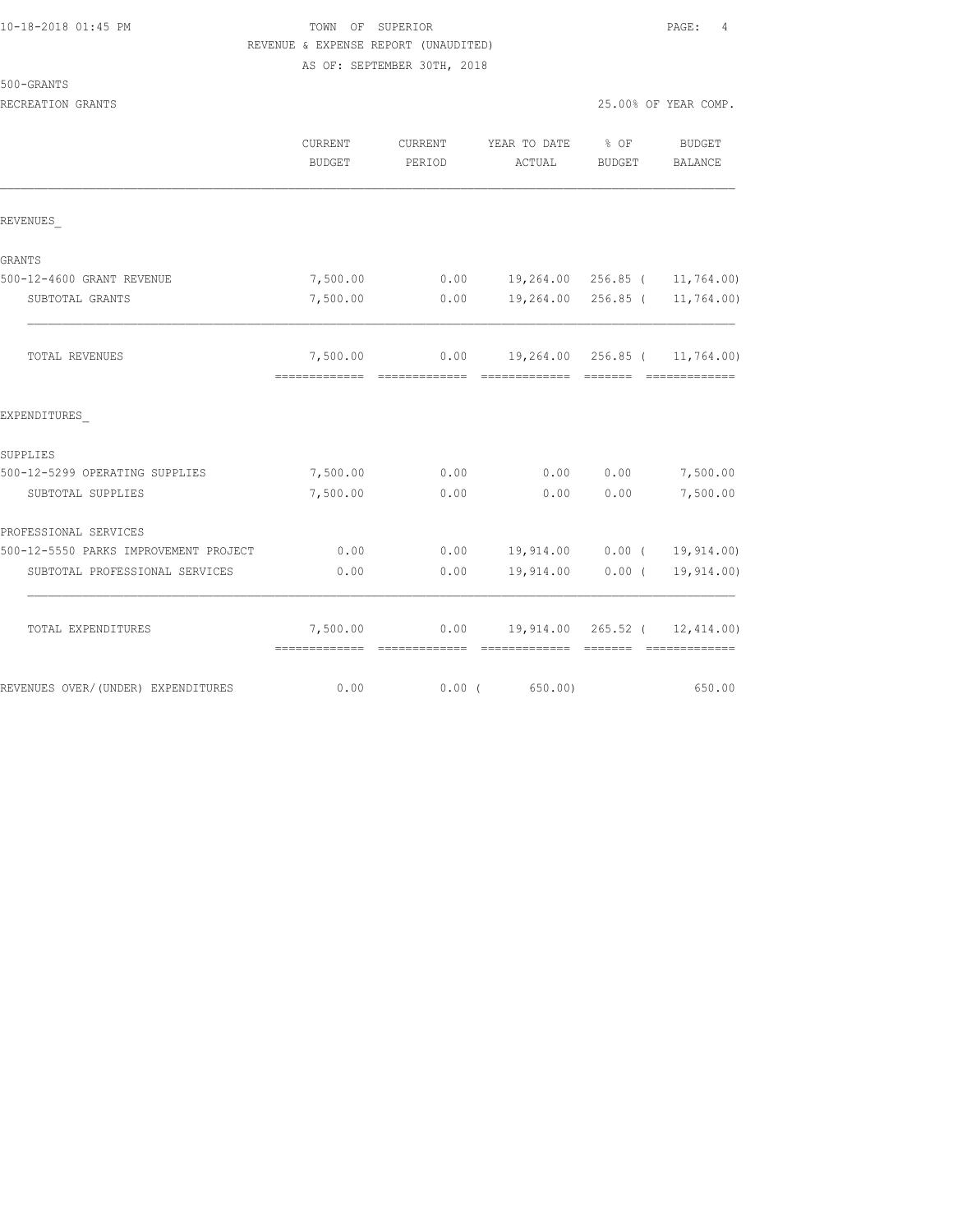TOWN OF SUPERIOR

REVENUE & EXPENSE REPORT (UNAUDITED)

AS OF: SEPTEMBER 30TH, 2018

500-GRANTS

RECREATION GRANTS — 25.00% OF YEAR COMP.

| | CURRENT BUDGET | CURRENT PERIOD | YEAR TO DATE ACTUAL | % OF BUDGET | BUDGET BALANCE |
|---|---|---|---|---|---|
| REVENUES_ | | | | | |
| GRANTS | | | | | |
| 500-12-4600 GRANT REVENUE | 7,500.00 | 0.00 | 19,264.00 | 256.85 | ( 11,764.00) |
| SUBTOTAL GRANTS | 7,500.00 | 0.00 | 19,264.00 | 256.85 | ( 11,764.00) |
| TOTAL REVENUES | 7,500.00 | 0.00 | 19,264.00 | 256.85 | ( 11,764.00) |
| EXPENDITURES_ | | | | | |
| SUPPLIES | | | | | |
| 500-12-5299 OPERATING SUPPLIES | 7,500.00 | 0.00 | 0.00 | 0.00 | 7,500.00 |
| SUBTOTAL SUPPLIES | 7,500.00 | 0.00 | 0.00 | 0.00 | 7,500.00 |
| PROFESSIONAL SERVICES | | | | | |
| 500-12-5550 PARKS IMPROVEMENT PROJECT | 0.00 | 0.00 | 19,914.00 | 0.00 | ( 19,914.00) |
| SUBTOTAL PROFESSIONAL SERVICES | 0.00 | 0.00 | 19,914.00 | 0.00 | ( 19,914.00) |
| TOTAL EXPENDITURES | 7,500.00 | 0.00 | 19,914.00 | 265.52 | ( 12,414.00) |
| REVENUES OVER/(UNDER) EXPENDITURES | 0.00 | 0.00 | ( 650.00) | | 650.00 |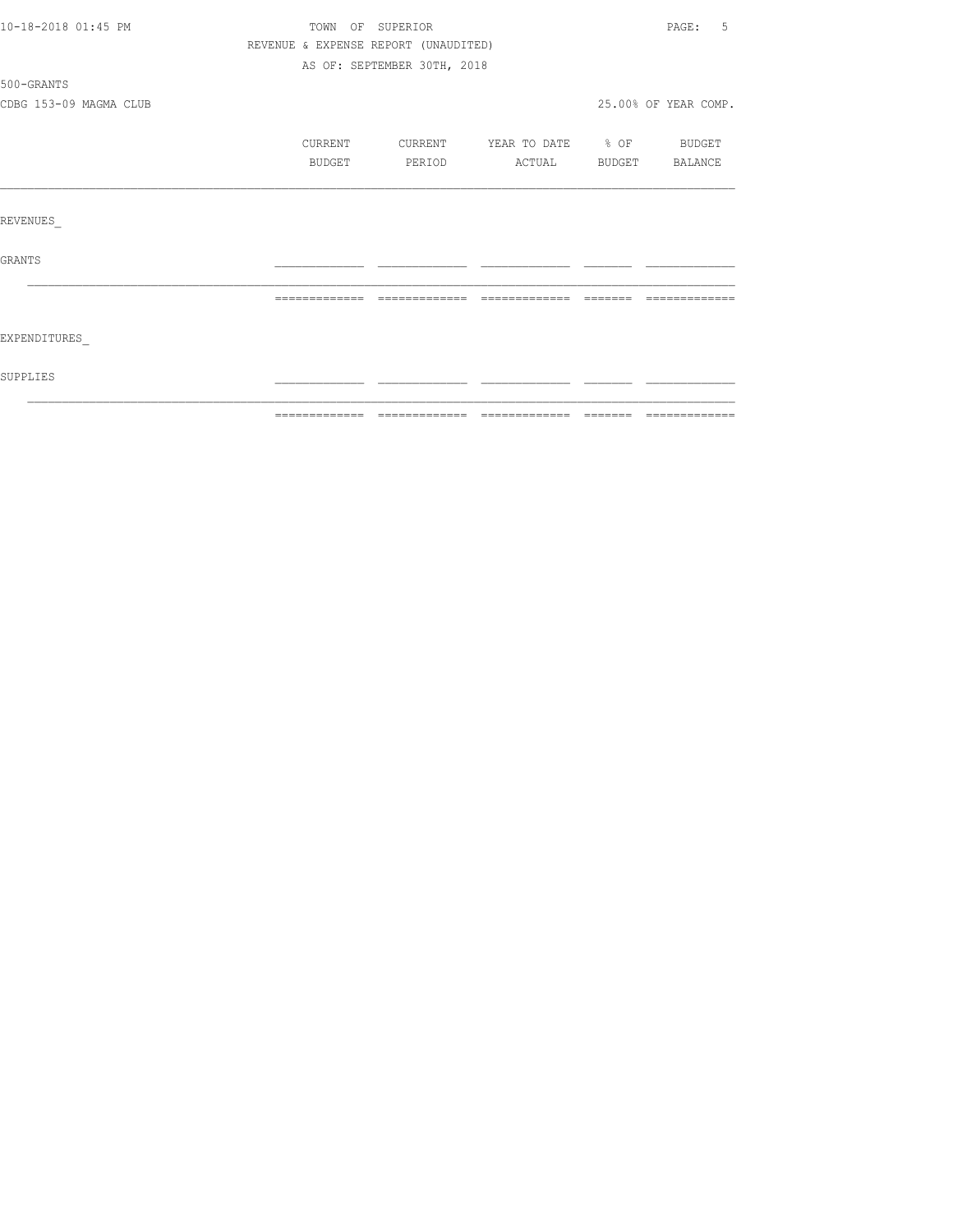10-18-2018 01:45 PM

TOWN OF SUPERIOR

REVENUE & EXPENSE REPORT (UNAUDITED)

AS OF: SEPTEMBER 30TH, 2018

500-GRANTS

CDBG 153-09 MAGMA CLUB

25.00% OF YEAR COMP.

| | CURRENT BUDGET | CURRENT PERIOD | YEAR TO DATE ACTUAL | % OF BUDGET | BUDGET BALANCE |
|---|---|---|---|---|---|
| REVENUES_ | | | | | |
| GRANTS | | | | | |
| EXPENDITURES_ | | | | | |
| SUPPLIES | | | | | |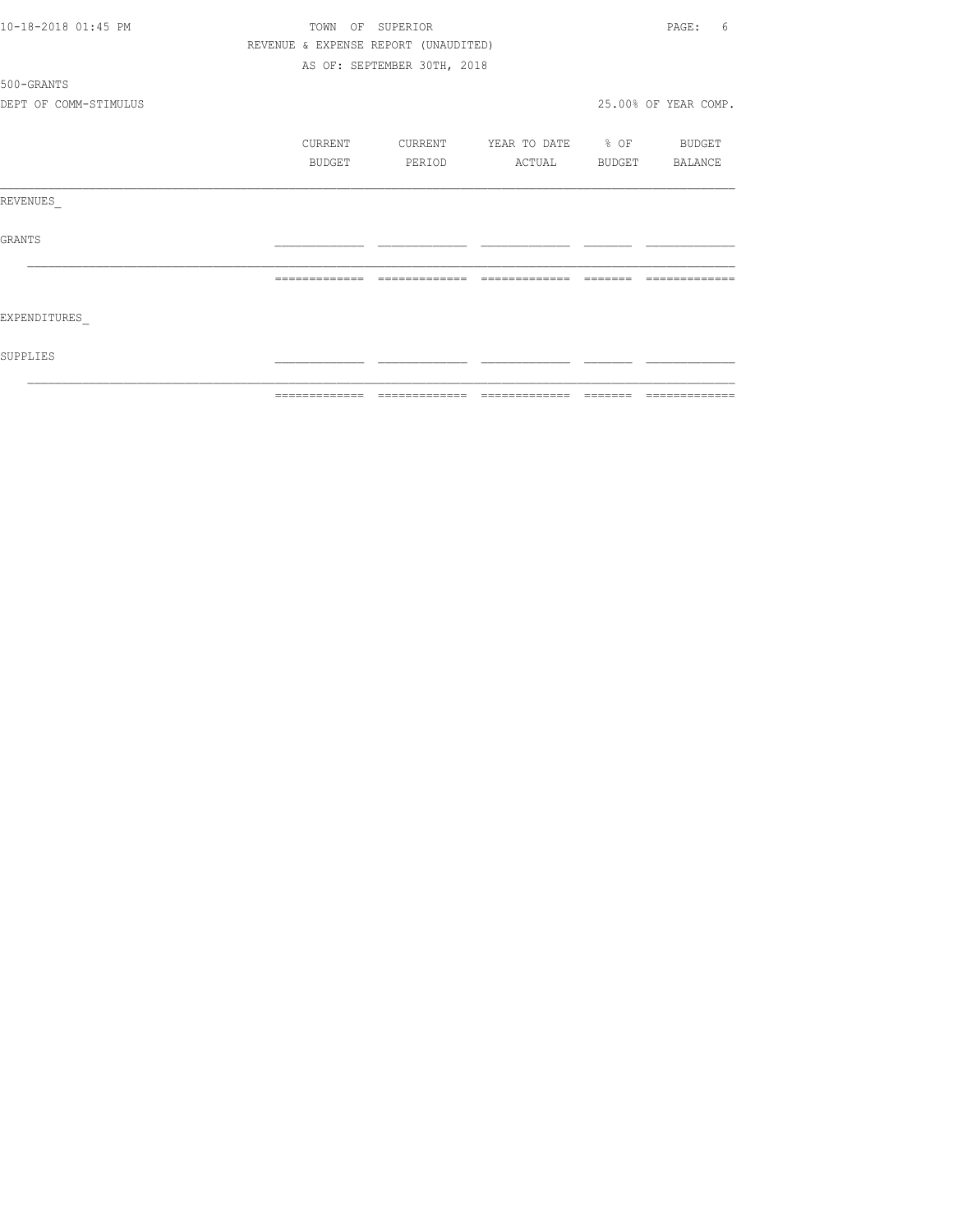TOWN OF SUPERIOR

REVENUE & EXPENSE REPORT (UNAUDITED)

AS OF: SEPTEMBER 30TH, 2018

500-GRANTS

DEPT OF COMM-STIMULUS

25.00% OF YEAR COMP.

| | CURRENT BUDGET | CURRENT PERIOD | YEAR TO DATE ACTUAL | % OF BUDGET | BUDGET BALANCE |
|---|---|---|---|---|---|
| REVENUES_ | | | | | |
| GRANTS | | | | | |
| | | | | | |
| EXPENDITURES_ | | | | | |
| SUPPLIES | | | | | |
| | | | | | |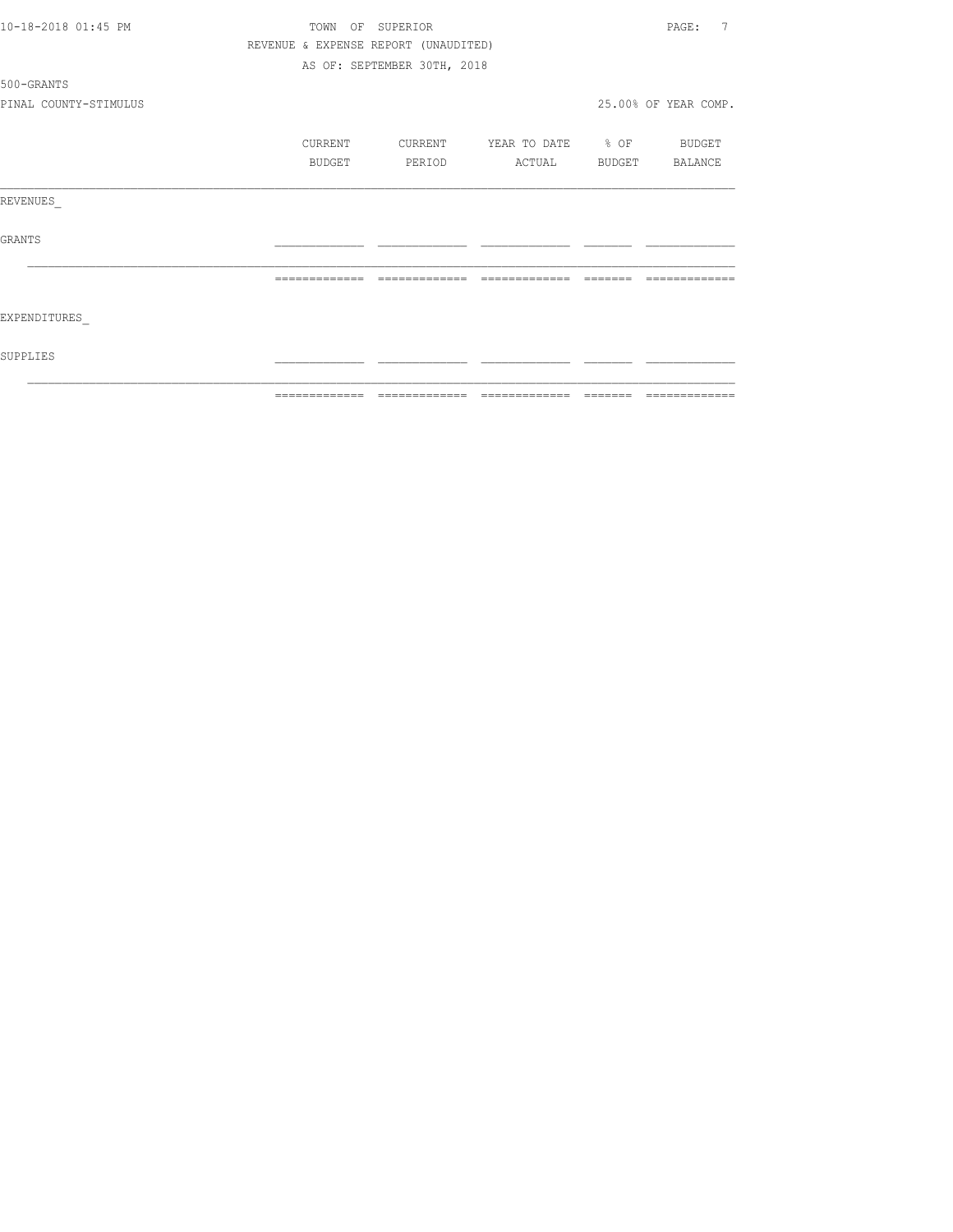10-18-2018 01:45 PM

TOWN OF SUPERIOR

REVENUE & EXPENSE REPORT (UNAUDITED)

AS OF: SEPTEMBER 30TH, 2018

500-GRANTS

PINAL COUNTY-STIMULUS

25.00% OF YEAR COMP.

| | CURRENT BUDGET | CURRENT PERIOD | YEAR TO DATE ACTUAL | % OF BUDGET | BUDGET BALANCE |
|---|---|---|---|---|---|
| REVENUES_ | | | | | |
| GRANTS | | | | | |
| EXPENDITURES_ | | | | | |
| SUPPLIES | | | | | |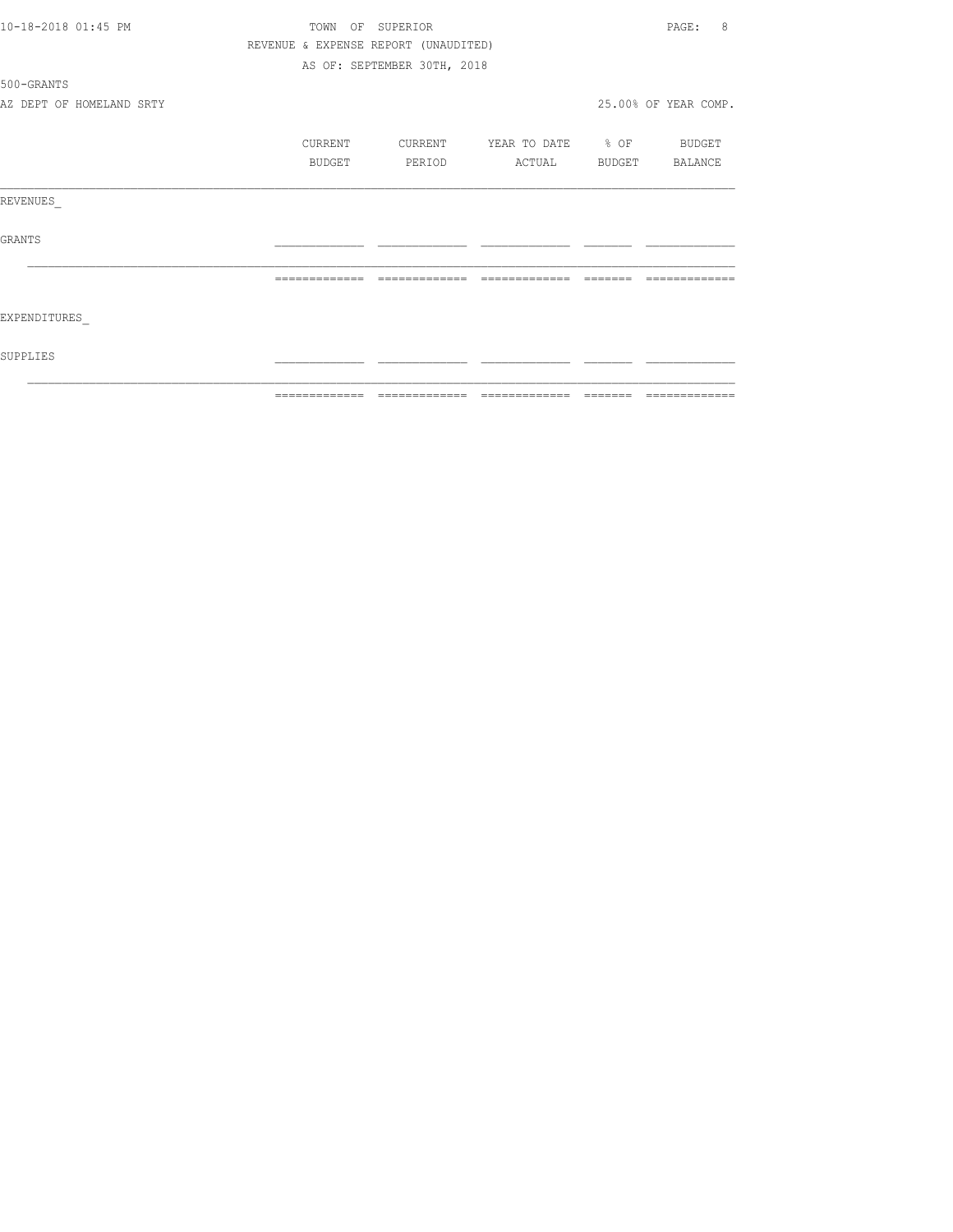TOWN OF SUPERIOR
REVENUE & EXPENSE REPORT (UNAUDITED)
AS OF: SEPTEMBER 30TH, 2018

500-GRANTS
AZ DEPT OF HOMELAND SRTY

25.00% OF YEAR COMP.

| | CURRENT BUDGET | CURRENT PERIOD | YEAR TO DATE ACTUAL | % OF BUDGET | BUDGET BALANCE |
|---|---|---|---|---|---|
| REVENUES_ | | | | | |
| GRANTS | | | | | |
| EXPENDITURES_ | | | | | |
| SUPPLIES | | | | | |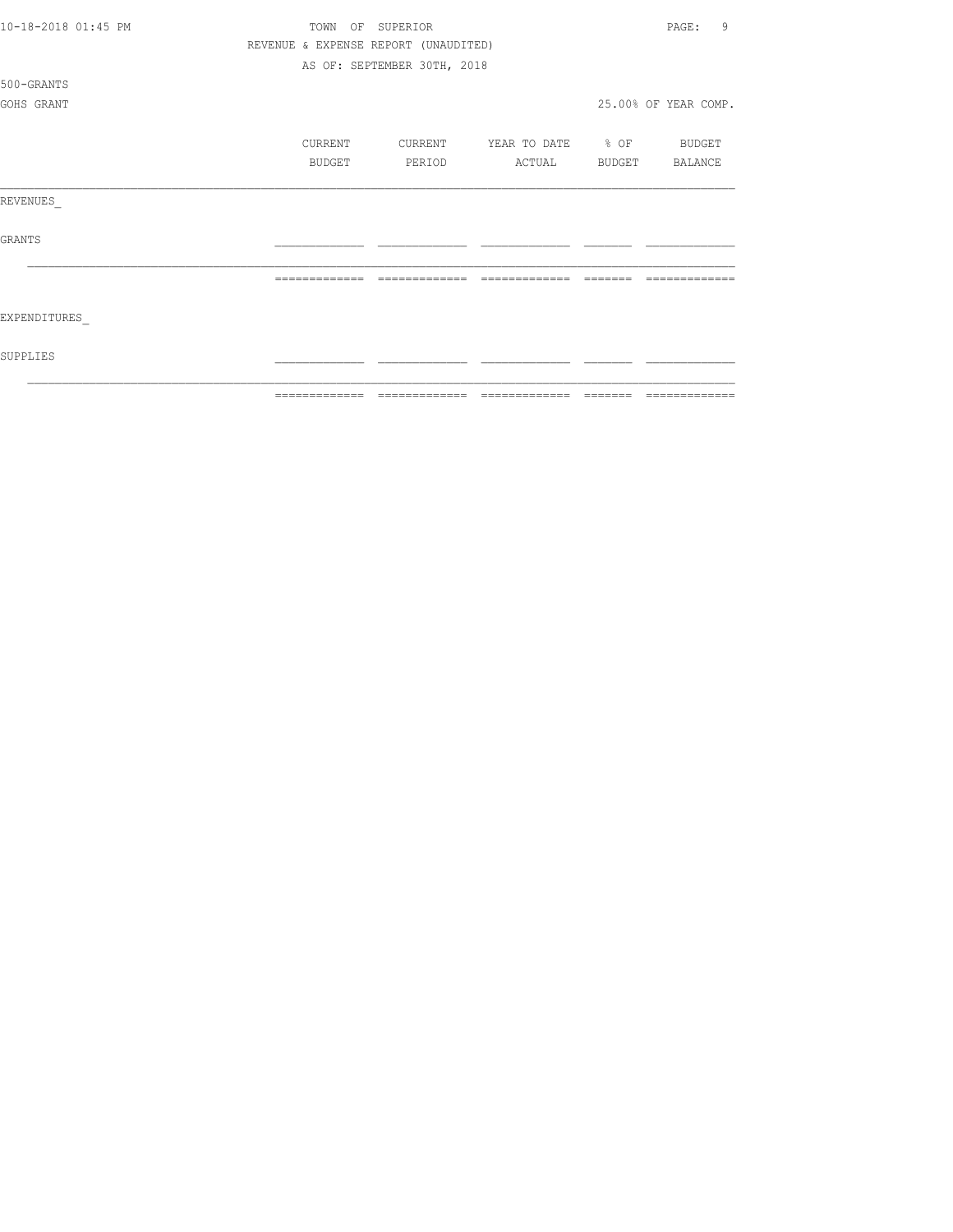TOWN OF SUPERIOR

REVENUE & EXPENSE REPORT (UNAUDITED)

AS OF: SEPTEMBER 30TH, 2018

500-GRANTS

GOHS GRANT

25.00% OF YEAR COMP.

| | CURRENT BUDGET | CURRENT PERIOD | YEAR TO DATE ACTUAL | % OF BUDGET | BUDGET BALANCE |
|---|---|---|---|---|---|
| REVENUES_ | | | | | |
| GRANTS | | | | | |
| EXPENDITURES_ | | | | | |
| SUPPLIES | | | | | |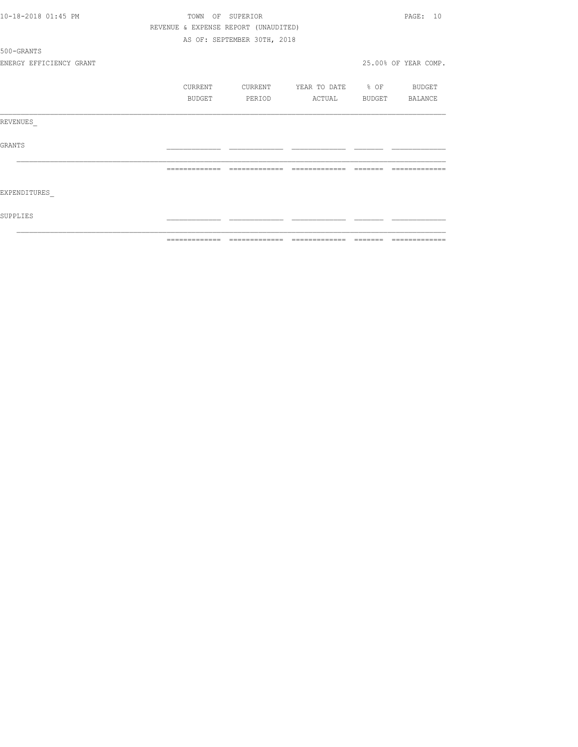TOWN OF SUPERIOR

REVENUE & EXPENSE REPORT (UNAUDITED)

AS OF: SEPTEMBER 30TH, 2018

500-GRANTS

ENERGY EFFICIENCY GRANT

25.00% OF YEAR COMP.

| | CURRENT BUDGET | CURRENT PERIOD | YEAR TO DATE ACTUAL | % OF BUDGET | BUDGET BALANCE |
|---|---|---|---|---|---|
| REVENUES_ | | | | | |
| GRANTS | | | | | |
| EXPENDITURES_ | | | | | |
| SUPPLIES | | | | | |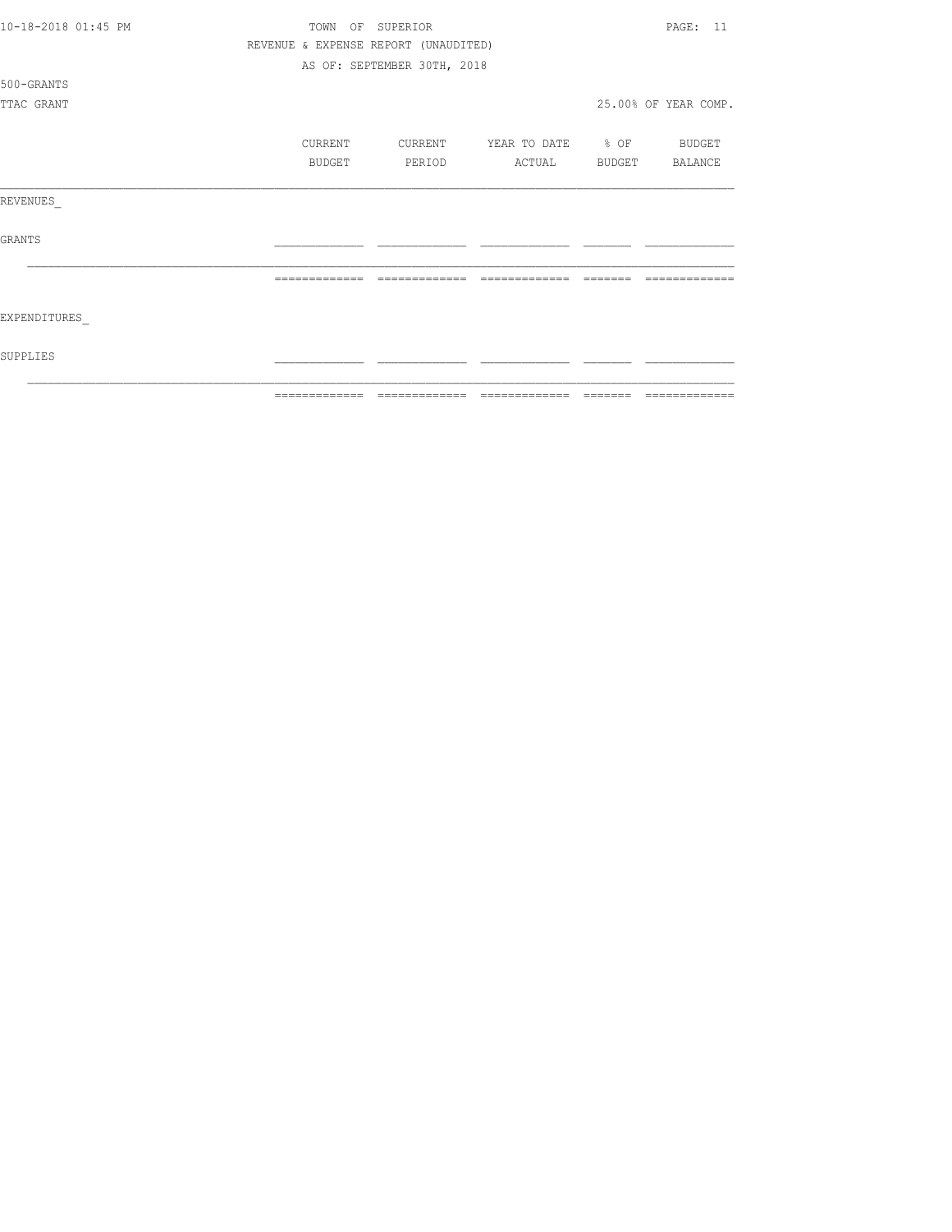TOWN OF SUPERIOR

REVENUE & EXPENSE REPORT (UNAUDITED)

AS OF: SEPTEMBER 30TH, 2018

500-GRANTS

TTAC GRANT

25.00% OF YEAR COMP.

| | CURRENT BUDGET | CURRENT PERIOD | YEAR TO DATE ACTUAL | % OF BUDGET | BUDGET BALANCE |
|---|---|---|---|---|---|
| REVENUES_ | | | | | |
| GRANTS | | | | | |
| EXPENDITURES_ | | | | | |
| SUPPLIES | | | | | |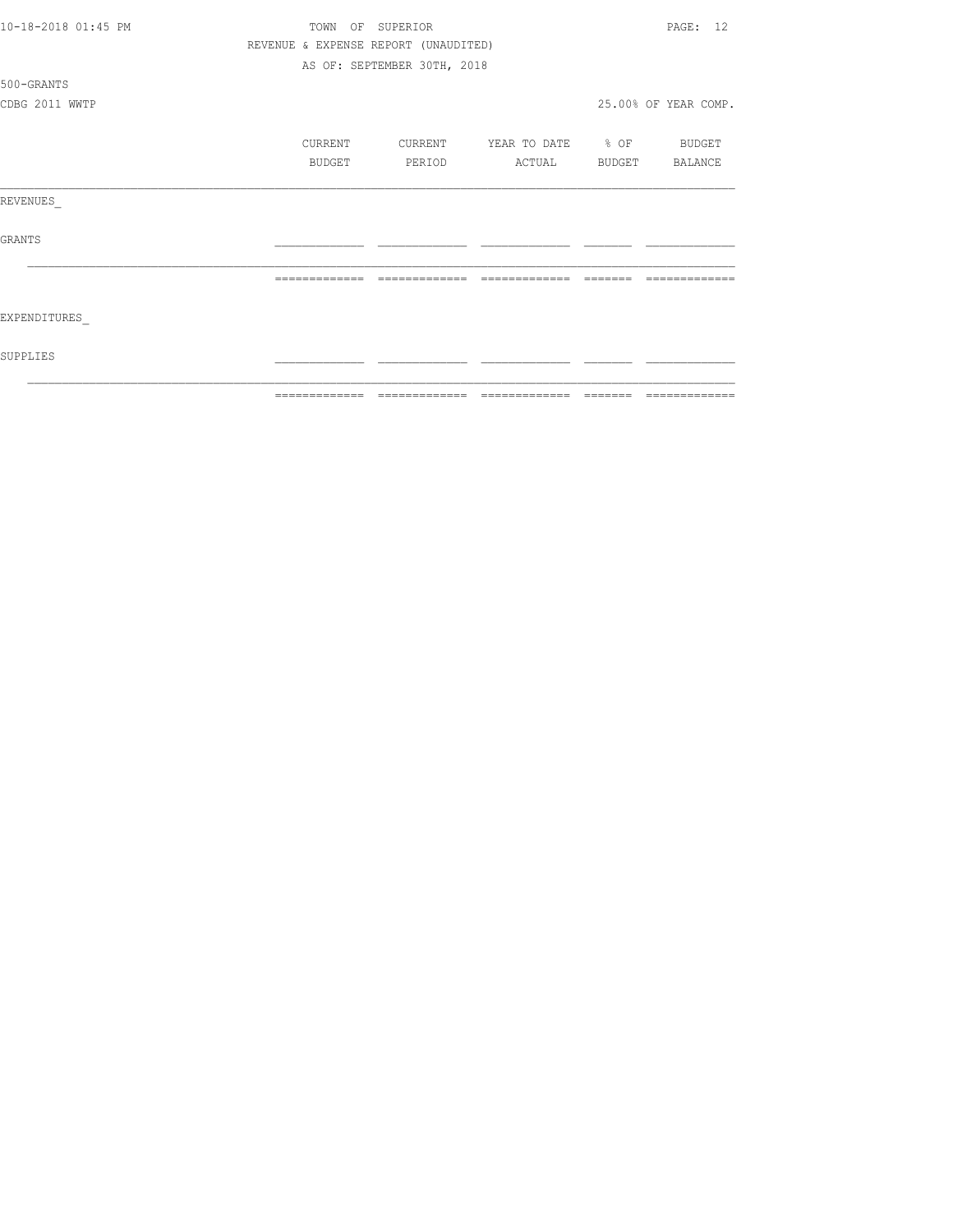10-18-2018 01:45 PM

TOWN OF SUPERIOR

REVENUE & EXPENSE REPORT (UNAUDITED)

AS OF: SEPTEMBER 30TH, 2018

500-GRANTS

CDBG 2011 WWTP

25.00% OF YEAR COMP.

| | CURRENT BUDGET | CURRENT PERIOD | YEAR TO DATE ACTUAL | % OF BUDGET | BUDGET BALANCE |
|---|---|---|---|---|---|
| REVENUES_ | | | | | |
| GRANTS | | | | | |
| EXPENDITURES_ | | | | | |
| SUPPLIES | | | | | |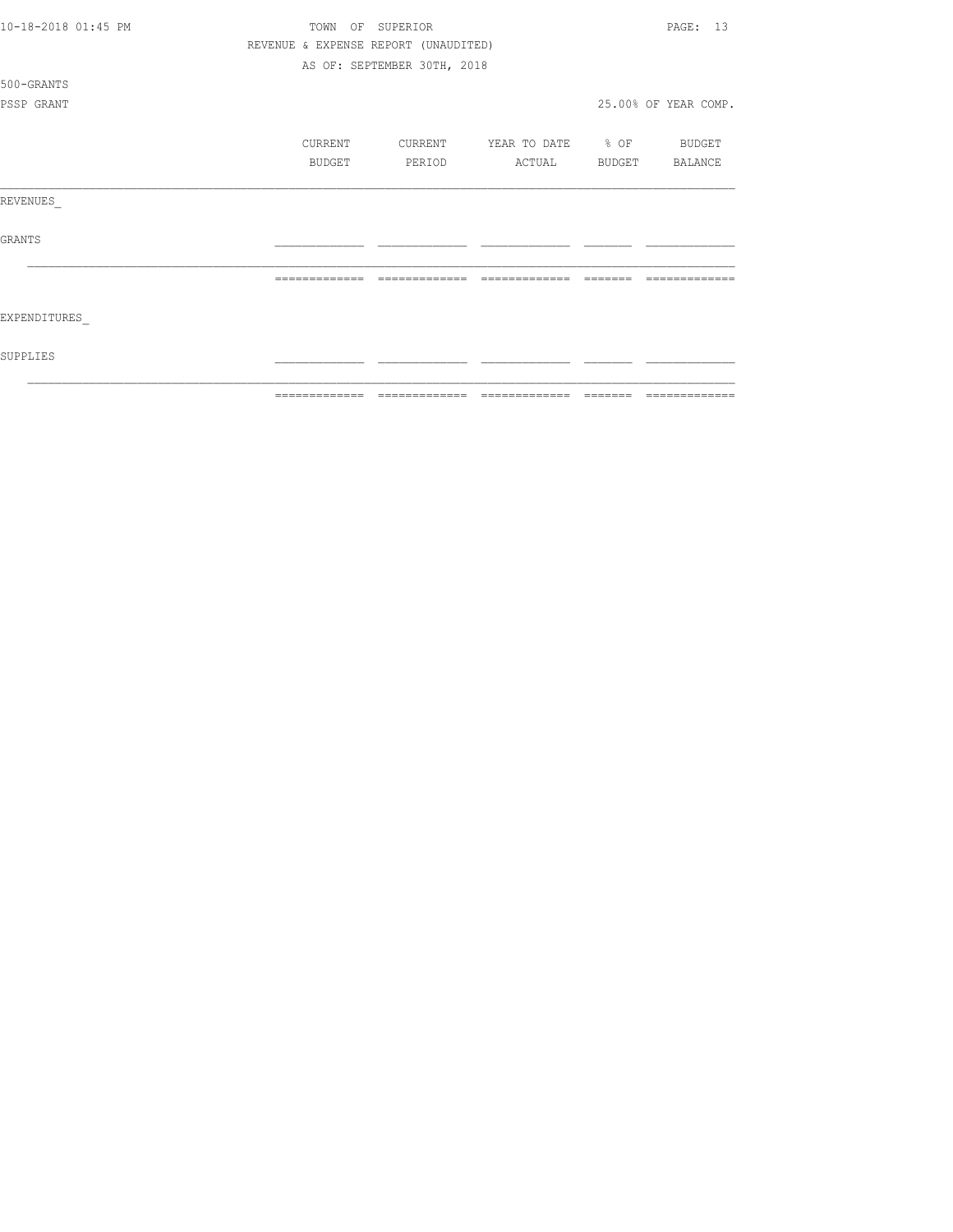TOWN OF SUPERIOR

REVENUE & EXPENSE REPORT (UNAUDITED)

AS OF: SEPTEMBER 30TH, 2018

500-GRANTS

PSSP GRANT

25.00% OF YEAR COMP.

| | CURRENT BUDGET | CURRENT PERIOD | YEAR TO DATE ACTUAL | % OF BUDGET | BUDGET BALANCE |
|---|---|---|---|---|---|
| REVENUES_ | | | | | |
| GRANTS | | | | | |
| EXPENDITURES_ | | | | | |
| SUPPLIES | | | | | |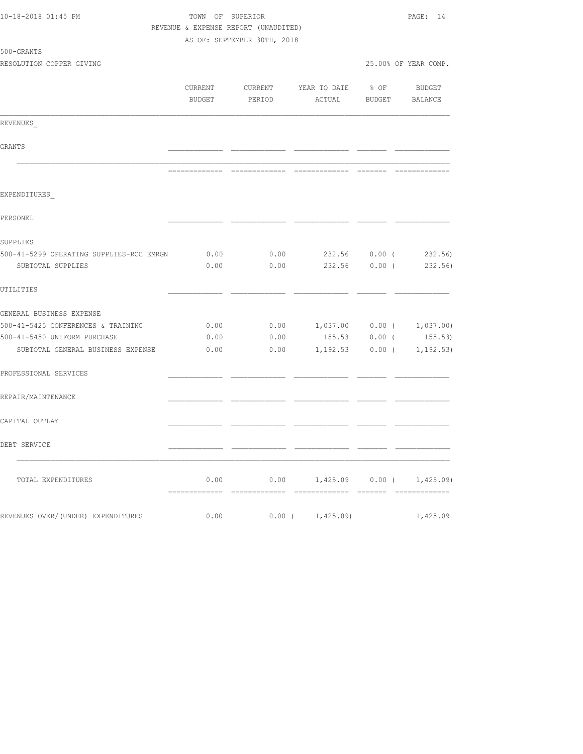10-18-2018 01:45 PM TOWN OF SUPERIOR

REVENUE & EXPENSE REPORT (UNAUDITED)

AS OF: SEPTEMBER 30TH, 2018

500-GRANTS

RESOLUTION COPPER GIVING 25.00% OF YEAR COMP.

| | CURRENT BUDGET | CURRENT PERIOD | YEAR TO DATE ACTUAL | % OF BUDGET | BUDGET BALANCE |
|---|---|---|---|---|---|
| REVENUES_ | | | | | |
| GRANTS | | | | | |
| EXPENDITURES_ | | | | | |
| PERSONEL | | | | | |
| SUPPLIES | | | | | |
| 500-41-5299 OPERATING SUPPLIES-RCC EMRGN | 0.00 | 0.00 | 232.56 | 0.00 | ( 232.56) |
| SUBTOTAL SUPPLIES | 0.00 | 0.00 | 232.56 | 0.00 | ( 232.56) |
| UTILITIES | | | | | |
| GENERAL BUSINESS EXPENSE | | | | | |
| 500-41-5425 CONFERENCES & TRAINING | 0.00 | 0.00 | 1,037.00 | 0.00 | ( 1,037.00) |
| 500-41-5450 UNIFORM PURCHASE | 0.00 | 0.00 | 155.53 | 0.00 | ( 155.53) |
| SUBTOTAL GENERAL BUSINESS EXPENSE | 0.00 | 0.00 | 1,192.53 | 0.00 | ( 1,192.53) |
| PROFESSIONAL SERVICES | | | | | |
| REPAIR/MAINTENANCE | | | | | |
| CAPITAL OUTLAY | | | | | |
| DEBT SERVICE | | | | | |
| TOTAL EXPENDITURES | 0.00 | 0.00 | 1,425.09 | 0.00 | ( 1,425.09) |
| REVENUES OVER/(UNDER) EXPENDITURES | 0.00 | 0.00 | ( 1,425.09) | | 1,425.09 |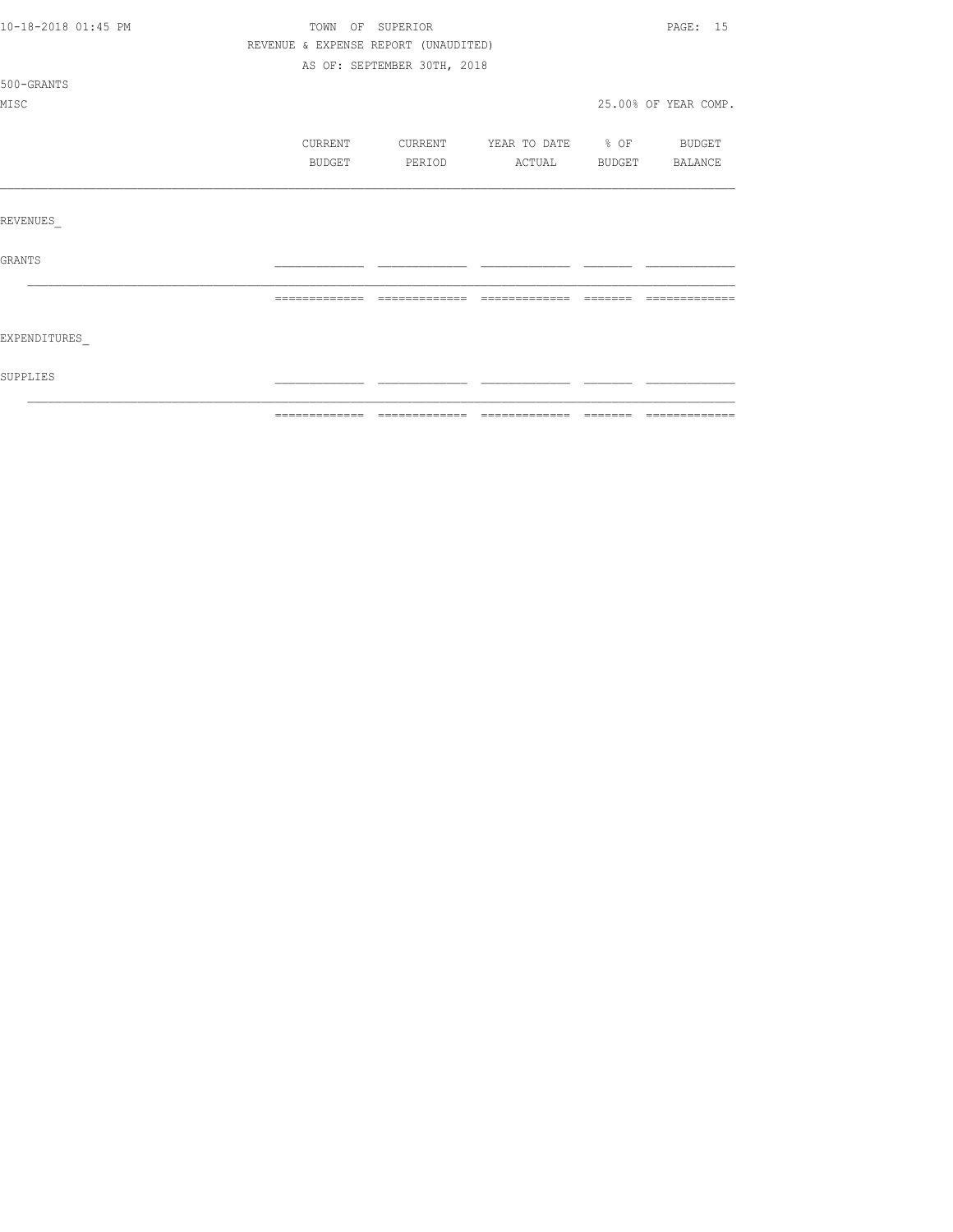TOWN OF SUPERIOR

REVENUE & EXPENSE REPORT (UNAUDITED)

AS OF: SEPTEMBER 30TH, 2018

500-GRANTS

MISC 25.00% OF YEAR COMP.

| | CURRENT BUDGET | CURRENT PERIOD | YEAR TO DATE ACTUAL | % OF BUDGET | BUDGET BALANCE |
|---|---|---|---|---|---|
| REVENUES_ | | | | | |
| GRANTS | | | | | |
| | | | | | |
| EXPENDITURES_ | | | | | |
| SUPPLIES | | | | | |
| | | | | | |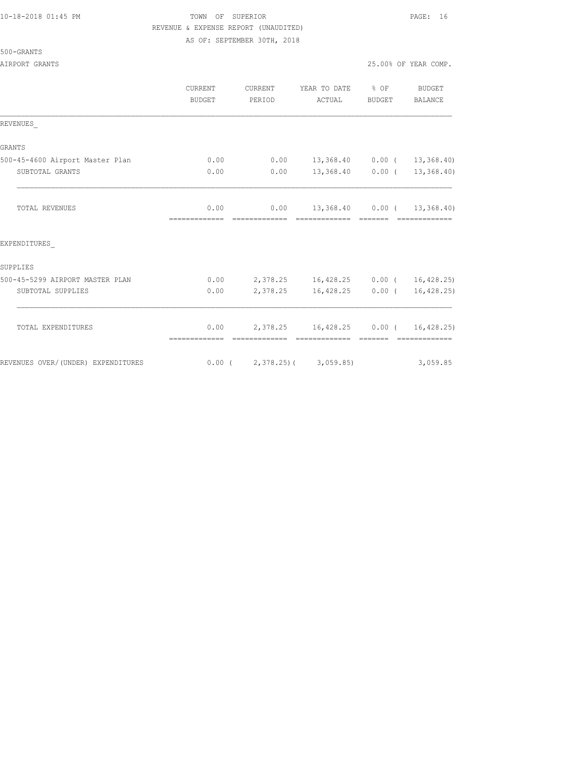TOWN OF SUPERIOR

REVENUE & EXPENSE REPORT (UNAUDITED)

AS OF: SEPTEMBER 30TH, 2018

500-GRANTS

AIRPORT GRANTS

25.00% OF YEAR COMP.

| | CURRENT BUDGET | CURRENT PERIOD | YEAR TO DATE ACTUAL | % OF BUDGET | BUDGET BALANCE |
|---|---|---|---|---|---|
| REVENUES_ | | | | | |
| GRANTS | | | | | |
| 500-45-4600 Airport Master Plan | 0.00 | 0.00 | 13,368.40 | 0.00 | ( 13,368.40) |
| SUBTOTAL GRANTS | 0.00 | 0.00 | 13,368.40 | 0.00 | ( 13,368.40) |
| TOTAL REVENUES | 0.00 | 0.00 | 13,368.40 | 0.00 | ( 13,368.40) |
| EXPENDITURES_ | | | | | |
| SUPPLIES | | | | | |
| 500-45-5299 AIRPORT MASTER PLAN | 0.00 | 2,378.25 | 16,428.25 | 0.00 | ( 16,428.25) |
| SUBTOTAL SUPPLIES | 0.00 | 2,378.25 | 16,428.25 | 0.00 | ( 16,428.25) |
| TOTAL EXPENDITURES | 0.00 | 2,378.25 | 16,428.25 | 0.00 | ( 16,428.25) |
| REVENUES OVER/(UNDER) EXPENDITURES | 0.00 | ( 2,378.25) | ( 3,059.85) | | 3,059.85 |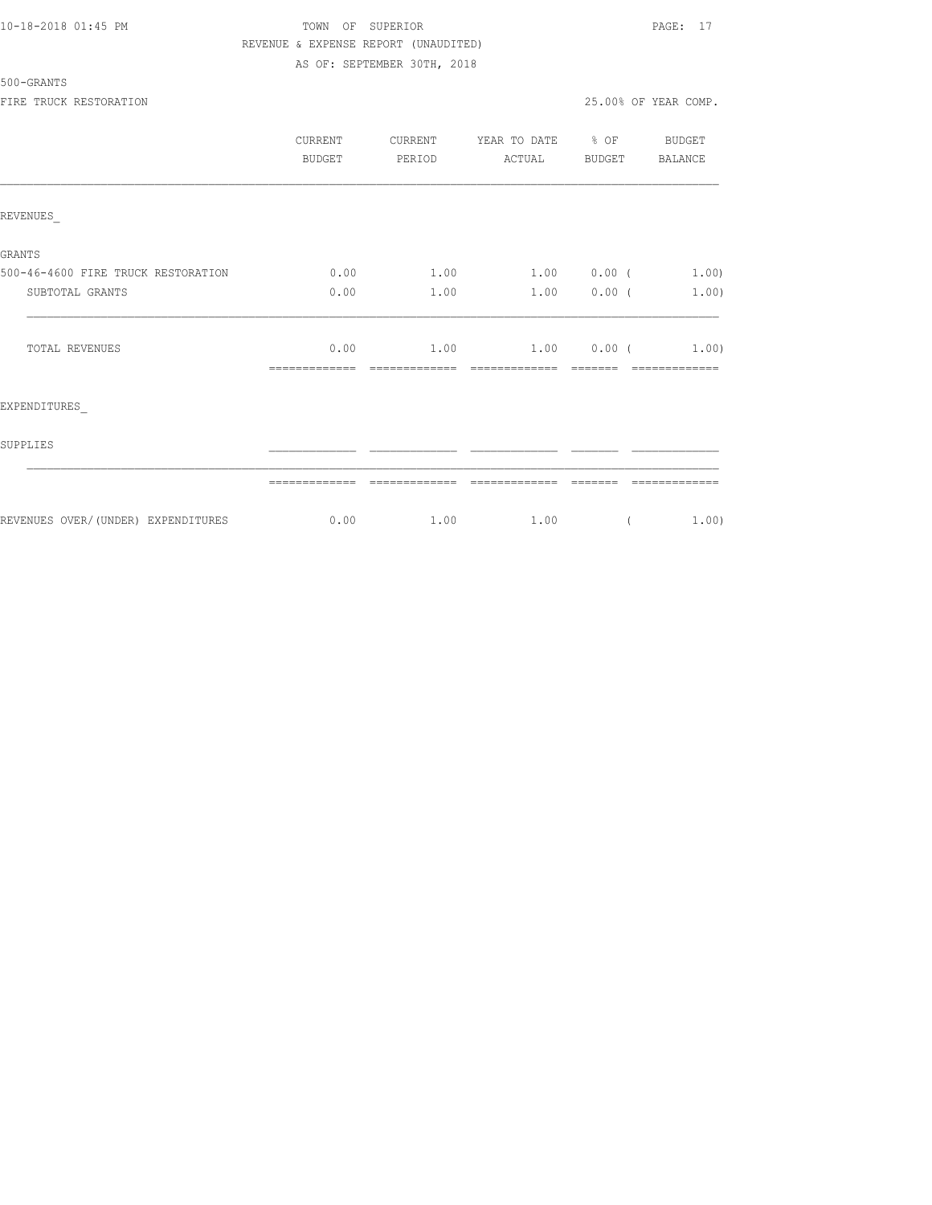10-18-2018 01:45 PM

TOWN OF SUPERIOR

REVENUE & EXPENSE REPORT (UNAUDITED)

AS OF: SEPTEMBER 30TH, 2018

500-GRANTS

FIRE TRUCK RESTORATION

25.00% OF YEAR COMP.

| | CURRENT BUDGET | CURRENT PERIOD | YEAR TO DATE ACTUAL | % OF BUDGET | BUDGET BALANCE |
|---|---|---|---|---|---|
| REVENUES_ | | | | | |
| GRANTS | | | | | |
| 500-46-4600 FIRE TRUCK RESTORATION | 0.00 | 1.00 | 1.00 | 0.00 | ( 1.00) |
| SUBTOTAL GRANTS | 0.00 | 1.00 | 1.00 | 0.00 | ( 1.00) |
| TOTAL REVENUES | 0.00 | 1.00 | 1.00 | 0.00 | ( 1.00) |
| EXPENDITURES_ | | | | | |
| SUPPLIES | | | | | |
| REVENUES OVER/(UNDER) EXPENDITURES | 0.00 | 1.00 | 1.00 | | ( 1.00) |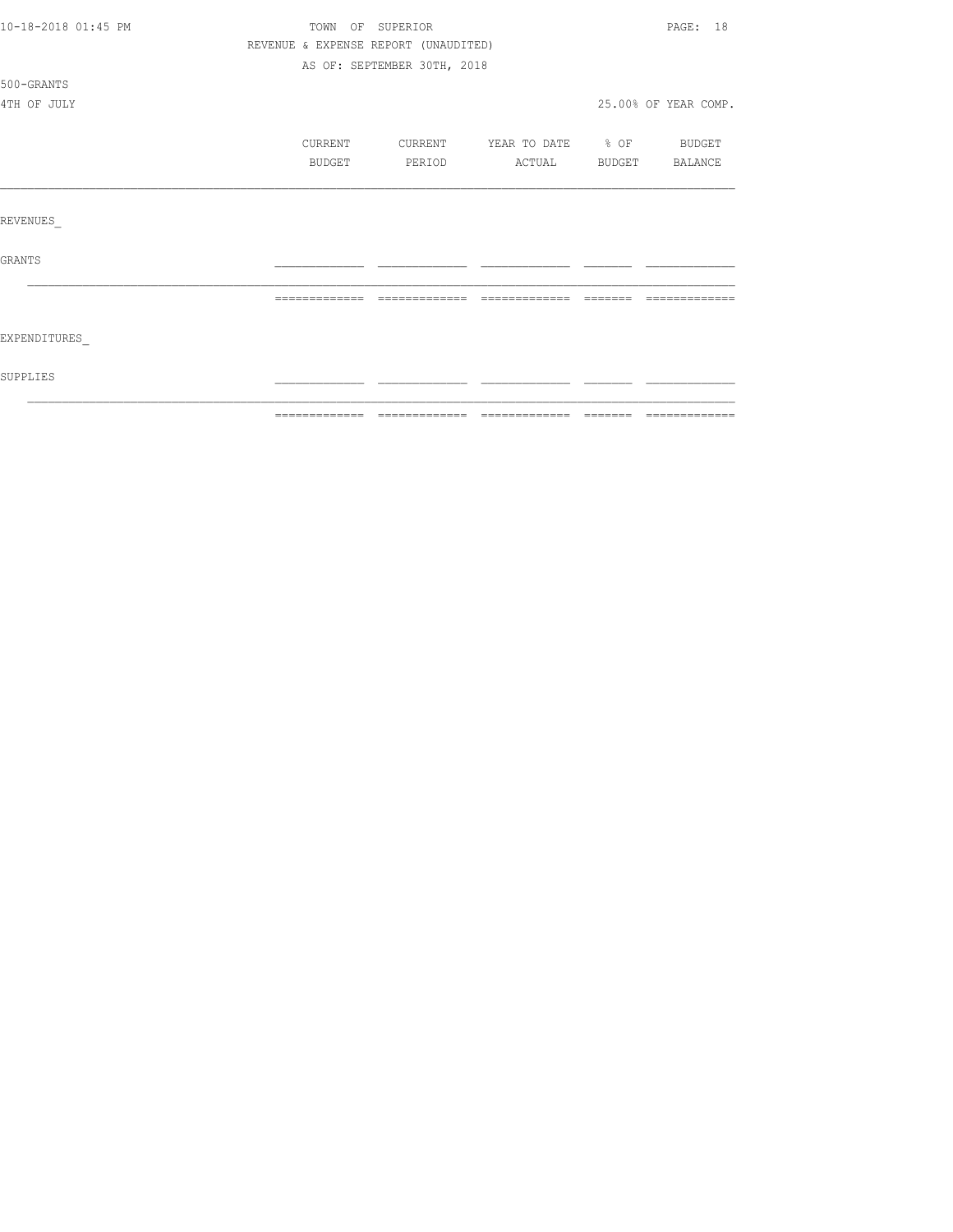TOWN OF SUPERIOR

REVENUE & EXPENSE REPORT (UNAUDITED)

AS OF: SEPTEMBER 30TH, 2018

500-GRANTS

4TH OF JULY

25.00% OF YEAR COMP.

| | CURRENT BUDGET | CURRENT PERIOD | YEAR TO DATE ACTUAL | % OF BUDGET | BUDGET BALANCE |
|---|---|---|---|---|---|
| REVENUES_ | | | | | |
| GRANTS | | | | | |
| EXPENDITURES_ | | | | | |
| SUPPLIES | | | | | |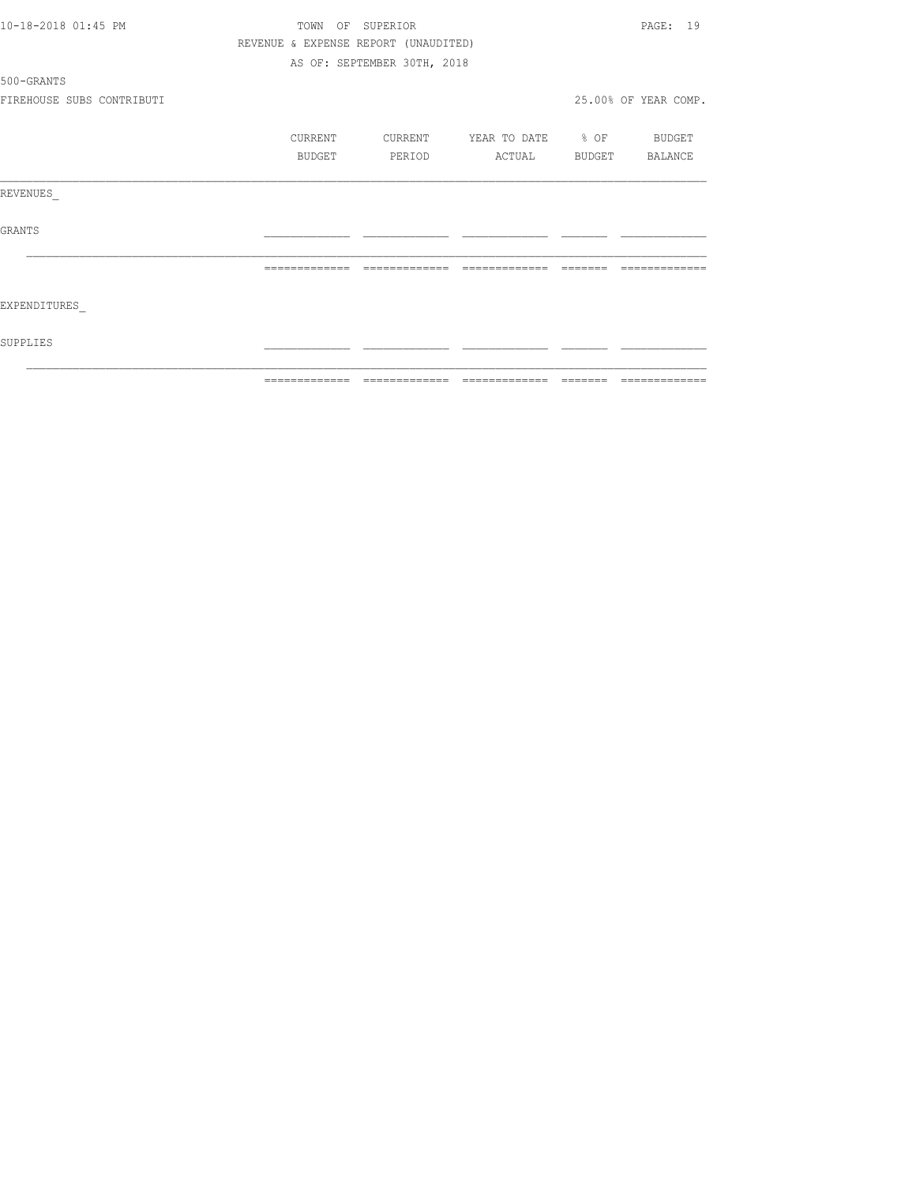500-GRANTS

FIREHOUSE SUBS CONTRIBUTI

25.00% OF YEAR COMP.

| | CURRENT BUDGET | CURRENT PERIOD | YEAR TO DATE ACTUAL | % OF BUDGET | BUDGET BALANCE |
|---|---|---|---|---|---|
| REVENUES_ | | | | | |
| GRANTS | | | | | |
| EXPENDITURES_ | | | | | |
| SUPPLIES | | | | | |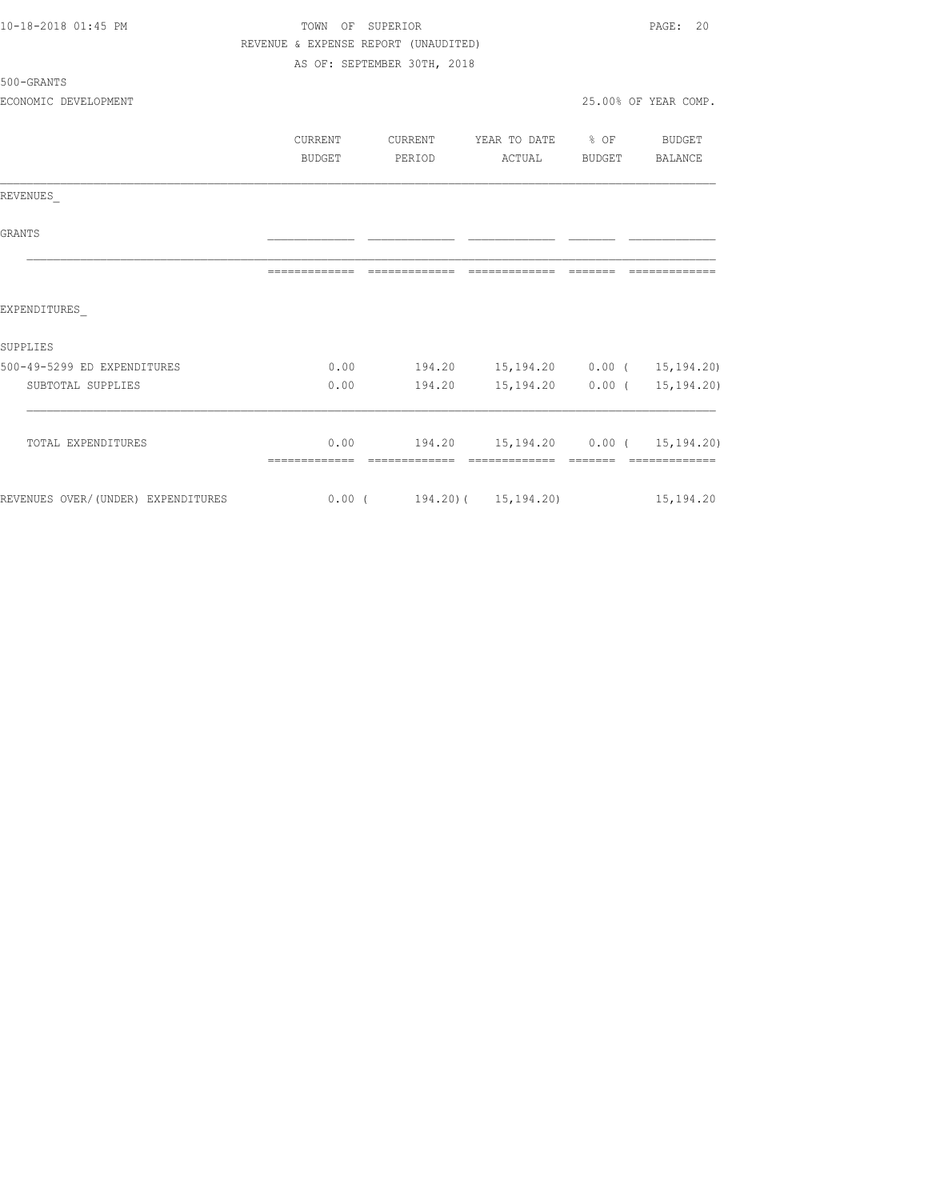TOWN OF SUPERIOR

REVENUE & EXPENSE REPORT (UNAUDITED)

AS OF: SEPTEMBER 30TH, 2018

500-GRANTS

ECONOMIC DEVELOPMENT

25.00% OF YEAR COMP.

| | CURRENT BUDGET | CURRENT PERIOD | YEAR TO DATE ACTUAL | % OF BUDGET | BUDGET BALANCE |
|---|---|---|---|---|---|
| REVENUES_ | | | | | |
| GRANTS | | | | | |
| EXPENDITURES_ | | | | | |
| SUPPLIES | | | | | |
| 500-49-5299 ED EXPENDITURES | 0.00 | 194.20 | 15,194.20 | 0.00 | ( 15,194.20) |
| SUBTOTAL SUPPLIES | 0.00 | 194.20 | 15,194.20 | 0.00 | ( 15,194.20) |
| TOTAL EXPENDITURES | 0.00 | 194.20 | 15,194.20 | 0.00 | ( 15,194.20) |
| REVENUES OVER/(UNDER) EXPENDITURES | 0.00 | ( 194.20) | ( 15,194.20) | | 15,194.20 |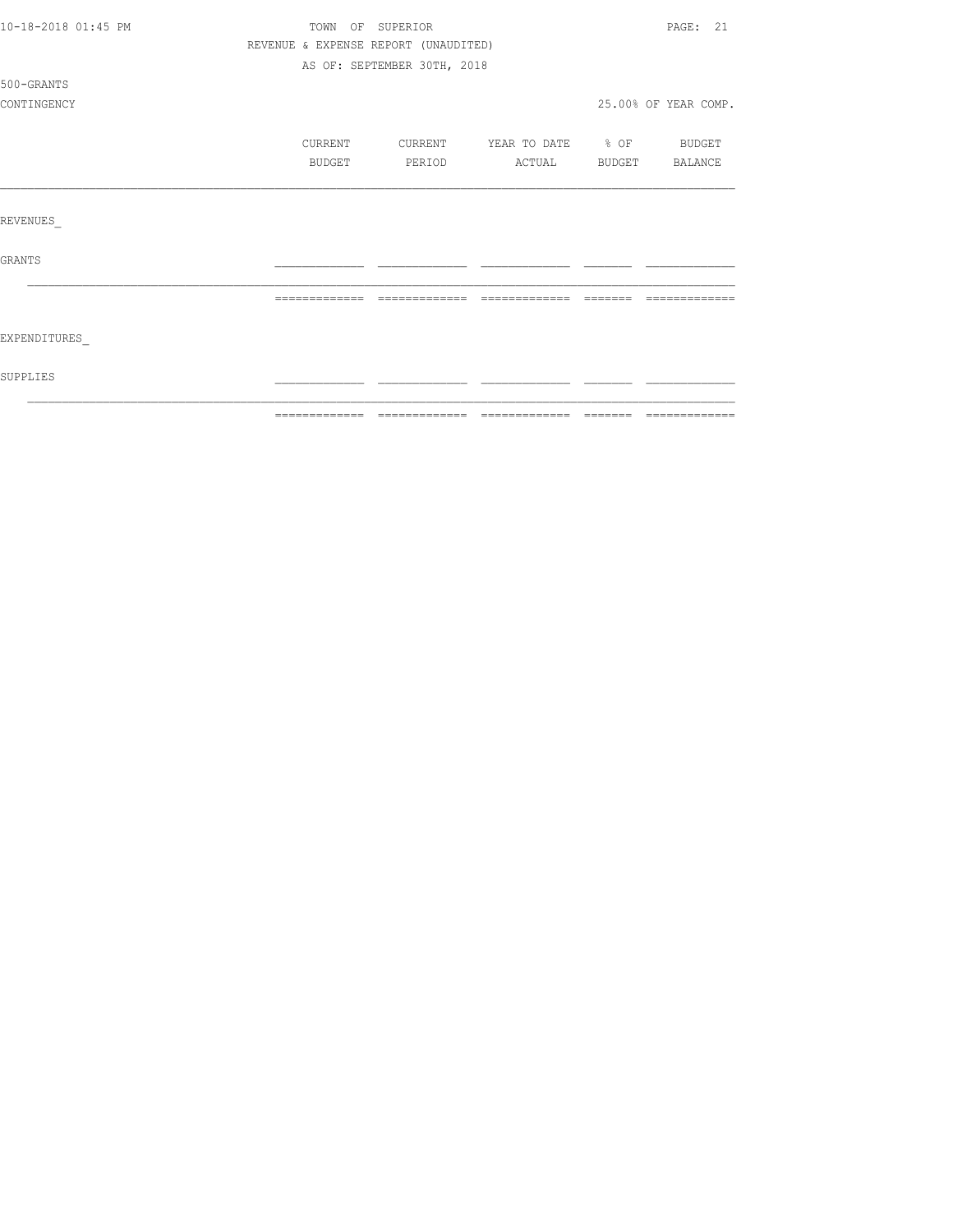10-18-2018 01:45 PM

TOWN OF SUPERIOR

REVENUE & EXPENSE REPORT (UNAUDITED)

AS OF: SEPTEMBER 30TH, 2018

500-GRANTS

CONTINGENCY

25.00% OF YEAR COMP.

| | CURRENT BUDGET | CURRENT PERIOD | YEAR TO DATE ACTUAL | % OF BUDGET | BUDGET BALANCE |
|---|---|---|---|---|---|
| REVENUES_ | | | | | |
| GRANTS | | | | | |
| EXPENDITURES_ | | | | | |
| SUPPLIES | | | | | |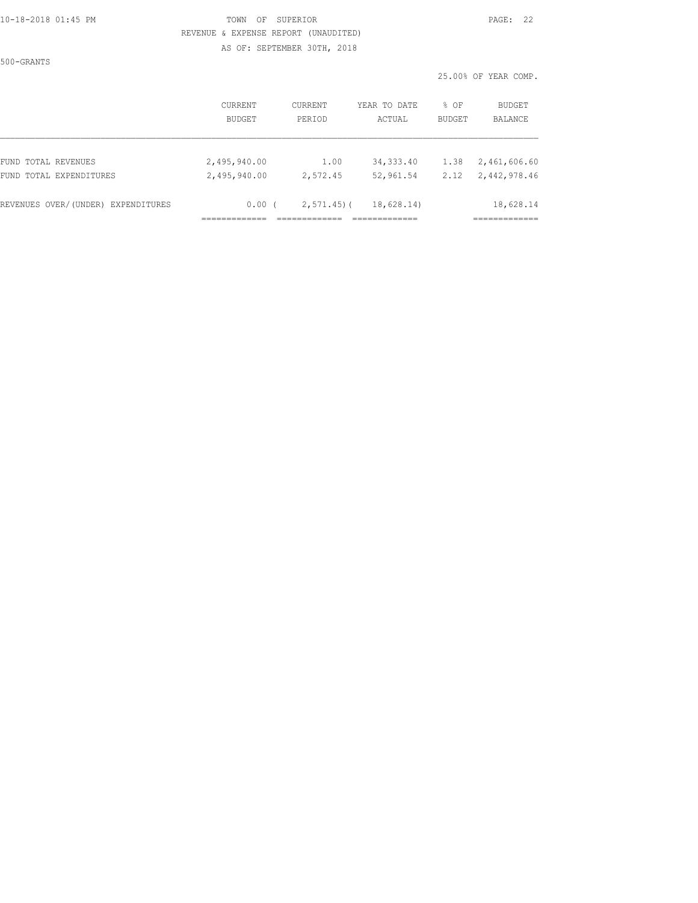TOWN OF SUPERIOR

REVENUE & EXPENSE REPORT (UNAUDITED)

AS OF: SEPTEMBER 30TH, 2018

500-GRANTS

25.00% OF YEAR COMP.

| | CURRENT BUDGET | CURRENT PERIOD | YEAR TO DATE ACTUAL | % OF BUDGET | BUDGET BALANCE |
|---|---|---|---|---|---|
| FUND TOTAL REVENUES | 2,495,940.00 | 1.00 | 34,333.40 | 1.38 | 2,461,606.60 |
| FUND TOTAL EXPENDITURES | 2,495,940.00 | 2,572.45 | 52,961.54 | 2.12 | 2,442,978.46 |
| REVENUES OVER/(UNDER) EXPENDITURES | 0.00 | ( 2,571.45) | ( 18,628.14) | | 18,628.14 |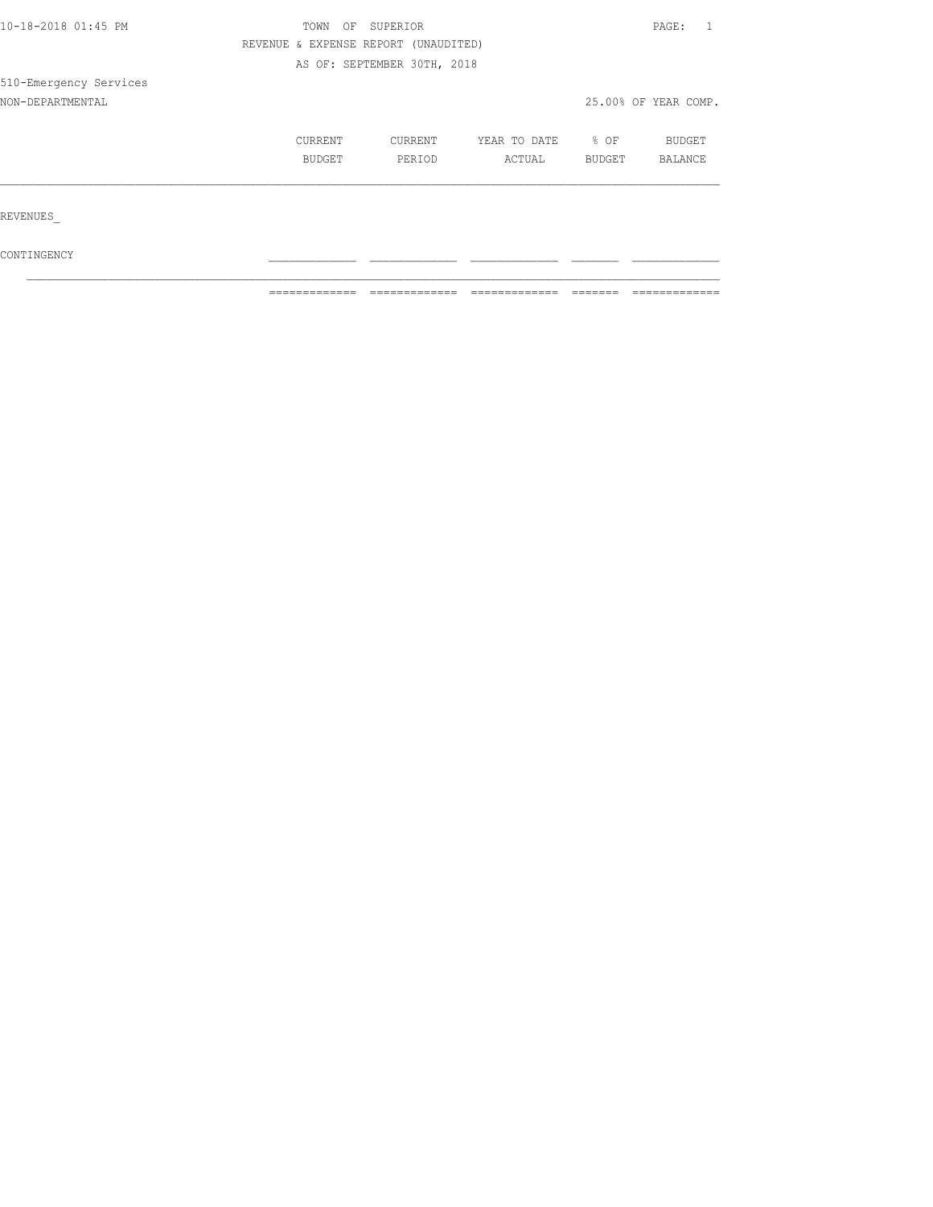TOWN OF SUPERIOR

REVENUE & EXPENSE REPORT (UNAUDITED)

AS OF: SEPTEMBER 30TH, 2018

510-Emergency Services

NON-DEPARTMENTAL

25.00% OF YEAR COMP.

| | CURRENT BUDGET | CURRENT PERIOD | YEAR TO DATE ACTUAL | % OF BUDGET | BUDGET BALANCE |
|---|---|---|---|---|---|
| REVENUES_ | | | | | |
| CONTINGENCY | | | | | |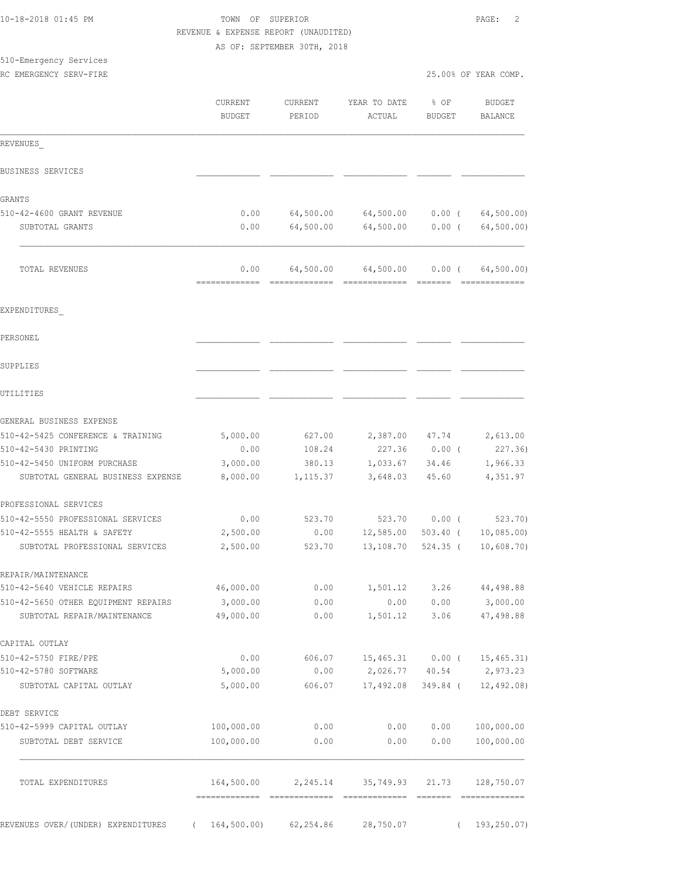10-18-2018 01:45 PM TOWN OF SUPERIOR

REVENUE & EXPENSE REPORT (UNAUDITED)

AS OF: SEPTEMBER 30TH, 2018

510-Emergency Services

RC EMERGENCY SERV-FIRE 25.00% OF YEAR COMP.

| | CURRENT BUDGET | CURRENT PERIOD | YEAR TO DATE ACTUAL | % OF BUDGET | BUDGET BALANCE |
|---|---|---|---|---|---|
| REVENUES_ | | | | | |
| BUSINESS SERVICES | | | | | |
| GRANTS | | | | | |
| 510-42-4600 GRANT REVENUE | 0.00 | 64,500.00 | 64,500.00 | 0.00 ( | 64,500.00) |
| SUBTOTAL GRANTS | 0.00 | 64,500.00 | 64,500.00 | 0.00 ( | 64,500.00) |
| TOTAL REVENUES | 0.00 | 64,500.00 | 64,500.00 | 0.00 ( | 64,500.00) |
| EXPENDITURES_ | | | | | |
| PERSONEL | | | | | |
| SUPPLIES | | | | | |
| UTILITIES | | | | | |
| GENERAL BUSINESS EXPENSE | | | | | |
| 510-42-5425 CONFERENCE & TRAINING | 5,000.00 | 627.00 | 2,387.00 | 47.74 | 2,613.00 |
| 510-42-5430 PRINTING | 0.00 | 108.24 | 227.36 | 0.00 ( | 227.36) |
| 510-42-5450 UNIFORM PURCHASE | 3,000.00 | 380.13 | 1,033.67 | 34.46 | 1,966.33 |
| SUBTOTAL GENERAL BUSINESS EXPENSE | 8,000.00 | 1,115.37 | 3,648.03 | 45.60 | 4,351.97 |
| PROFESSIONAL SERVICES | | | | | |
| 510-42-5550 PROFESSIONAL SERVICES | 0.00 | 523.70 | 523.70 | 0.00 ( | 523.70) |
| 510-42-5555 HEALTH & SAFETY | 2,500.00 | 0.00 | 12,585.00 | 503.40 ( | 10,085.00) |
| SUBTOTAL PROFESSIONAL SERVICES | 2,500.00 | 523.70 | 13,108.70 | 524.35 ( | 10,608.70) |
| REPAIR/MAINTENANCE | | | | | |
| 510-42-5640 VEHICLE REPAIRS | 46,000.00 | 0.00 | 1,501.12 | 3.26 | 44,498.88 |
| 510-42-5650 OTHER EQUIPMENT REPAIRS | 3,000.00 | 0.00 | 0.00 | 0.00 | 3,000.00 |
| SUBTOTAL REPAIR/MAINTENANCE | 49,000.00 | 0.00 | 1,501.12 | 3.06 | 47,498.88 |
| CAPITAL OUTLAY | | | | | |
| 510-42-5750 FIRE/PPE | 0.00 | 606.07 | 15,465.31 | 0.00 ( | 15,465.31) |
| 510-42-5780 SOFTWARE | 5,000.00 | 0.00 | 2,026.77 | 40.54 | 2,973.23 |
| SUBTOTAL CAPITAL OUTLAY | 5,000.00 | 606.07 | 17,492.08 | 349.84 ( | 12,492.08) |
| DEBT SERVICE | | | | | |
| 510-42-5999 CAPITAL OUTLAY | 100,000.00 | 0.00 | 0.00 | 0.00 | 100,000.00 |
| SUBTOTAL DEBT SERVICE | 100,000.00 | 0.00 | 0.00 | 0.00 | 100,000.00 |
| TOTAL EXPENDITURES | 164,500.00 | 2,245.14 | 35,749.93 | 21.73 | 128,750.07 |
| REVENUES OVER/(UNDER) EXPENDITURES | ( 164,500.00) | 62,254.86 | 28,750.07 | | ( 193,250.07) |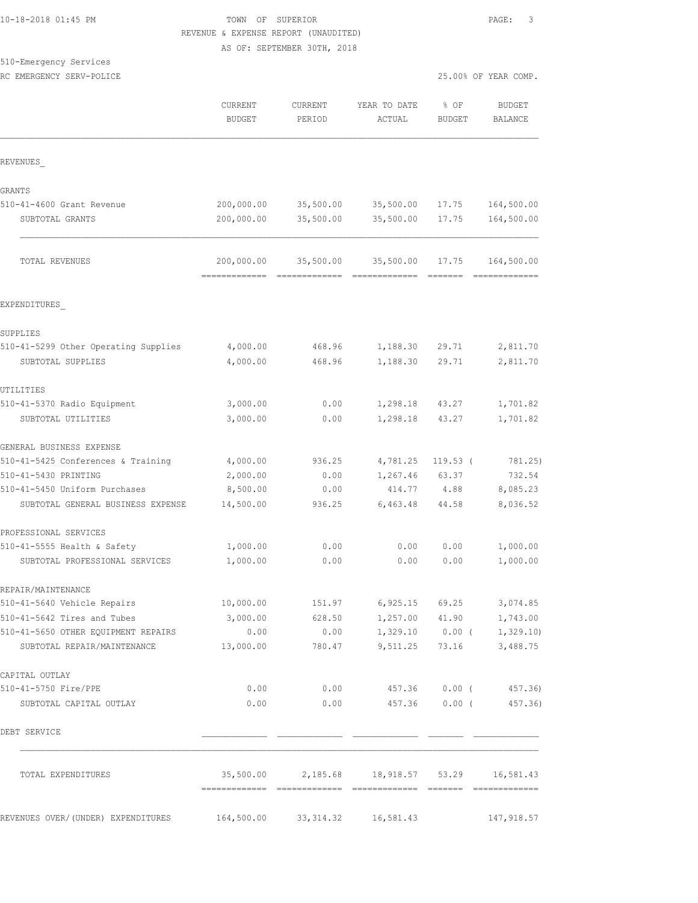10-18-2018 01:45 PM

TOWN OF SUPERIOR

REVENUE & EXPENSE REPORT (UNAUDITED)

AS OF: SEPTEMBER 30TH, 2018

510-Emergency Services

RC EMERGENCY SERV-POLICE

25.00% OF YEAR COMP.

| | CURRENT BUDGET | CURRENT PERIOD | YEAR TO DATE ACTUAL | % OF BUDGET | BUDGET BALANCE |
|---|---|---|---|---|---|
| REVENUES_ | | | | | |
| GRANTS | | | | | |
| 510-41-4600 Grant Revenue | 200,000.00 | 35,500.00 | 35,500.00 | 17.75 | 164,500.00 |
| SUBTOTAL GRANTS | 200,000.00 | 35,500.00 | 35,500.00 | 17.75 | 164,500.00 |
| TOTAL REVENUES | 200,000.00 | 35,500.00 | 35,500.00 | 17.75 | 164,500.00 |
| EXPENDITURES_ | | | | | |
| SUPPLIES | | | | | |
| 510-41-5299 Other Operating Supplies | 4,000.00 | 468.96 | 1,188.30 | 29.71 | 2,811.70 |
| SUBTOTAL SUPPLIES | 4,000.00 | 468.96 | 1,188.30 | 29.71 | 2,811.70 |
| UTILITIES | | | | | |
| 510-41-5370 Radio Equipment | 3,000.00 | 0.00 | 1,298.18 | 43.27 | 1,701.82 |
| SUBTOTAL UTILITIES | 3,000.00 | 0.00 | 1,298.18 | 43.27 | 1,701.82 |
| GENERAL BUSINESS EXPENSE | | | | | |
| 510-41-5425 Conferences & Training | 4,000.00 | 936.25 | 4,781.25 | 119.53 ( | 781.25) |
| 510-41-5430 PRINTING | 2,000.00 | 0.00 | 1,267.46 | 63.37 | 732.54 |
| 510-41-5450 Uniform Purchases | 8,500.00 | 0.00 | 414.77 | 4.88 | 8,085.23 |
| SUBTOTAL GENERAL BUSINESS EXPENSE | 14,500.00 | 936.25 | 6,463.48 | 44.58 | 8,036.52 |
| PROFESSIONAL SERVICES | | | | | |
| 510-41-5555 Health & Safety | 1,000.00 | 0.00 | 0.00 | 0.00 | 1,000.00 |
| SUBTOTAL PROFESSIONAL SERVICES | 1,000.00 | 0.00 | 0.00 | 0.00 | 1,000.00 |
| REPAIR/MAINTENANCE | | | | | |
| 510-41-5640 Vehicle Repairs | 10,000.00 | 151.97 | 6,925.15 | 69.25 | 3,074.85 |
| 510-41-5642 Tires and Tubes | 3,000.00 | 628.50 | 1,257.00 | 41.90 | 1,743.00 |
| 510-41-5650 OTHER EQUIPMENT REPAIRS | 0.00 | 0.00 | 1,329.10 | 0.00 ( | 1,329.10) |
| SUBTOTAL REPAIR/MAINTENANCE | 13,000.00 | 780.47 | 9,511.25 | 73.16 | 3,488.75 |
| CAPITAL OUTLAY | | | | | |
| 510-41-5750 Fire/PPE | 0.00 | 0.00 | 457.36 | 0.00 ( | 457.36) |
| SUBTOTAL CAPITAL OUTLAY | 0.00 | 0.00 | 457.36 | 0.00 ( | 457.36) |
| DEBT SERVICE | | | | | |
| TOTAL EXPENDITURES | 35,500.00 | 2,185.68 | 18,918.57 | 53.29 | 16,581.43 |
| REVENUES OVER/(UNDER) EXPENDITURES | 164,500.00 | 33,314.32 | 16,581.43 | | 147,918.57 |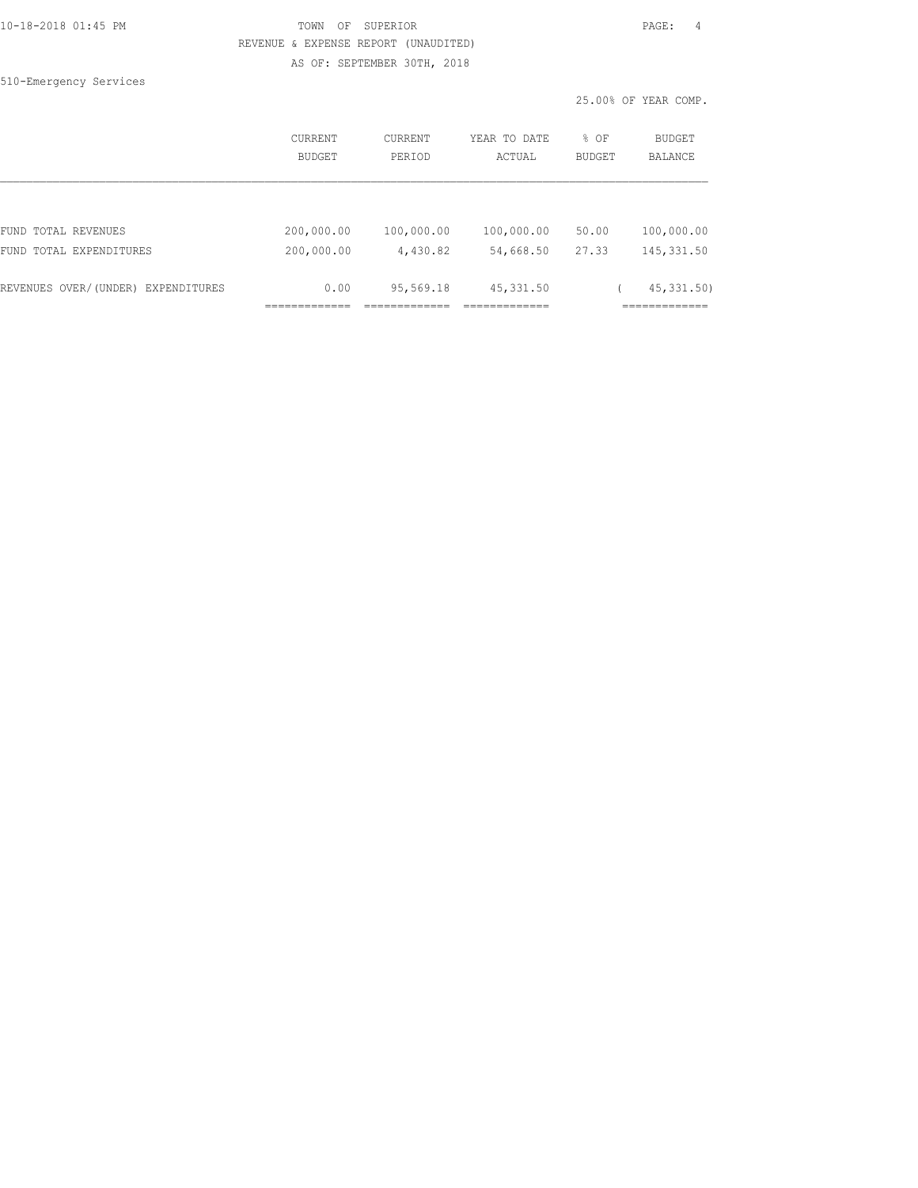TOWN OF SUPERIOR

REVENUE & EXPENSE REPORT (UNAUDITED)

AS OF: SEPTEMBER 30TH, 2018

510-Emergency Services

25.00% OF YEAR COMP.

| | CURRENT BUDGET | CURRENT PERIOD | YEAR TO DATE ACTUAL | % OF BUDGET | BUDGET BALANCE |
|---|---|---|---|---|---|
| FUND TOTAL REVENUES | 200,000.00 | 100,000.00 | 100,000.00 | 50.00 | 100,000.00 |
| FUND TOTAL EXPENDITURES | 200,000.00 | 4,430.82 | 54,668.50 | 27.33 | 145,331.50 |
| REVENUES OVER/(UNDER) EXPENDITURES | 0.00 | 95,569.18 | 45,331.50 | | ( 45,331.50) |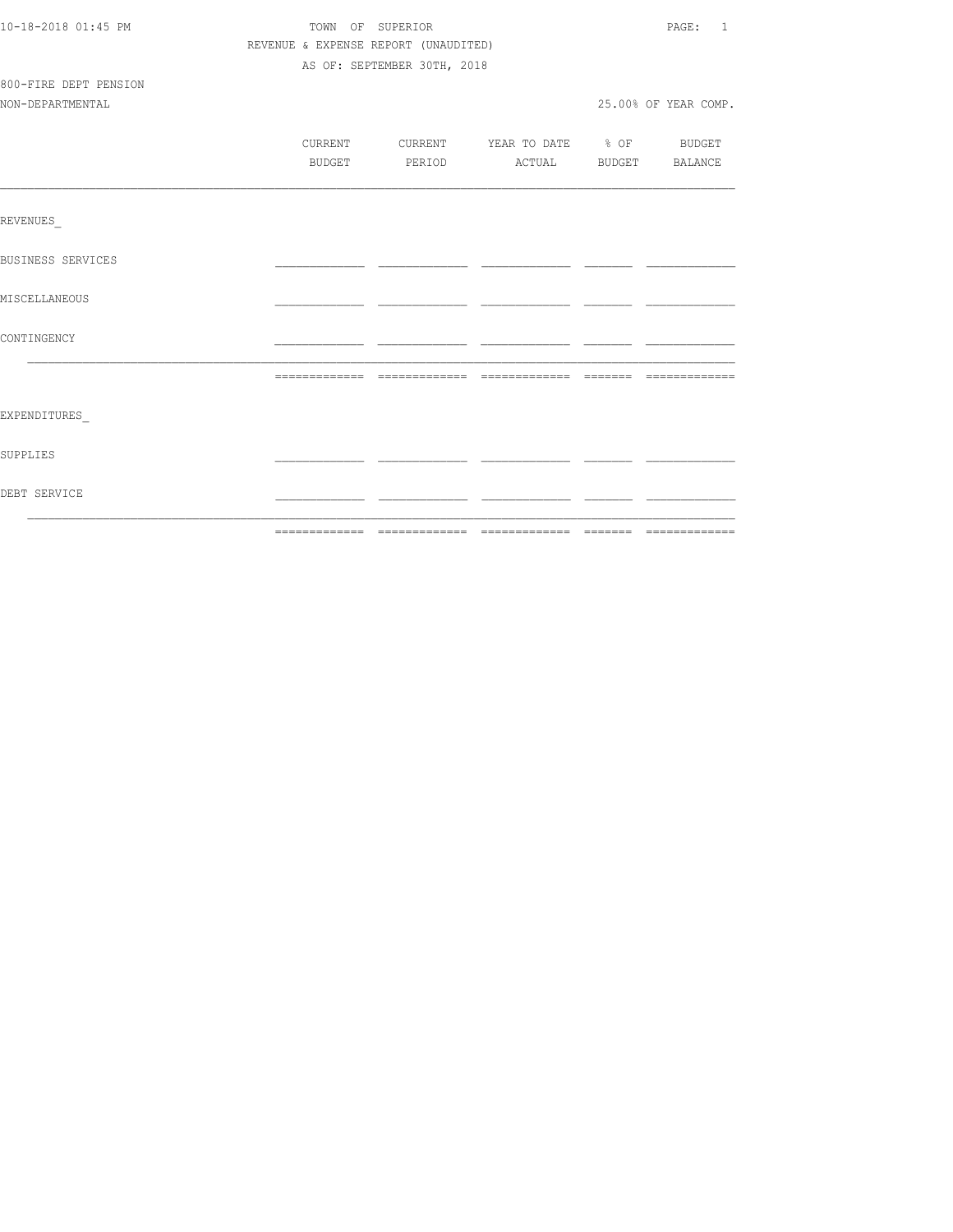10-18-2018 01:45 PM

TOWN OF SUPERIOR

REVENUE & EXPENSE REPORT (UNAUDITED)

AS OF: SEPTEMBER 30TH, 2018

800-FIRE DEPT PENSION

NON-DEPARTMENTAL

25.00% OF YEAR COMP.

| | CURRENT BUDGET | CURRENT PERIOD | YEAR TO DATE ACTUAL | % OF BUDGET | BUDGET BALANCE |
|---|---|---|---|---|---|
| REVENUES_ | | | | | |
| BUSINESS SERVICES | | | | | |
| MISCELLANEOUS | | | | | |
| CONTINGENCY | | | | | |
| | | | | | |
| EXPENDITURES_ | | | | | |
| SUPPLIES | | | | | |
| DEBT SERVICE | | | | | |
| | | | | | |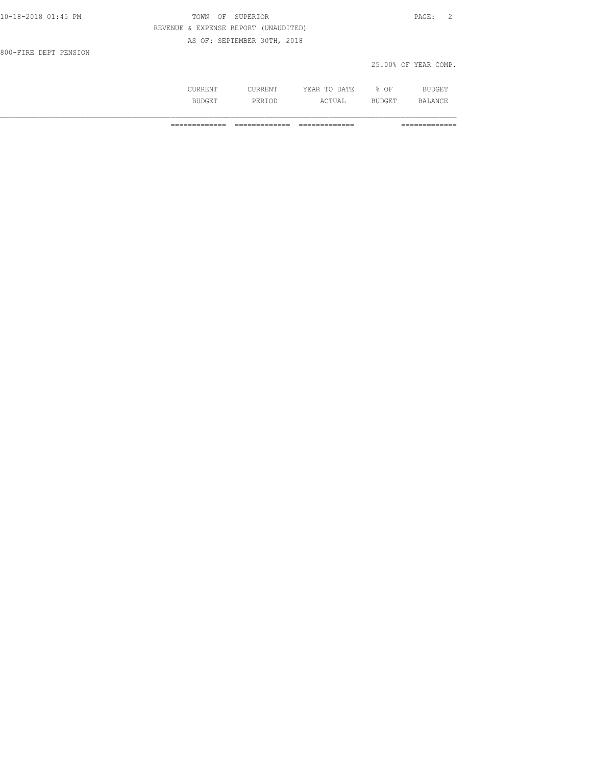10-18-2018 01:45 PM TOWN OF SUPERIOR

REVENUE & EXPENSE REPORT (UNAUDITED)

AS OF: SEPTEMBER 30TH, 2018

800-FIRE DEPT PENSION

25.00% OF YEAR COMP.

| | CURRENT BUDGET | CURRENT PERIOD | YEAR TO DATE ACTUAL | % OF BUDGET | BUDGET BALANCE |
|---|---|---|---|---|---|
| | ============= | ============= | ============= | | ============= |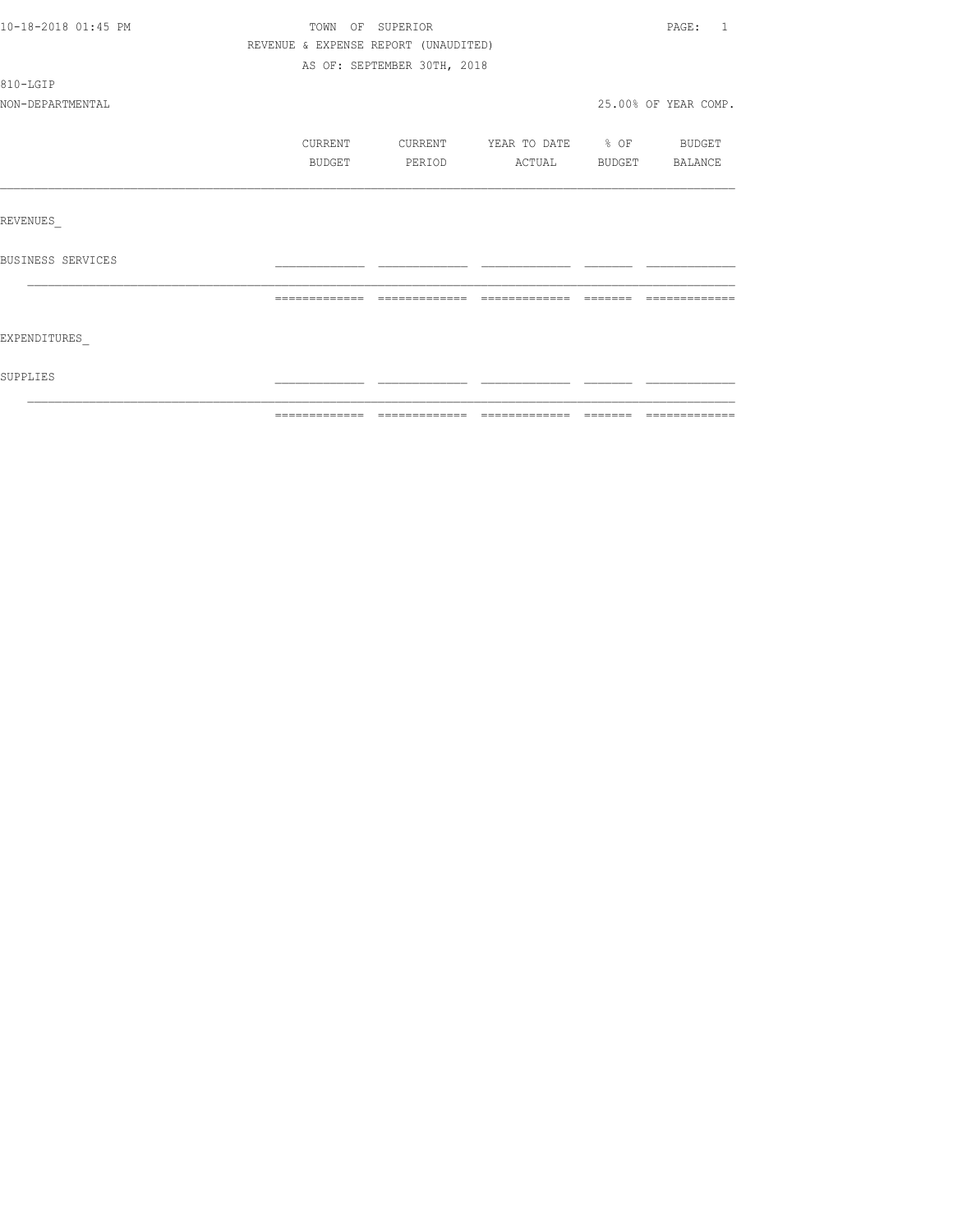TOWN OF SUPERIOR

REVENUE & EXPENSE REPORT (UNAUDITED)

AS OF: SEPTEMBER 30TH, 2018

810-LGIP

NON-DEPARTMENTAL

25.00% OF YEAR COMP.

| | CURRENT BUDGET | CURRENT PERIOD | YEAR TO DATE ACTUAL | % OF BUDGET | BUDGET BALANCE |
|---|---|---|---|---|---|
| REVENUES_ | | | | | |
| BUSINESS SERVICES | | | | | |
| EXPENDITURES_ | | | | | |
| SUPPLIES | | | | | |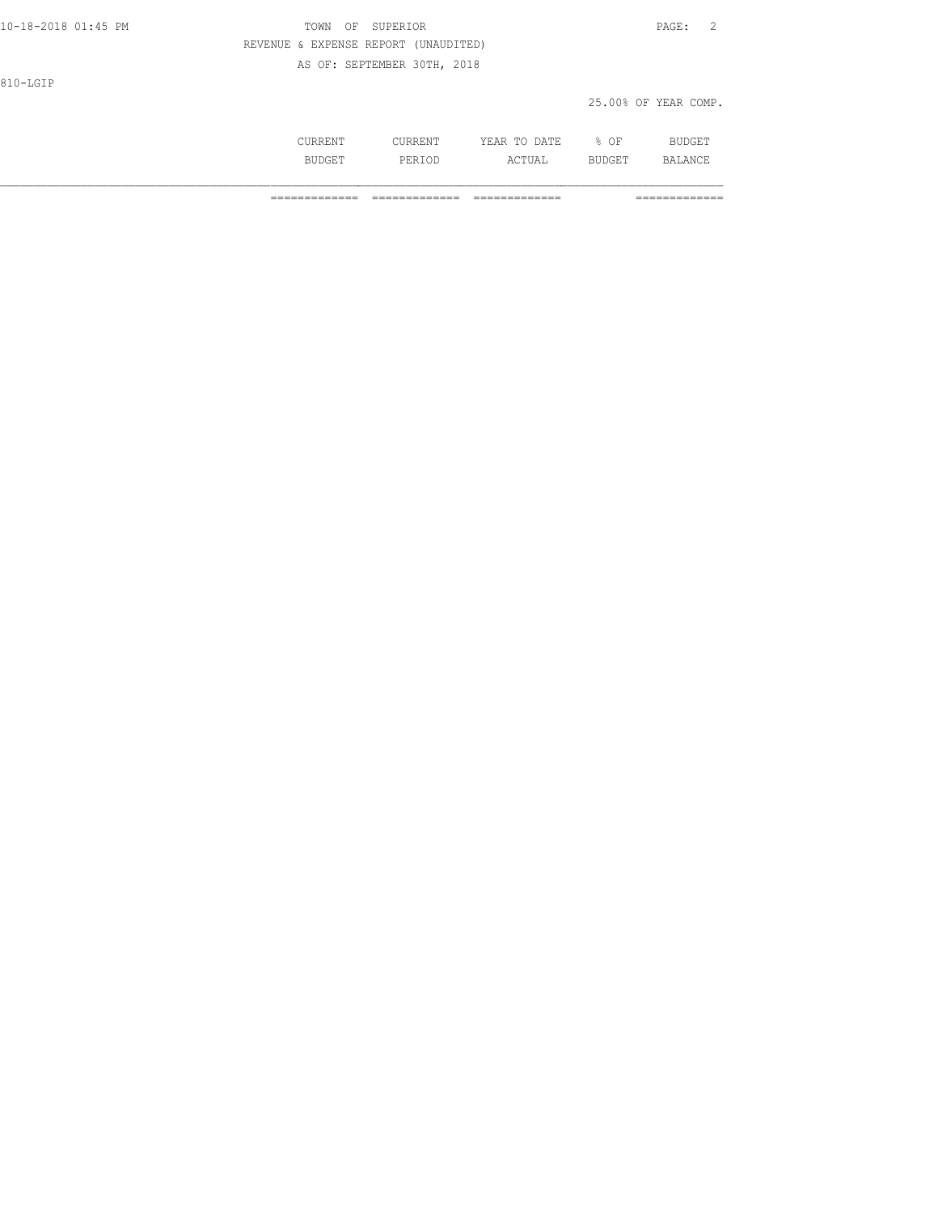810-LGIP

25.00% OF YEAR COMP.

| | CURRENT BUDGET | CURRENT PERIOD | YEAR TO DATE ACTUAL | % OF BUDGET | BUDGET BALANCE |
|---|---|---|---|---|---|
| | ============= | ============= | ============= | | ============= |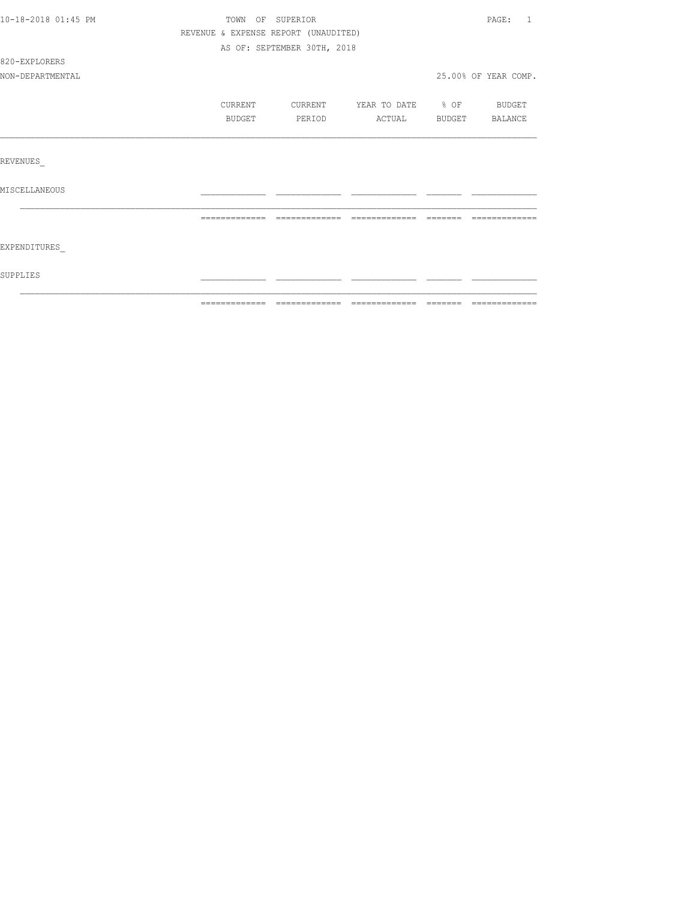10-18-2018 01:45 PM TOWN OF SUPERIOR PAGE: 1

REVENUE & EXPENSE REPORT (UNAUDITED)

AS OF: SEPTEMBER 30TH, 2018

820-EXPLORERS

NON-DEPARTMENTAL 25.00% OF YEAR COMP.

| | CURRENT BUDGET | CURRENT PERIOD | YEAR TO DATE ACTUAL | % OF BUDGET | BUDGET BALANCE |
|---|---|---|---|---|---|
| REVENUES_ | | | | | |
| MISCELLANEOUS | | | | | |
| EXPENDITURES_ | | | | | |
| SUPPLIES | | | | | |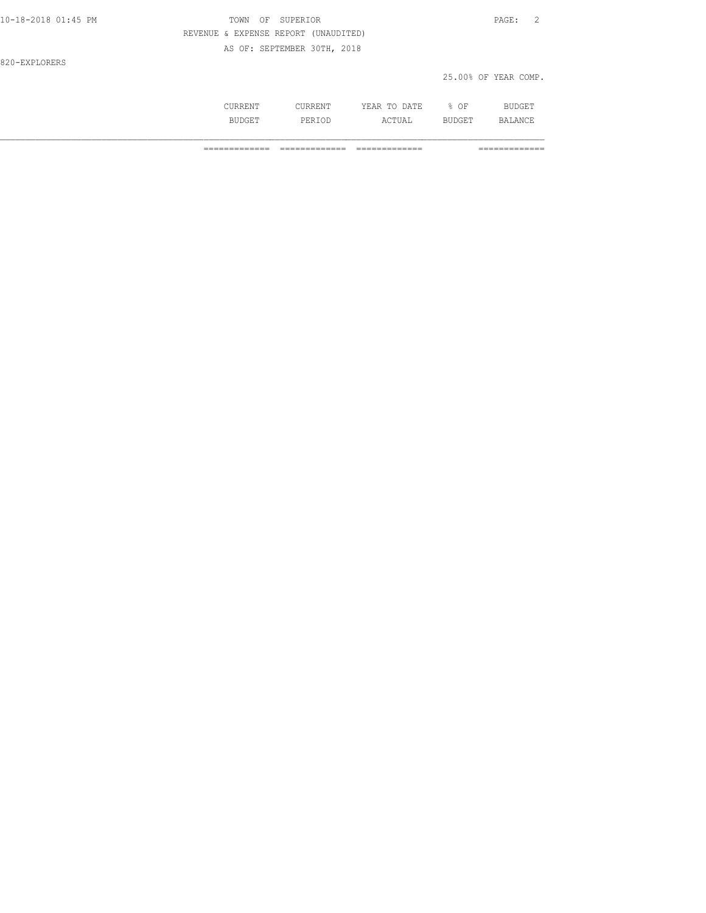820-EXPLORERS

25.00% OF YEAR COMP.

| | CURRENT BUDGET | CURRENT PERIOD | YEAR TO DATE ACTUAL | % OF BUDGET | BUDGET BALANCE |
|---|---|---|---|---|---|
| | ============= | ============= | ============= | | ============= |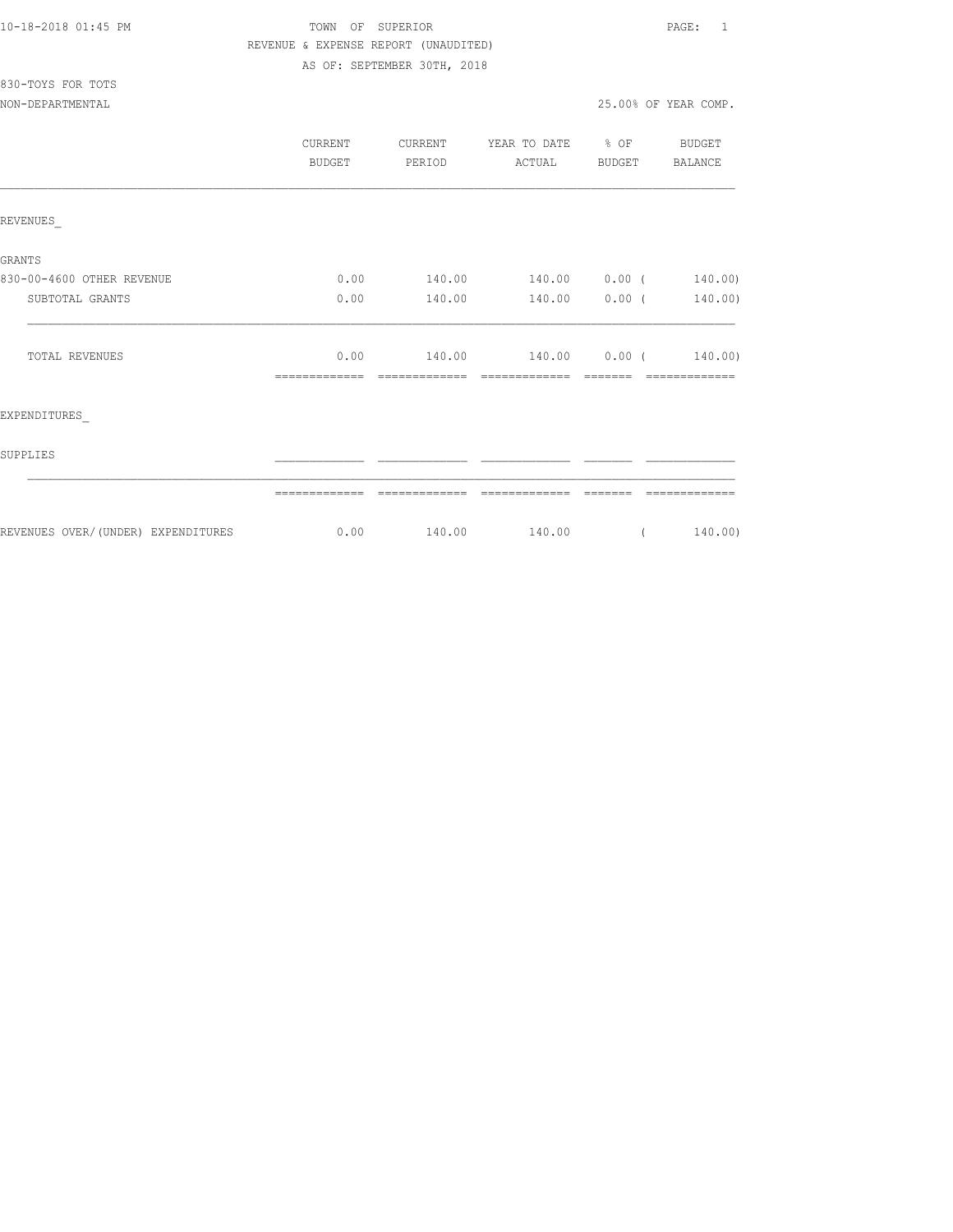10-18-2018 01:45 PM

TOWN OF SUPERIOR

REVENUE & EXPENSE REPORT (UNAUDITED)

AS OF: SEPTEMBER 30TH, 2018

830-TOYS FOR TOTS

NON-DEPARTMENTAL

25.00% OF YEAR COMP.

| | CURRENT BUDGET | CURRENT PERIOD | YEAR TO DATE ACTUAL | % OF BUDGET | BUDGET BALANCE |
|---|---|---|---|---|---|
| REVENUES_ | | | | | |
| GRANTS | | | | | |
| 830-00-4600 OTHER REVENUE | 0.00 | 140.00 | 140.00 | 0.00 | ( 140.00) |
| SUBTOTAL GRANTS | 0.00 | 140.00 | 140.00 | 0.00 | ( 140.00) |
| TOTAL REVENUES | 0.00 | 140.00 | 140.00 | 0.00 | ( 140.00) |
| EXPENDITURES_ | | | | | |
| SUPPLIES | | | | | |
| REVENUES OVER/(UNDER) EXPENDITURES | 0.00 | 140.00 | 140.00 | | ( 140.00) |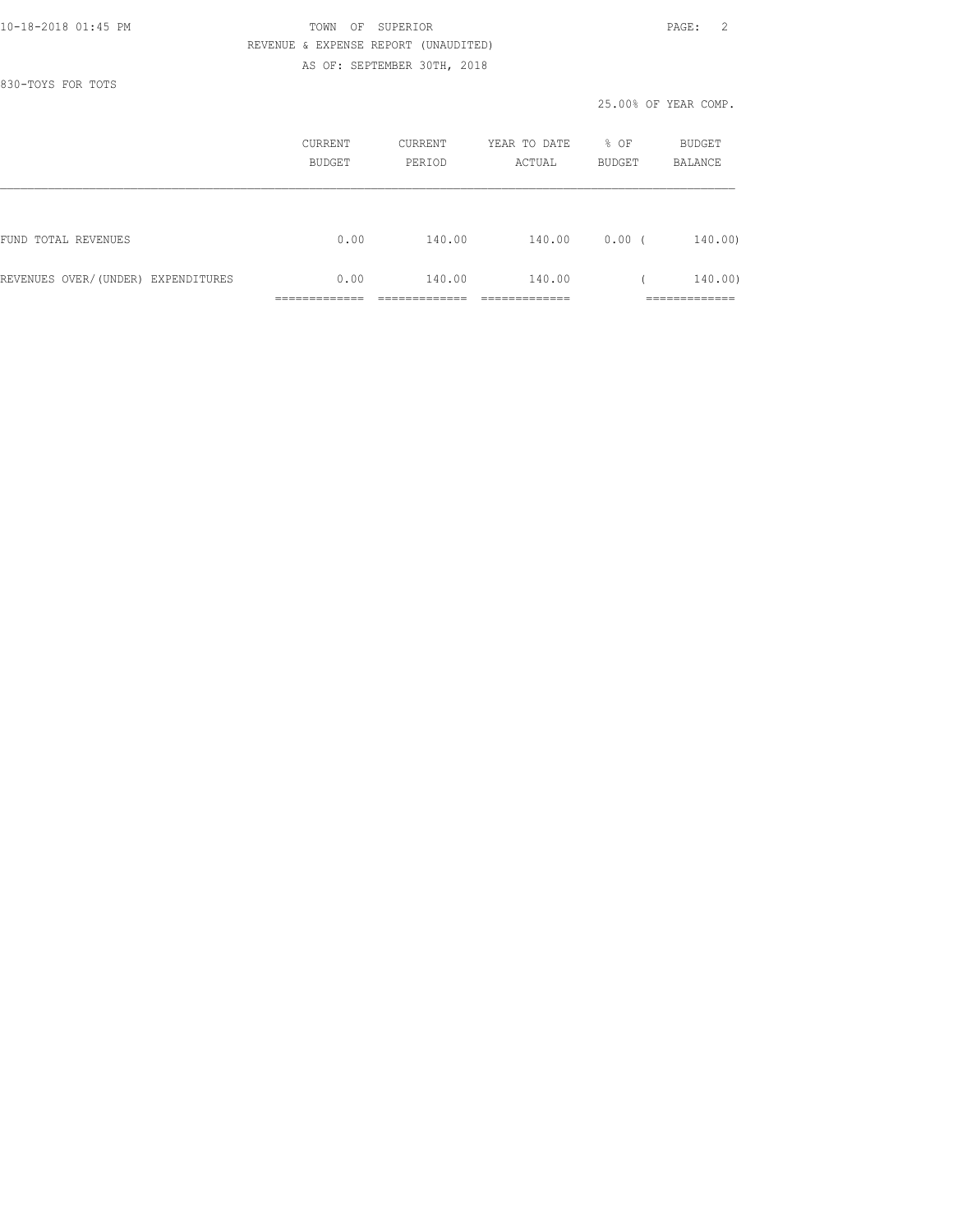10-18-2018 01:45 PM

TOWN OF SUPERIOR

REVENUE & EXPENSE REPORT (UNAUDITED)

AS OF: SEPTEMBER 30TH, 2018

830-TOYS FOR TOTS

25.00% OF YEAR COMP.

| | CURRENT BUDGET | CURRENT PERIOD | YEAR TO DATE ACTUAL | % OF BUDGET | BUDGET BALANCE |
|---|---|---|---|---|---|
| FUND TOTAL REVENUES | 0.00 | 140.00 | 140.00 | 0.00 | ( 140.00) |
| REVENUES OVER/(UNDER) EXPENDITURES | 0.00 | 140.00 | 140.00 | | ( 140.00) |
| | ============= | ============= | ============= | | ============= |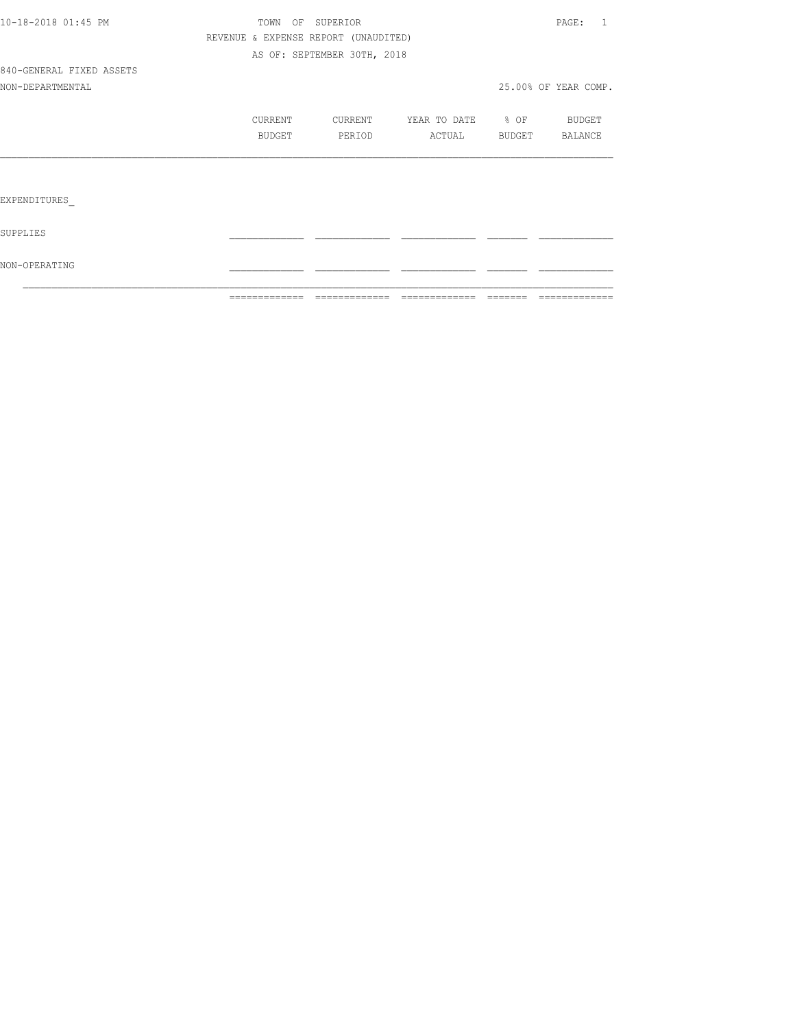TOWN OF SUPERIOR

REVENUE & EXPENSE REPORT (UNAUDITED)

AS OF: SEPTEMBER 30TH, 2018

840-GENERAL FIXED ASSETS

NON-DEPARTMENTAL

25.00% OF YEAR COMP.

| | CURRENT BUDGET | CURRENT PERIOD | YEAR TO DATE ACTUAL | % OF BUDGET | BUDGET BALANCE |
|---|---|---|---|---|---|
| EXPENDITURES_ | | | | | |
| SUPPLIES | | | | | |
| NON-OPERATING | | | | | |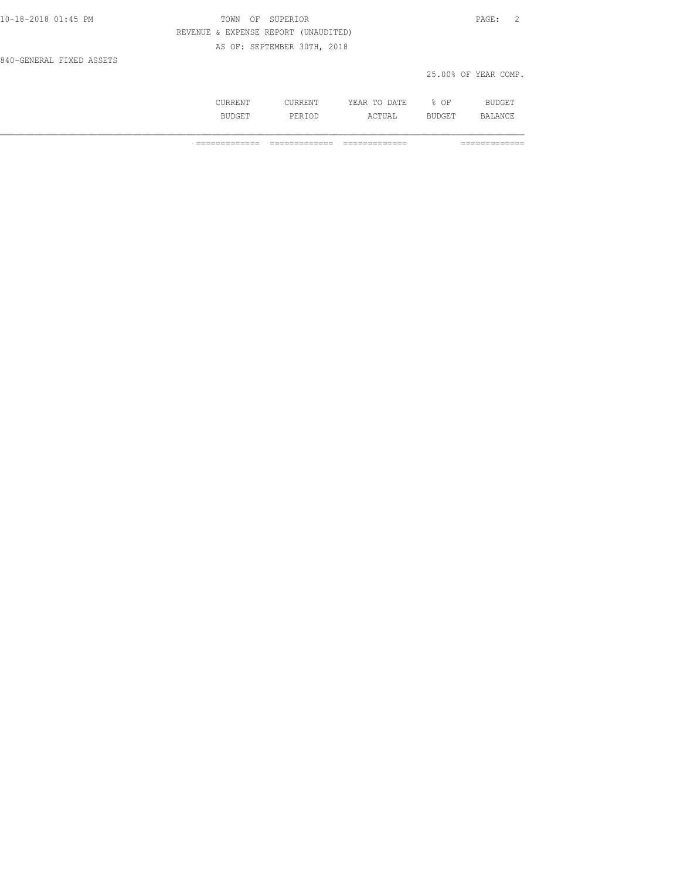10-18-2018 01:45 PM

TOWN OF SUPERIOR

REVENUE & EXPENSE REPORT (UNAUDITED)

AS OF: SEPTEMBER 30TH, 2018

840-GENERAL FIXED ASSETS

25.00% OF YEAR COMP.

| | CURRENT BUDGET | CURRENT PERIOD | YEAR TO DATE ACTUAL | % OF BUDGET | BUDGET BALANCE |
|---|---|---|---|---|---|
| | ============= | ============= | ============= | | ============= |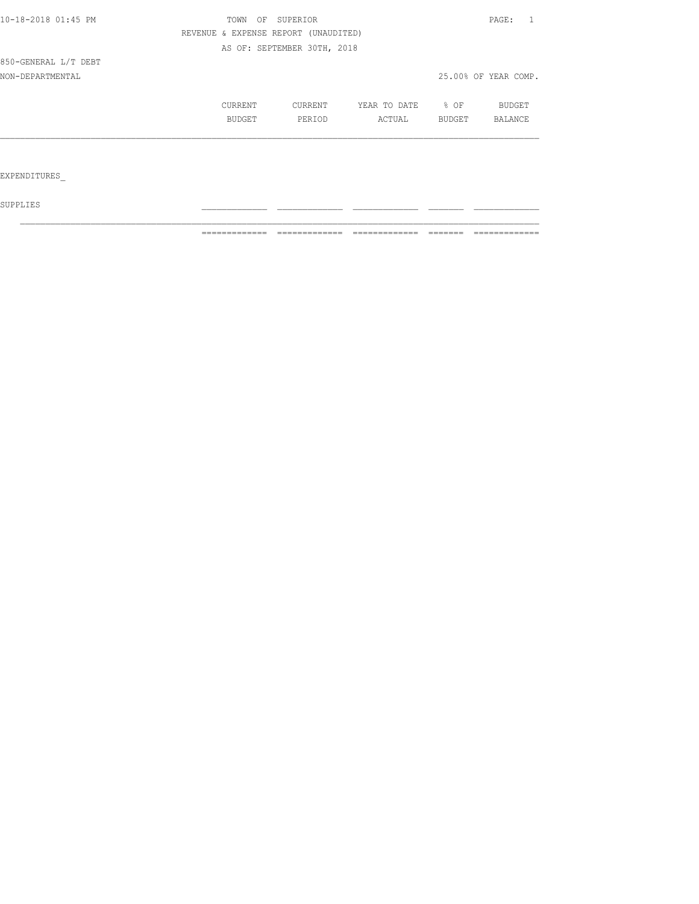10-18-2018 01:45 PM

TOWN OF SUPERIOR

REVENUE & EXPENSE REPORT (UNAUDITED)

AS OF: SEPTEMBER 30TH, 2018

850-GENERAL L/T DEBT

NON-DEPARTMENTAL

25.00% OF YEAR COMP.

| | CURRENT BUDGET | CURRENT PERIOD | YEAR TO DATE ACTUAL | % OF BUDGET | BUDGET BALANCE |
|---|---|---|---|---|---|
| EXPENDITURES_ | | | | | |
| SUPPLIES | | | | | |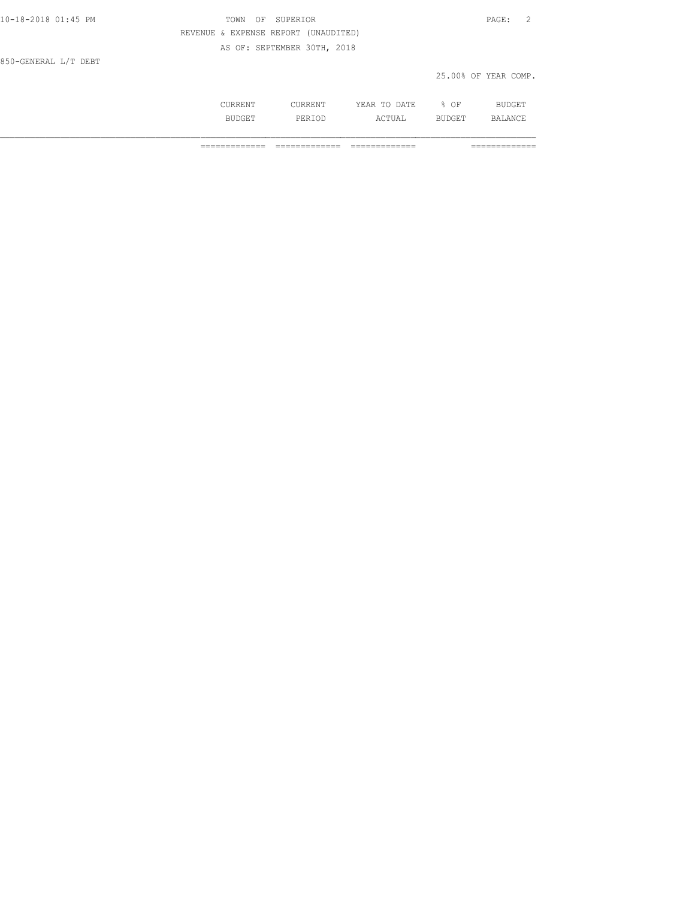TOWN OF SUPERIOR

REVENUE & EXPENSE REPORT (UNAUDITED)

AS OF: SEPTEMBER 30TH, 2018

850-GENERAL L/T DEBT

25.00% OF YEAR COMP.

| | CURRENT BUDGET | CURRENT PERIOD | YEAR TO DATE ACTUAL | % OF BUDGET | BUDGET BALANCE |
|---|---|---|---|---|---|
| | ============= | ============= | ============= | | ============= |